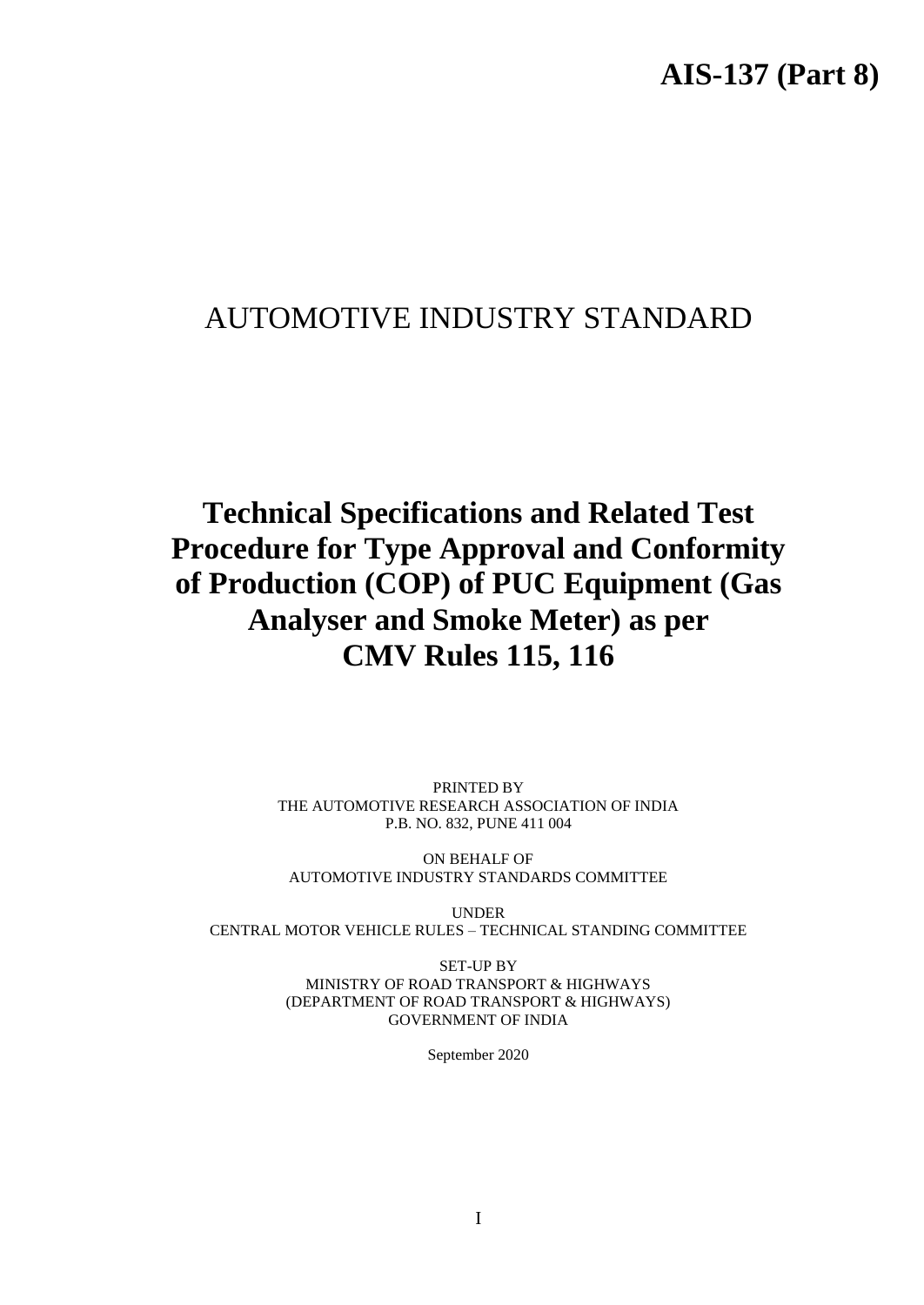**AIS-137 (Part 8)**

# AUTOMOTIVE INDUSTRY STANDARD

# Technical Specifications and Related Test Procedure for Type Approval and Conformity of Production (COP) of PUC Equipment (Gas Analyser and Smoke Meter) as per CMV Rules 115, 116

PRINTED BY
THE AUTOMOTIVE RESEARCH ASSOCIATION OF INDIA
P.B. NO. 832, PUNE 411 004

ON BEHALF OF
AUTOMOTIVE INDUSTRY STANDARDS COMMITTEE

UNDER
CENTRAL MOTOR VEHICLE RULES – TECHNICAL STANDING COMMITTEE

SET-UP BY
MINISTRY OF ROAD TRANSPORT & HIGHWAYS
(DEPARTMENT OF ROAD TRANSPORT & HIGHWAYS)
GOVERNMENT OF INDIA

September 2020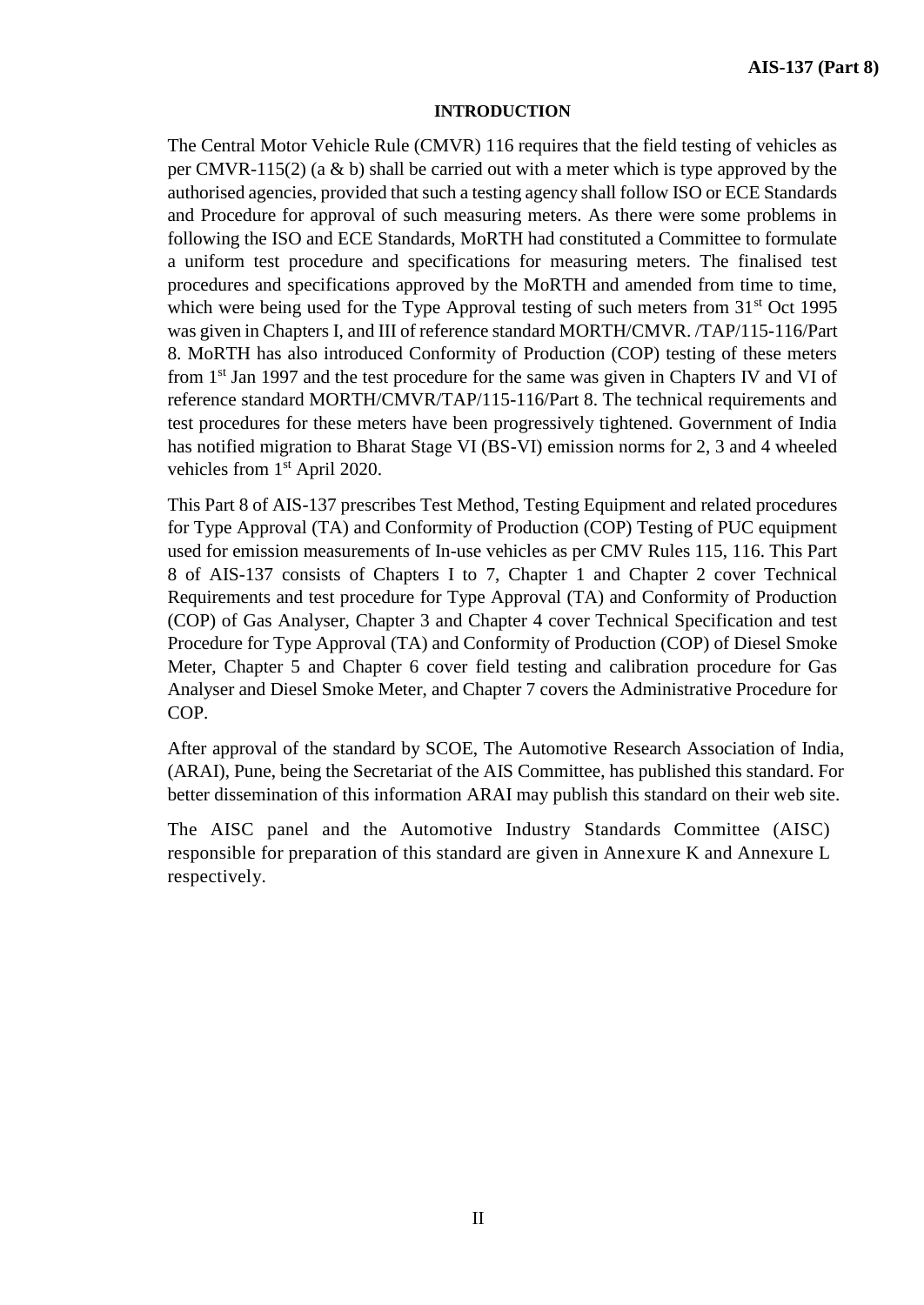## INTRODUCTION

The Central Motor Vehicle Rule (CMVR) 116 requires that the field testing of vehicles as per CMVR-115(2) (a & b) shall be carried out with a meter which is type approved by the authorised agencies, provided that such a testing agency shall follow ISO or ECE Standards and Procedure for approval of such measuring meters. As there were some problems in following the ISO and ECE Standards, MoRTH had constituted a Committee to formulate a uniform test procedure and specifications for measuring meters. The finalised test procedures and specifications approved by the MoRTH and amended from time to time, which were being used for the Type Approval testing of such meters from 31st Oct 1995 was given in Chapters I, and III of reference standard MORTH/CMVR. /TAP/115-116/Part 8. MoRTH has also introduced Conformity of Production (COP) testing of these meters from 1st Jan 1997 and the test procedure for the same was given in Chapters IV and VI of reference standard MORTH/CMVR/TAP/115-116/Part 8. The technical requirements and test procedures for these meters have been progressively tightened. Government of India has notified migration to Bharat Stage VI (BS-VI) emission norms for 2, 3 and 4 wheeled vehicles from 1st April 2020.

This Part 8 of AIS-137 prescribes Test Method, Testing Equipment and related procedures for Type Approval (TA) and Conformity of Production (COP) Testing of PUC equipment used for emission measurements of In-use vehicles as per CMV Rules 115, 116. This Part 8 of AIS-137 consists of Chapters I to 7, Chapter 1 and Chapter 2 cover Technical Requirements and test procedure for Type Approval (TA) and Conformity of Production (COP) of Gas Analyser, Chapter 3 and Chapter 4 cover Technical Specification and test Procedure for Type Approval (TA) and Conformity of Production (COP) of Diesel Smoke Meter, Chapter 5 and Chapter 6 cover field testing and calibration procedure for Gas Analyser and Diesel Smoke Meter, and Chapter 7 covers the Administrative Procedure for COP.

After approval of the standard by SCOE, The Automotive Research Association of India, (ARAI), Pune, being the Secretariat of the AIS Committee, has published this standard. For better dissemination of this information ARAI may publish this standard on their web site.

The AISC panel and the Automotive Industry Standards Committee (AISC) responsible for preparation of this standard are given in Annexure K and Annexure L respectively.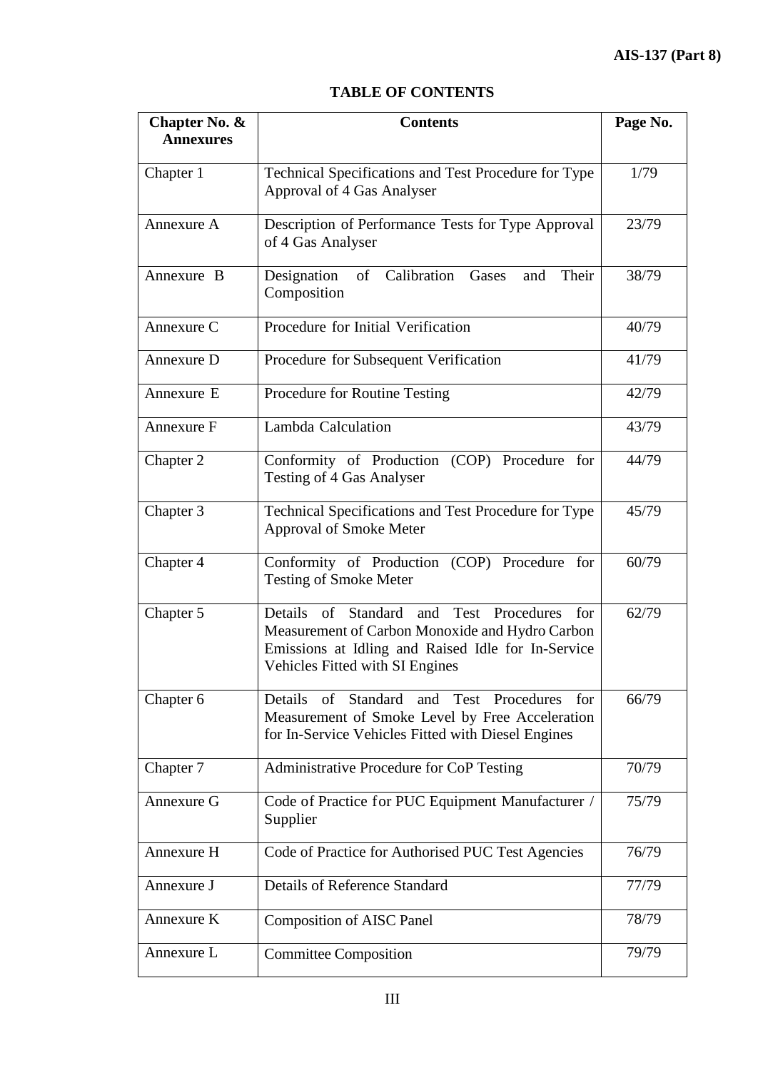## TABLE OF CONTENTS

| Chapter No. & Annexures | Contents | Page No. |
|---|---|---|
| Chapter 1 | Technical Specifications and Test Procedure for Type Approval of 4 Gas Analyser | 1/79 |
| Annexure A | Description of Performance Tests for Type Approval of 4 Gas Analyser | 23/79 |
| Annexure B | Designation of Calibration Gases and Their Composition | 38/79 |
| Annexure C | Procedure for Initial Verification | 40/79 |
| Annexure D | Procedure for Subsequent Verification | 41/79 |
| Annexure E | Procedure for Routine Testing | 42/79 |
| Annexure F | Lambda Calculation | 43/79 |
| Chapter 2 | Conformity of Production (COP) Procedure for Testing of 4 Gas Analyser | 44/79 |
| Chapter 3 | Technical Specifications and Test Procedure for Type Approval of Smoke Meter | 45/79 |
| Chapter 4 | Conformity of Production (COP) Procedure for Testing of Smoke Meter | 60/79 |
| Chapter 5 | Details of Standard and Test Procedures for Measurement of Carbon Monoxide and Hydro Carbon Emissions at Idling and Raised Idle for In-Service Vehicles Fitted with SI Engines | 62/79 |
| Chapter 6 | Details of Standard and Test Procedures for Measurement of Smoke Level by Free Acceleration for In-Service Vehicles Fitted with Diesel Engines | 66/79 |
| Chapter 7 | Administrative Procedure for CoP Testing | 70/79 |
| Annexure G | Code of Practice for PUC Equipment Manufacturer / Supplier | 75/79 |
| Annexure H | Code of Practice for Authorised PUC Test Agencies | 76/79 |
| Annexure J | Details of Reference Standard | 77/79 |
| Annexure K | Composition of AISC Panel | 78/79 |
| Annexure L | Committee Composition | 79/79 |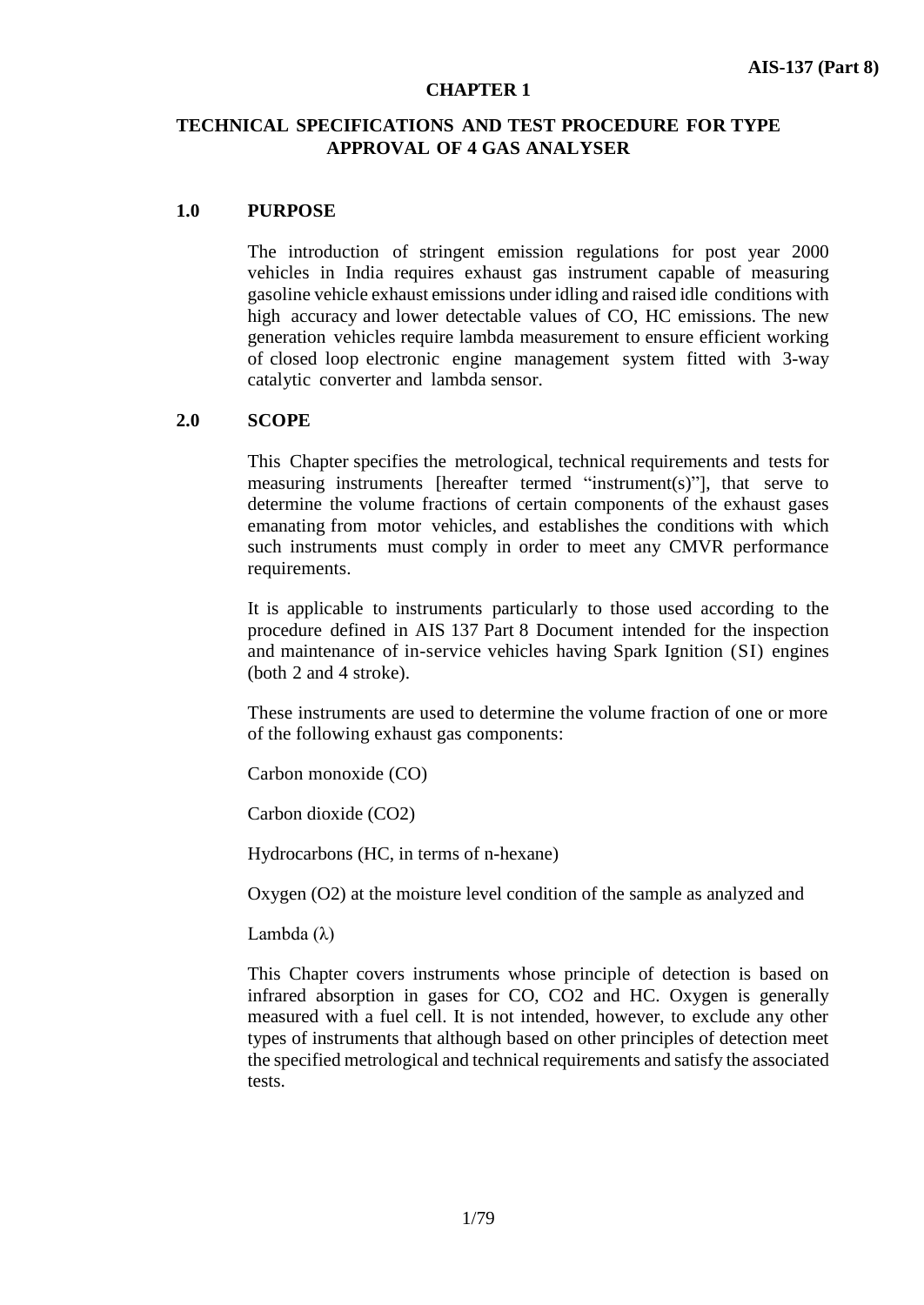# CHAPTER 1

## TECHNICAL SPECIFICATIONS AND TEST PROCEDURE FOR TYPE APPROVAL OF 4 GAS ANALYSER

### 1.0 PURPOSE

The introduction of stringent emission regulations for post year 2000 vehicles in India requires exhaust gas instrument capable of measuring gasoline vehicle exhaust emissions under idling and raised idle conditions with high accuracy and lower detectable values of CO, HC emissions. The new generation vehicles require lambda measurement to ensure efficient working of closed loop electronic engine management system fitted with 3-way catalytic converter and lambda sensor.

### 2.0 SCOPE

This Chapter specifies the metrological, technical requirements and tests for measuring instruments [hereafter termed "instrument(s)"], that serve to determine the volume fractions of certain components of the exhaust gases emanating from motor vehicles, and establishes the conditions with which such instruments must comply in order to meet any CMVR performance requirements.

It is applicable to instruments particularly to those used according to the procedure defined in AIS 137 Part 8 Document intended for the inspection and maintenance of in-service vehicles having Spark Ignition (SI) engines (both 2 and 4 stroke).

These instruments are used to determine the volume fraction of one or more of the following exhaust gas components:

Carbon monoxide (CO)

Carbon dioxide ($CO_2$)

Hydrocarbons (HC, in terms of n-hexane)

Oxygen ($O_2$) at the moisture level condition of the sample as analyzed and

Lambda ($\lambda$)

This Chapter covers instruments whose principle of detection is based on infrared absorption in gases for CO, $CO_2$ and HC. Oxygen is generally measured with a fuel cell. It is not intended, however, to exclude any other types of instruments that although based on other principles of detection meet the specified metrological and technical requirements and satisfy the associated tests.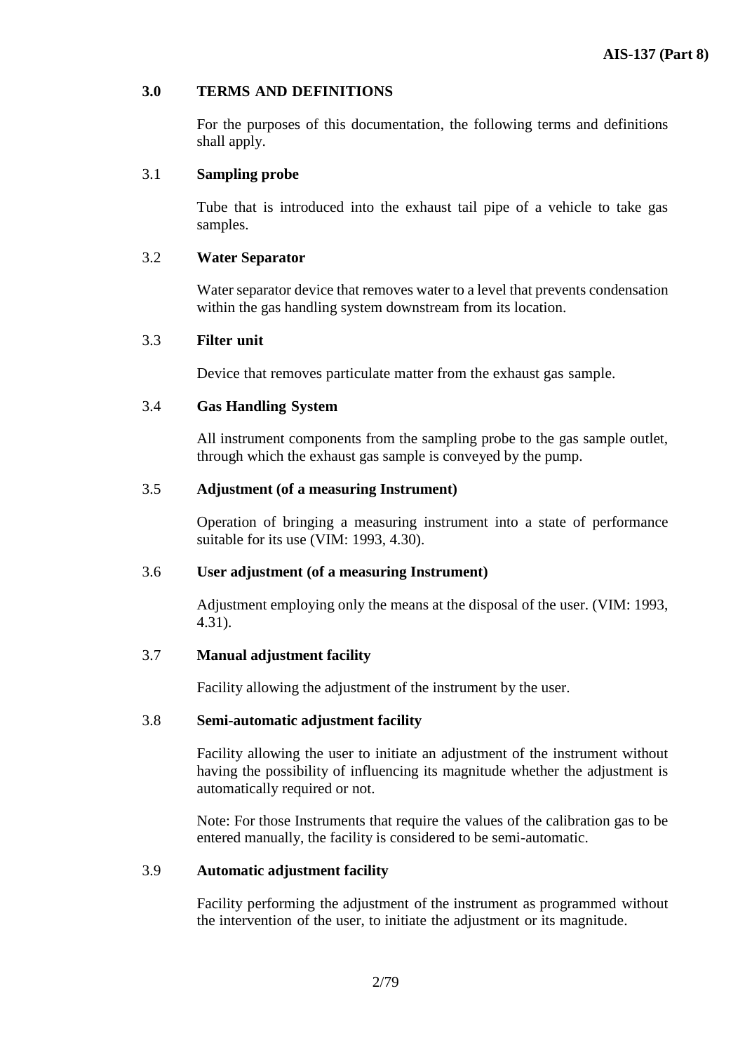## 3.0 TERMS AND DEFINITIONS

For the purposes of this documentation, the following terms and definitions shall apply.

### 3.1 Sampling probe

Tube that is introduced into the exhaust tail pipe of a vehicle to take gas samples.

### 3.2 Water Separator

Water separator device that removes water to a level that prevents condensation within the gas handling system downstream from its location.

### 3.3 Filter unit

Device that removes particulate matter from the exhaust gas sample.

### 3.4 Gas Handling System

All instrument components from the sampling probe to the gas sample outlet, through which the exhaust gas sample is conveyed by the pump.

### 3.5 Adjustment (of a measuring Instrument)

Operation of bringing a measuring instrument into a state of performance suitable for its use (VIM: 1993, 4.30).

### 3.6 User adjustment (of a measuring Instrument)

Adjustment employing only the means at the disposal of the user. (VIM: 1993, 4.31).

### 3.7 Manual adjustment facility

Facility allowing the adjustment of the instrument by the user.

### 3.8 Semi-automatic adjustment facility

Facility allowing the user to initiate an adjustment of the instrument without having the possibility of influencing its magnitude whether the adjustment is automatically required or not.

Note: For those Instruments that require the values of the calibration gas to be entered manually, the facility is considered to be semi-automatic.

### 3.9 Automatic adjustment facility

Facility performing the adjustment of the instrument as programmed without the intervention of the user, to initiate the adjustment or its magnitude.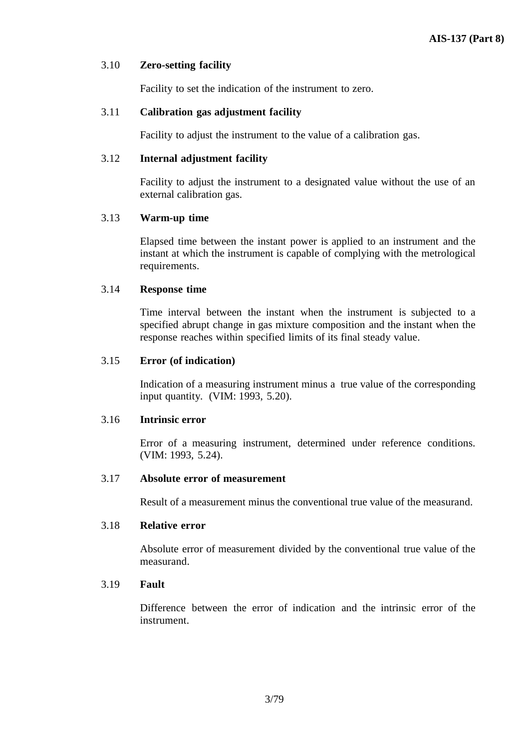### 3.10 **Zero-setting facility**

Facility to set the indication of the instrument to zero.

### 3.11 **Calibration gas adjustment facility**

Facility to adjust the instrument to the value of a calibration gas.

### 3.12 **Internal adjustment facility**

Facility to adjust the instrument to a designated value without the use of an external calibration gas.

### 3.13 **Warm-up time**

Elapsed time between the instant power is applied to an instrument and the instant at which the instrument is capable of complying with the metrological requirements.

### 3.14 **Response time**

Time interval between the instant when the instrument is subjected to a specified abrupt change in gas mixture composition and the instant when the response reaches within specified limits of its final steady value.

### 3.15 **Error (of indication)**

Indication of a measuring instrument minus a true value of the corresponding input quantity. (VIM: 1993, 5.20).

### 3.16 **Intrinsic error**

Error of a measuring instrument, determined under reference conditions. (VIM: 1993, 5.24).

### 3.17 **Absolute error of measurement**

Result of a measurement minus the conventional true value of the measurand.

### 3.18 **Relative error**

Absolute error of measurement divided by the conventional true value of the measurand.

### 3.19 **Fault**

Difference between the error of indication and the intrinsic error of the instrument.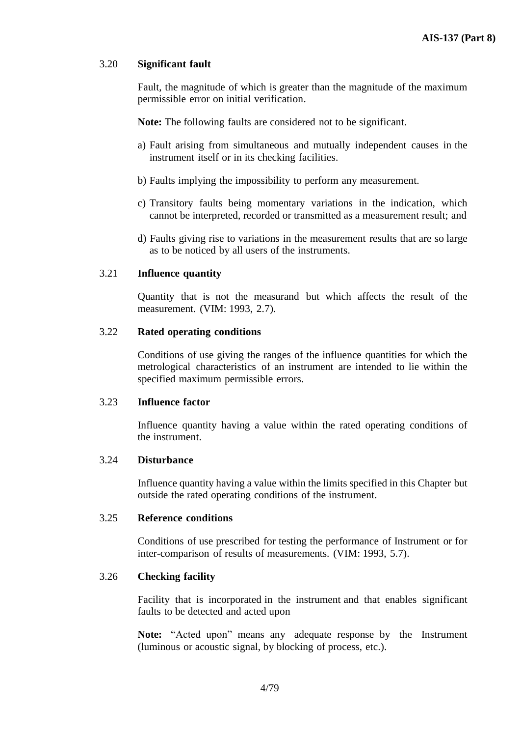### 3.20 Significant fault

Fault, the magnitude of which is greater than the magnitude of the maximum permissible error on initial verification.

**Note:** The following faults are considered not to be significant.

a) Fault arising from simultaneous and mutually independent causes in the instrument itself or in its checking facilities.

b) Faults implying the impossibility to perform any measurement.

c) Transitory faults being momentary variations in the indication, which cannot be interpreted, recorded or transmitted as a measurement result; and

d) Faults giving rise to variations in the measurement results that are so large as to be noticed by all users of the instruments.

### 3.21 Influence quantity

Quantity that is not the measurand but which affects the result of the measurement. (VIM: 1993, 2.7).

### 3.22 Rated operating conditions

Conditions of use giving the ranges of the influence quantities for which the metrological characteristics of an instrument are intended to lie within the specified maximum permissible errors.

### 3.23 Influence factor

Influence quantity having a value within the rated operating conditions of the instrument.

### 3.24 Disturbance

Influence quantity having a value within the limits specified in this Chapter but outside the rated operating conditions of the instrument.

### 3.25 Reference conditions

Conditions of use prescribed for testing the performance of Instrument or for inter-comparison of results of measurements. (VIM: 1993, 5.7).

### 3.26 Checking facility

Facility that is incorporated in the instrument and that enables significant faults to be detected and acted upon

**Note:** "Acted upon" means any adequate response by the Instrument (luminous or acoustic signal, by blocking of process, etc.).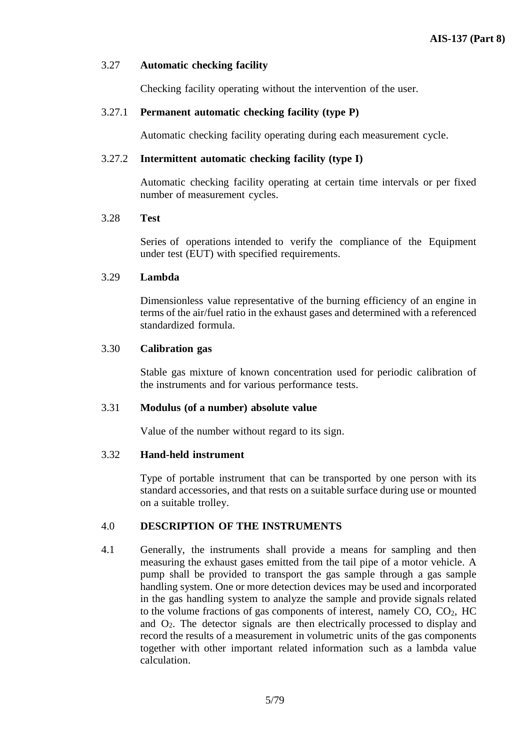### 3.27 Automatic checking facility

Checking facility operating without the intervention of the user.

#### 3.27.1 Permanent automatic checking facility (type P)

Automatic checking facility operating during each measurement cycle.

#### 3.27.2 Intermittent automatic checking facility (type I)

Automatic checking facility operating at certain time intervals or per fixed number of measurement cycles.

### 3.28 Test

Series of operations intended to verify the compliance of the Equipment under test (EUT) with specified requirements.

### 3.29 Lambda

Dimensionless value representative of the burning efficiency of an engine in terms of the air/fuel ratio in the exhaust gases and determined with a referenced standardized formula.

### 3.30 Calibration gas

Stable gas mixture of known concentration used for periodic calibration of the instruments and for various performance tests.

### 3.31 Modulus (of a number) absolute value

Value of the number without regard to its sign.

### 3.32 Hand-held instrument

Type of portable instrument that can be transported by one person with its standard accessories, and that rests on a suitable surface during use or mounted on a suitable trolley.

## 4.0 DESCRIPTION OF THE INSTRUMENTS

4.1 Generally, the instruments shall provide a means for sampling and then measuring the exhaust gases emitted from the tail pipe of a motor vehicle. A pump shall be provided to transport the gas sample through a gas sample handling system. One or more detection devices may be used and incorporated in the gas handling system to analyze the sample and provide signals related to the volume fractions of gas components of interest, namely CO, $CO_2$, HC and $O_2$. The detector signals are then electrically processed to display and record the results of a measurement in volumetric units of the gas components together with other important related information such as a lambda value calculation.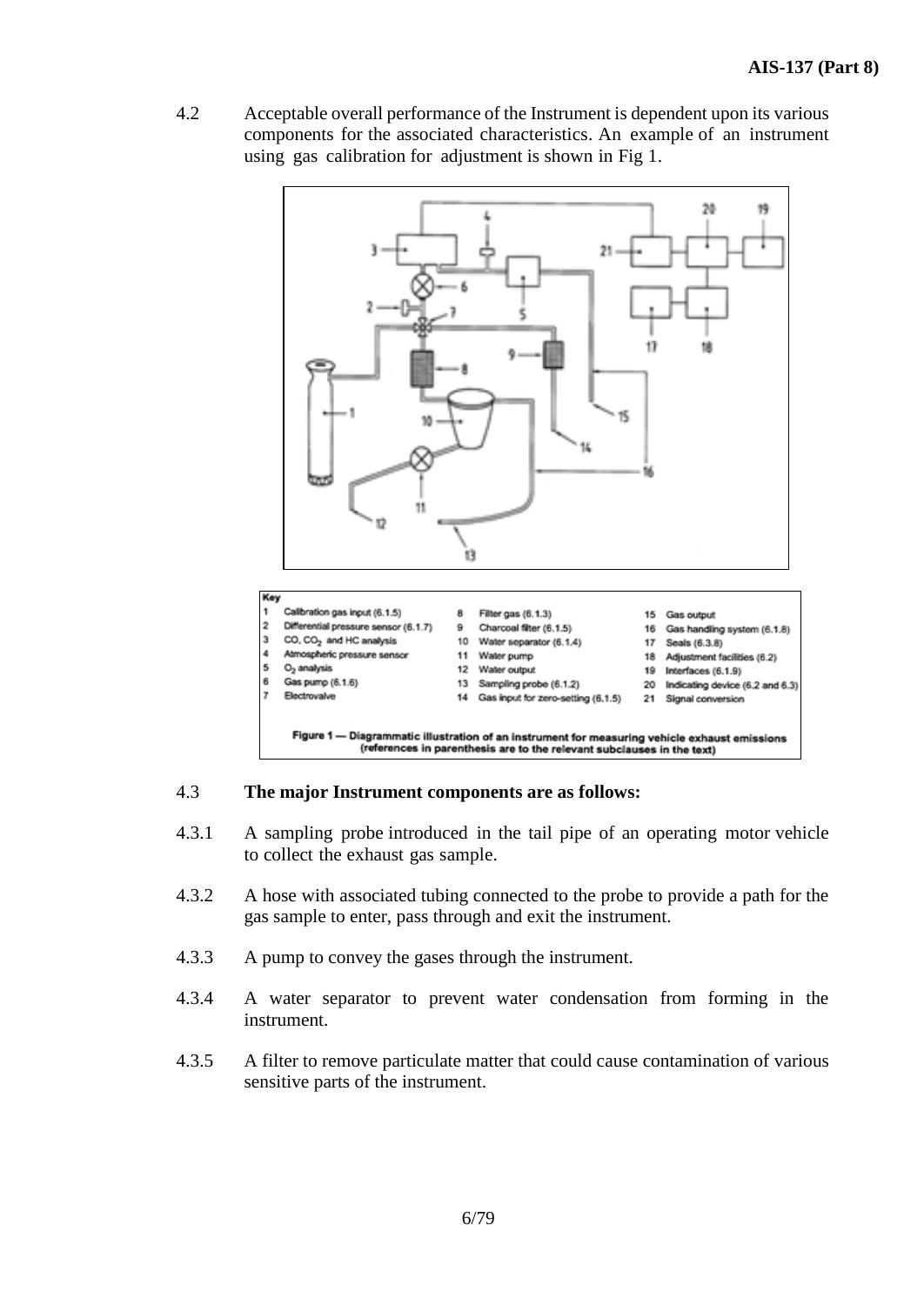4.2 Acceptable overall performance of the Instrument is dependent upon its various components for the associated characteristics. An example of an instrument using gas calibration for adjustment is shown in Fig 1.

**Key**

| | | | | | |
|---|---|---|---|---|---|
| 1 | Calibration gas input (6.1.5) | 8 | Filter gas (6.1.3) | 15 | Gas output |
| 2 | Differential pressure sensor (6.1.7) | 9 | Charcoal filter (6.1.5) | 16 | Gas handling system (6.1.8) |
| 3 | CO, $CO_2$ and HC analysis | 10 | Water separator (6.1.4) | 17 | Seals (6.3.8) |
| 4 | Atmospheric pressure sensor | 11 | Water pump | 18 | Adjustment facilities (6.2) |
| 5 | $O_2$ analysis | 12 | Water output | 19 | Interfaces (6.1.9) |
| 6 | Gas pump (6.1.6) | 13 | Sampling probe (6.1.2) | 20 | Indicating device (6.2 and 6.3) |
| 7 | Electrovalve | 14 | Gas input for zero-setting (6.1.5) | 21 | Signal conversion |

**Figure 1 — Diagrammatic illustration of an instrument for measuring vehicle exhaust emissions (references in parenthesis are to the relevant subclauses in the text)**

4.3 **The major Instrument components are as follows:**

4.3.1 A sampling probe introduced in the tail pipe of an operating motor vehicle to collect the exhaust gas sample.

4.3.2 A hose with associated tubing connected to the probe to provide a path for the gas sample to enter, pass through and exit the instrument.

4.3.3 A pump to convey the gases through the instrument.

4.3.4 A water separator to prevent water condensation from forming in the instrument.

4.3.5 A filter to remove particulate matter that could cause contamination of various sensitive parts of the instrument.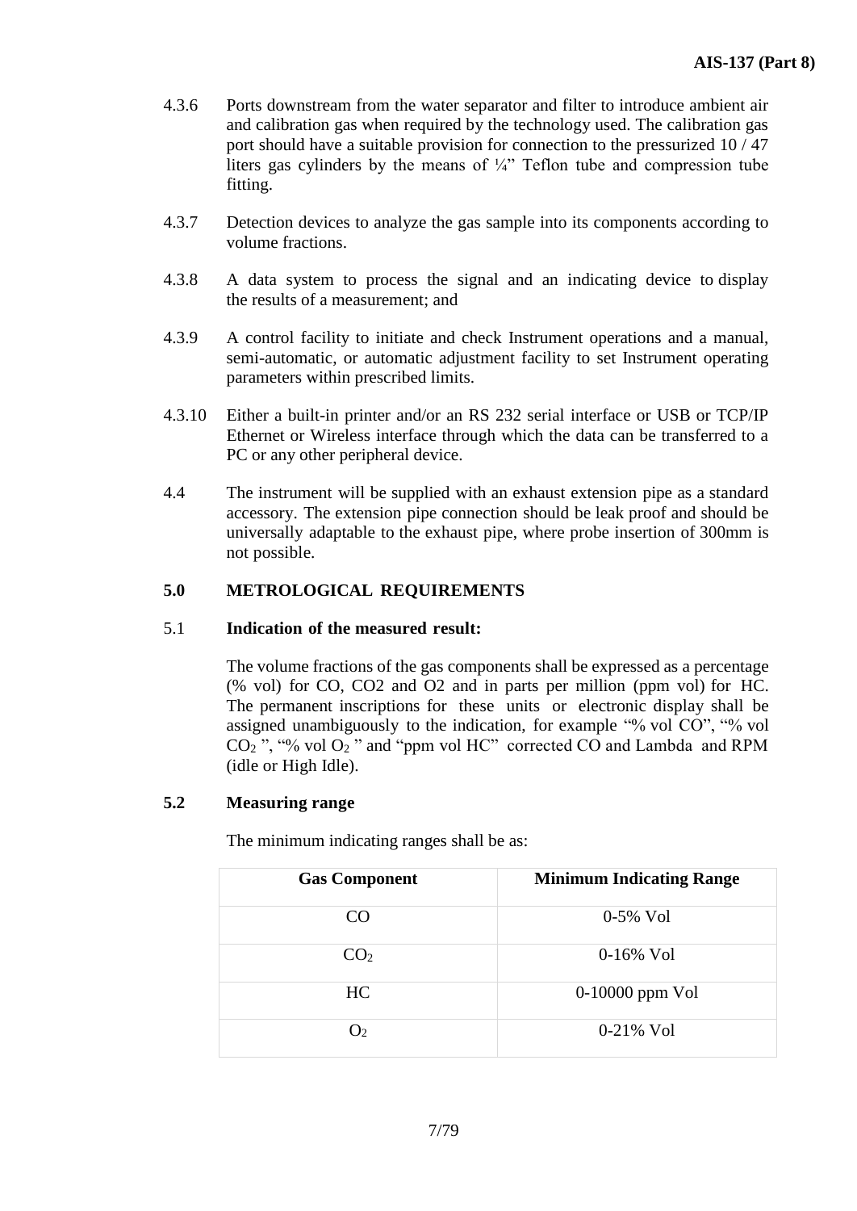4.3.6 Ports downstream from the water separator and filter to introduce ambient air and calibration gas when required by the technology used. The calibration gas port should have a suitable provision for connection to the pressurized 10 / 47 liters gas cylinders by the means of ¼" Teflon tube and compression tube fitting.

4.3.7 Detection devices to analyze the gas sample into its components according to volume fractions.

4.3.8 A data system to process the signal and an indicating device to display the results of a measurement; and

4.3.9 A control facility to initiate and check Instrument operations and a manual, semi-automatic, or automatic adjustment facility to set Instrument operating parameters within prescribed limits.

4.3.10 Either a built-in printer and/or an RS 232 serial interface or USB or TCP/IP Ethernet or Wireless interface through which the data can be transferred to a PC or any other peripheral device.

4.4 The instrument will be supplied with an exhaust extension pipe as a standard accessory. The extension pipe connection should be leak proof and should be universally adaptable to the exhaust pipe, where probe insertion of 300mm is not possible.

## 5.0 METROLOGICAL REQUIREMENTS

### 5.1 Indication of the measured result:

The volume fractions of the gas components shall be expressed as a percentage (% vol) for CO, CO2 and O2 and in parts per million (ppm vol) for HC. The permanent inscriptions for these units or electronic display shall be assigned unambiguously to the indication, for example "% vol CO", "% vol $CO_2$ ", "% vol $O_2$ " and "ppm vol HC" corrected CO and Lambda and RPM (idle or High Idle).

### 5.2 Measuring range

The minimum indicating ranges shall be as:

| Gas Component | Minimum Indicating Range |
|---|---|
| CO | 0-5% Vol |
| $CO_2$ | 0-16% Vol |
| HC | 0-10000 ppm Vol |
| $O_2$ | 0-21% Vol |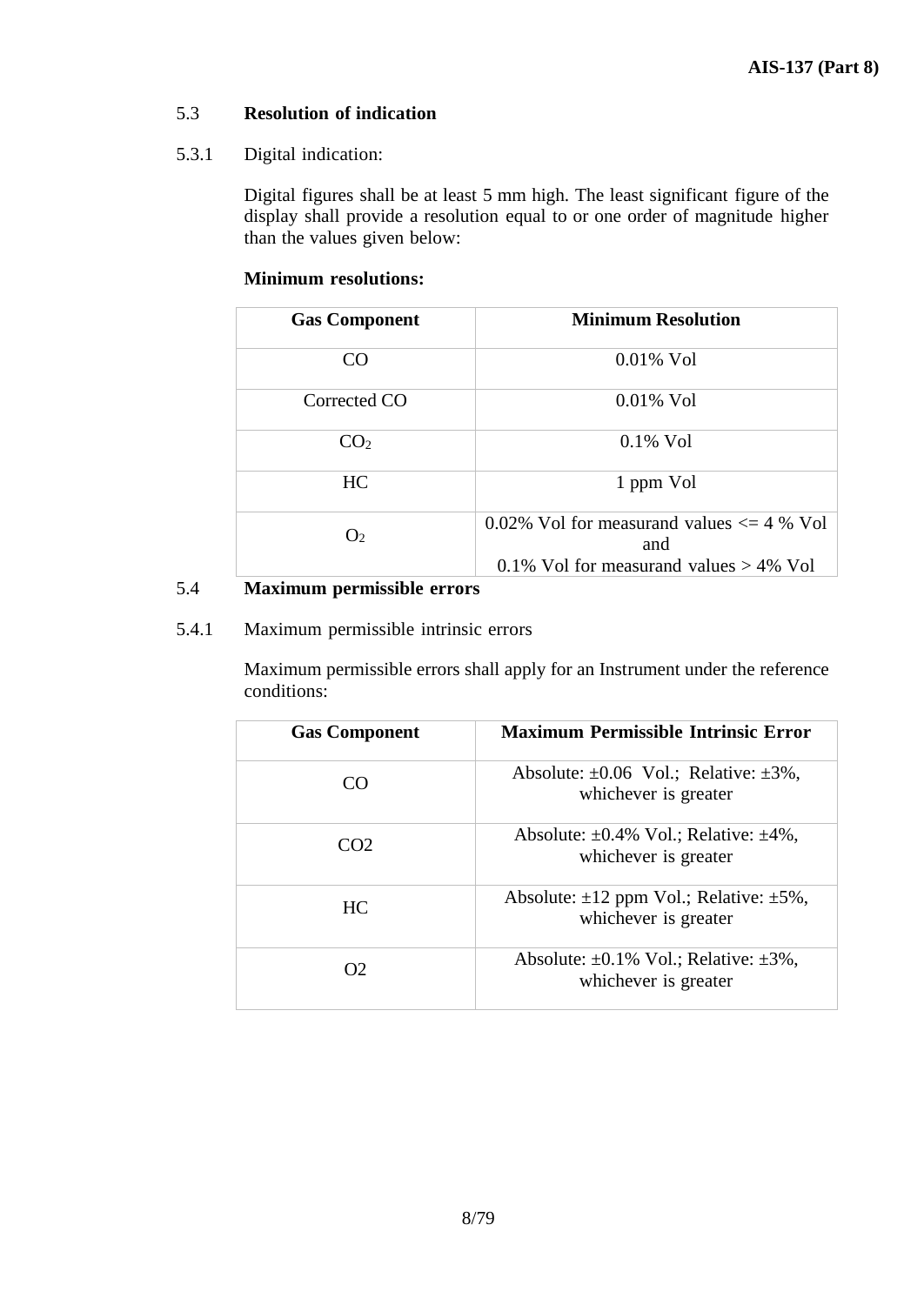### 5.3 **Resolution of indication**

5.3.1 Digital indication:

Digital figures shall be at least 5 mm high. The least significant figure of the display shall provide a resolution equal to or one order of magnitude higher than the values given below:

**Minimum resolutions:**

| Gas Component | Minimum Resolution |
|---|---|
| CO | 0.01% Vol |
| Corrected CO | 0.01% Vol |
| $CO_2$ | 0.1% Vol |
| HC | 1 ppm Vol |
| $O_2$ | 0.02% Vol for measurand values <= 4 % Vol and 0.1% Vol for measurand values > 4% Vol |

### 5.4 **Maximum permissible errors**

5.4.1 Maximum permissible intrinsic errors

Maximum permissible errors shall apply for an Instrument under the reference conditions:

| Gas Component | Maximum Permissible Intrinsic Error |
|---|---|
| CO | Absolute: ±0.06 Vol.; Relative: ±3%, whichever is greater |
| CO2 | Absolute: ±0.4% Vol.; Relative: ±4%, whichever is greater |
| HC | Absolute: ±12 ppm Vol.; Relative: ±5%, whichever is greater |
| O2 | Absolute: ±0.1% Vol.; Relative: ±3%, whichever is greater |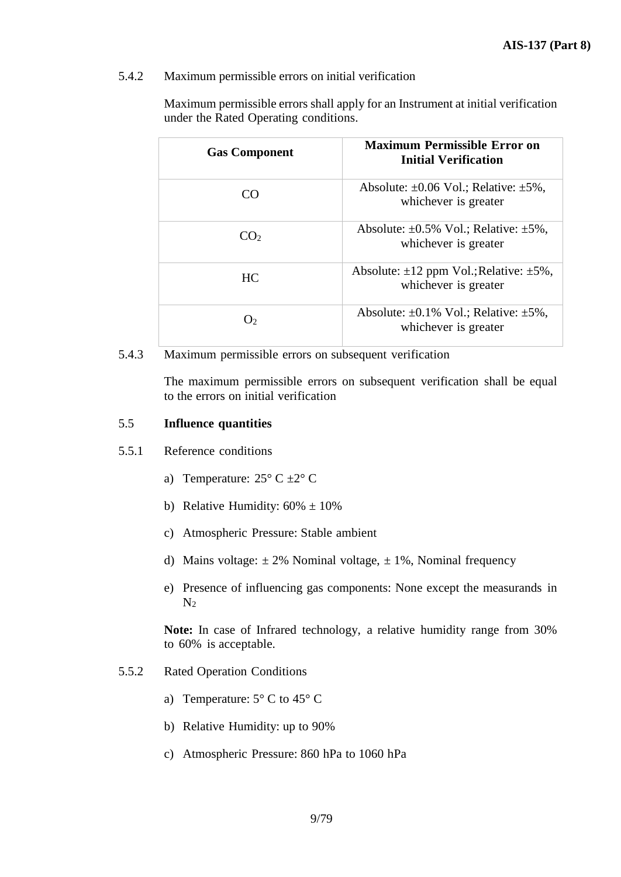5.4.2 Maximum permissible errors on initial verification

Maximum permissible errors shall apply for an Instrument at initial verification under the Rated Operating conditions.

| Gas Component | Maximum Permissible Error on Initial Verification |
|---|---|
| CO | Absolute: ±0.06 Vol.; Relative: ±5%, whichever is greater |
| $CO_2$ | Absolute: ±0.5% Vol.; Relative: ±5%, whichever is greater |
| HC | Absolute: ±12 ppm Vol.;Relative: ±5%, whichever is greater |
| $O_2$ | Absolute: ±0.1% Vol.; Relative: ±5%, whichever is greater |

5.4.3 Maximum permissible errors on subsequent verification

The maximum permissible errors on subsequent verification shall be equal to the errors on initial verification

5.5 **Influence quantities**

5.5.1 Reference conditions

a) Temperature: 25° C ±2° C

b) Relative Humidity: 60% ± 10%

c) Atmospheric Pressure: Stable ambient

d) Mains voltage: ± 2% Nominal voltage, ± 1%, Nominal frequency

e) Presence of influencing gas components: None except the measurands in $N_2$

**Note:** In case of Infrared technology, a relative humidity range from 30% to 60% is acceptable.

5.5.2 Rated Operation Conditions

a) Temperature: 5° C to 45° C

b) Relative Humidity: up to 90%

c) Atmospheric Pressure: 860 hPa to 1060 hPa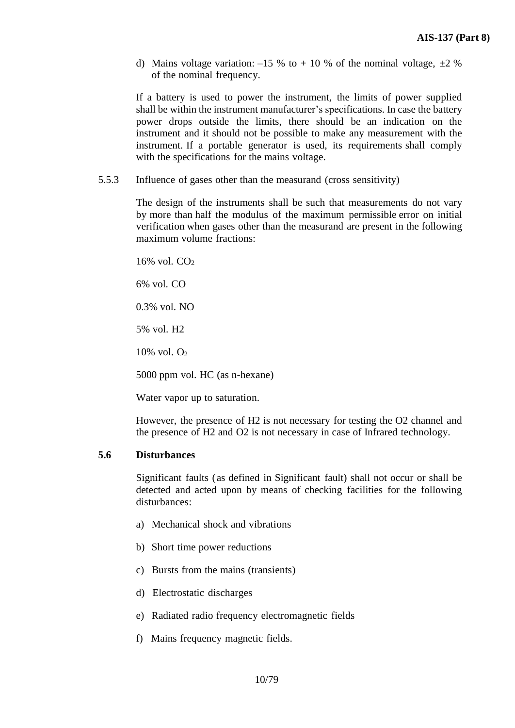d) Mains voltage variation: –15 % to + 10 % of the nominal voltage, ±2 % of the nominal frequency.

If a battery is used to power the instrument, the limits of power supplied shall be within the instrument manufacturer's specifications. In case the battery power drops outside the limits, there should be an indication on the instrument and it should not be possible to make any measurement with the instrument. If a portable generator is used, its requirements shall comply with the specifications for the mains voltage.

5.5.3 Influence of gases other than the measurand (cross sensitivity)

The design of the instruments shall be such that measurements do not vary by more than half the modulus of the maximum permissible error on initial verification when gases other than the measurand are present in the following maximum volume fractions:

16% vol. $CO_2$

6% vol. CO

0.3% vol. NO

5% vol. H2

10% vol. $O_2$

5000 ppm vol. HC (as n-hexane)

Water vapor up to saturation.

However, the presence of H2 is not necessary for testing the O2 channel and the presence of H2 and O2 is not necessary in case of Infrared technology.

## 5.6 Disturbances

Significant faults (as defined in Significant fault) shall not occur or shall be detected and acted upon by means of checking facilities for the following disturbances:

a) Mechanical shock and vibrations

b) Short time power reductions

c) Bursts from the mains (transients)

d) Electrostatic discharges

e) Radiated radio frequency electromagnetic fields

f) Mains frequency magnetic fields.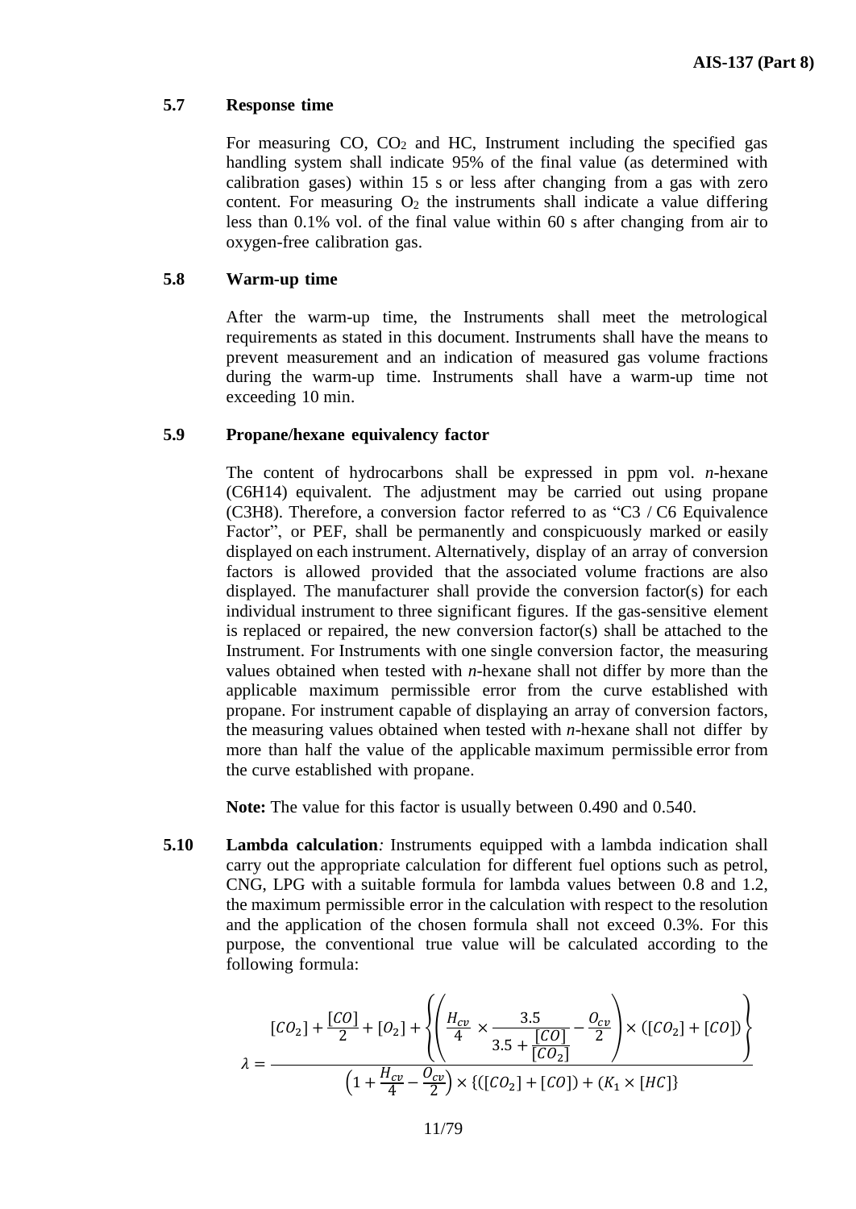### 5.7 Response time

For measuring CO, $CO_2$ and HC, Instrument including the specified gas handling system shall indicate 95% of the final value (as determined with calibration gases) within 15 s or less after changing from a gas with zero content. For measuring $O_2$ the instruments shall indicate a value differing less than 0.1% vol. of the final value within 60 s after changing from air to oxygen-free calibration gas.

### 5.8 Warm-up time

After the warm-up time, the Instruments shall meet the metrological requirements as stated in this document. Instruments shall have the means to prevent measurement and an indication of measured gas volume fractions during the warm-up time. Instruments shall have a warm-up time not exceeding 10 min.

### 5.9 Propane/hexane equivalency factor

The content of hydrocarbons shall be expressed in ppm vol. *n*-hexane (C6H14) equivalent. The adjustment may be carried out using propane (C3H8). Therefore, a conversion factor referred to as "C3 / C6 Equivalence Factor", or PEF, shall be permanently and conspicuously marked or easily displayed on each instrument. Alternatively, display of an array of conversion factors is allowed provided that the associated volume fractions are also displayed. The manufacturer shall provide the conversion factor(s) for each individual instrument to three significant figures. If the gas-sensitive element is replaced or repaired, the new conversion factor(s) shall be attached to the Instrument. For Instruments with one single conversion factor, the measuring values obtained when tested with *n*-hexane shall not differ by more than the applicable maximum permissible error from the curve established with propane. For instrument capable of displaying an array of conversion factors, the measuring values obtained when tested with *n*-hexane shall not differ by more than half the value of the applicable maximum permissible error from the curve established with propane.

**Note:** The value for this factor is usually between 0.490 and 0.540.

**5.10 Lambda calculation***:* Instruments equipped with a lambda indication shall carry out the appropriate calculation for different fuel options such as petrol, CNG, LPG with a suitable formula for lambda values between 0.8 and 1.2, the maximum permissible error in the calculation with respect to the resolution and the application of the chosen formula shall not exceed 0.3%. For this purpose, the conventional true value will be calculated according to the following formula:

$$\lambda = \frac{[CO_2] + \frac{[CO]}{2} + [O_2] + \left\{ \left( \frac{H_{cv}}{4} \times \frac{3.5}{3.5 + \frac{[CO]}{[CO_2]}} - \frac{O_{cv}}{2} \right) \times ([CO_2] + [CO]) \right\}}{\left(1 + \frac{H_{cv}}{4} - \frac{O_{cv}}{2}\right) \times \{([CO_2] + [CO]) + (K_1 \times [HC]\}}$$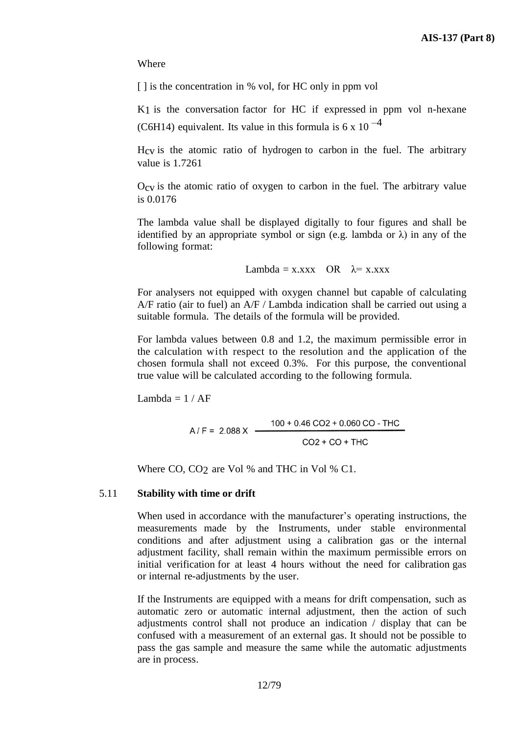Where

[ ] is the concentration in % vol, for HC only in ppm vol

$K_1$ is the conversation factor for HC if expressed in ppm vol n-hexane ($C_6H_{14}$) equivalent. Its value in this formula is $6 \times 10^{-4}$

$H_{CV}$ is the atomic ratio of hydrogen to carbon in the fuel. The arbitrary value is 1.7261

$O_{CV}$ is the atomic ratio of oxygen to carbon in the fuel. The arbitrary value is 0.0176

The lambda value shall be displayed digitally to four figures and shall be identified by an appropriate symbol or sign (e.g. lambda or λ) in any of the following format:

Lambda = x.xxx OR λ= x.xxx

For analysers not equipped with oxygen channel but capable of calculating A/F ratio (air to fuel) an A/F / Lambda indication shall be carried out using a suitable formula. The details of the formula will be provided.

For lambda values between 0.8 and 1.2, the maximum permissible error in the calculation with respect to the resolution and the application of the chosen formula shall not exceed 0.3%. For this purpose, the conventional true value will be calculated according to the following formula.

Lambda = 1 / AF

$$A / F = 2.088 \times \frac{100 + 0.46\, CO2 + 0.060\, CO - THC}{CO2 + CO + THC}$$

Where CO, $CO_2$ are Vol % and THC in Vol % C1.

## 5.11 Stability with time or drift

When used in accordance with the manufacturer's operating instructions, the measurements made by the Instruments, under stable environmental conditions and after adjustment using a calibration gas or the internal adjustment facility, shall remain within the maximum permissible errors on initial verification for at least 4 hours without the need for calibration gas or internal re-adjustments by the user.

If the Instruments are equipped with a means for drift compensation, such as automatic zero or automatic internal adjustment, then the action of such adjustments control shall not produce an indication / display that can be confused with a measurement of an external gas. It should not be possible to pass the gas sample and measure the same while the automatic adjustments are in process.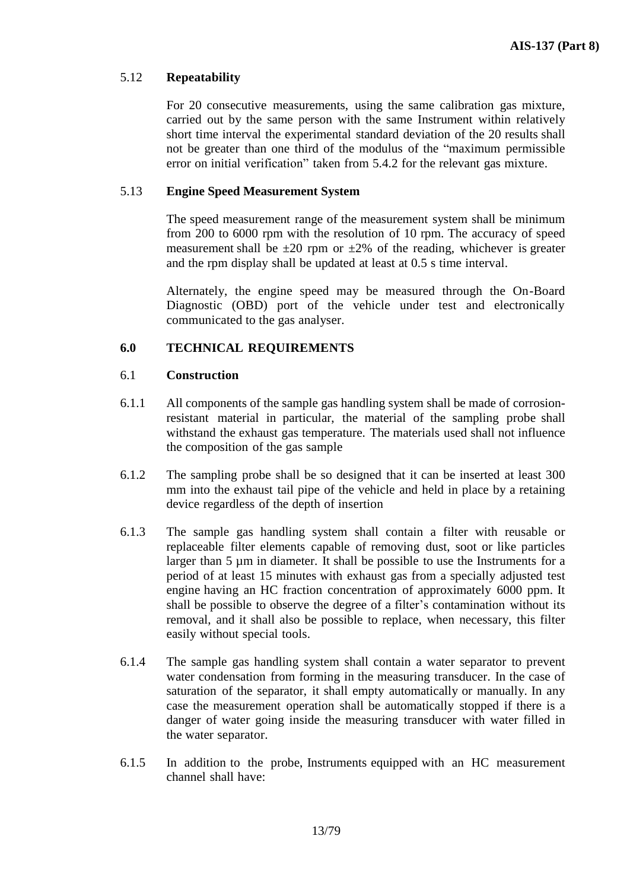### 5.12 **Repeatability**

For 20 consecutive measurements, using the same calibration gas mixture, carried out by the same person with the same Instrument within relatively short time interval the experimental standard deviation of the 20 results shall not be greater than one third of the modulus of the "maximum permissible error on initial verification" taken from 5.4.2 for the relevant gas mixture.

### 5.13 **Engine Speed Measurement System**

The speed measurement range of the measurement system shall be minimum from 200 to 6000 rpm with the resolution of 10 rpm. The accuracy of speed measurement shall be ±20 rpm or ±2% of the reading, whichever is greater and the rpm display shall be updated at least at 0.5 s time interval.

Alternately, the engine speed may be measured through the On-Board Diagnostic (OBD) port of the vehicle under test and electronically communicated to the gas analyser.

## 6.0 TECHNICAL REQUIREMENTS

### 6.1 **Construction**

6.1.1 All components of the sample gas handling system shall be made of corrosion-resistant material in particular, the material of the sampling probe shall withstand the exhaust gas temperature. The materials used shall not influence the composition of the gas sample

6.1.2 The sampling probe shall be so designed that it can be inserted at least 300 mm into the exhaust tail pipe of the vehicle and held in place by a retaining device regardless of the depth of insertion

6.1.3 The sample gas handling system shall contain a filter with reusable or replaceable filter elements capable of removing dust, soot or like particles larger than 5 µm in diameter. It shall be possible to use the Instruments for a period of at least 15 minutes with exhaust gas from a specially adjusted test engine having an HC fraction concentration of approximately 6000 ppm. It shall be possible to observe the degree of a filter's contamination without its removal, and it shall also be possible to replace, when necessary, this filter easily without special tools.

6.1.4 The sample gas handling system shall contain a water separator to prevent water condensation from forming in the measuring transducer. In the case of saturation of the separator, it shall empty automatically or manually. In any case the measurement operation shall be automatically stopped if there is a danger of water going inside the measuring transducer with water filled in the water separator.

6.1.5 In addition to the probe, Instruments equipped with an HC measurement channel shall have: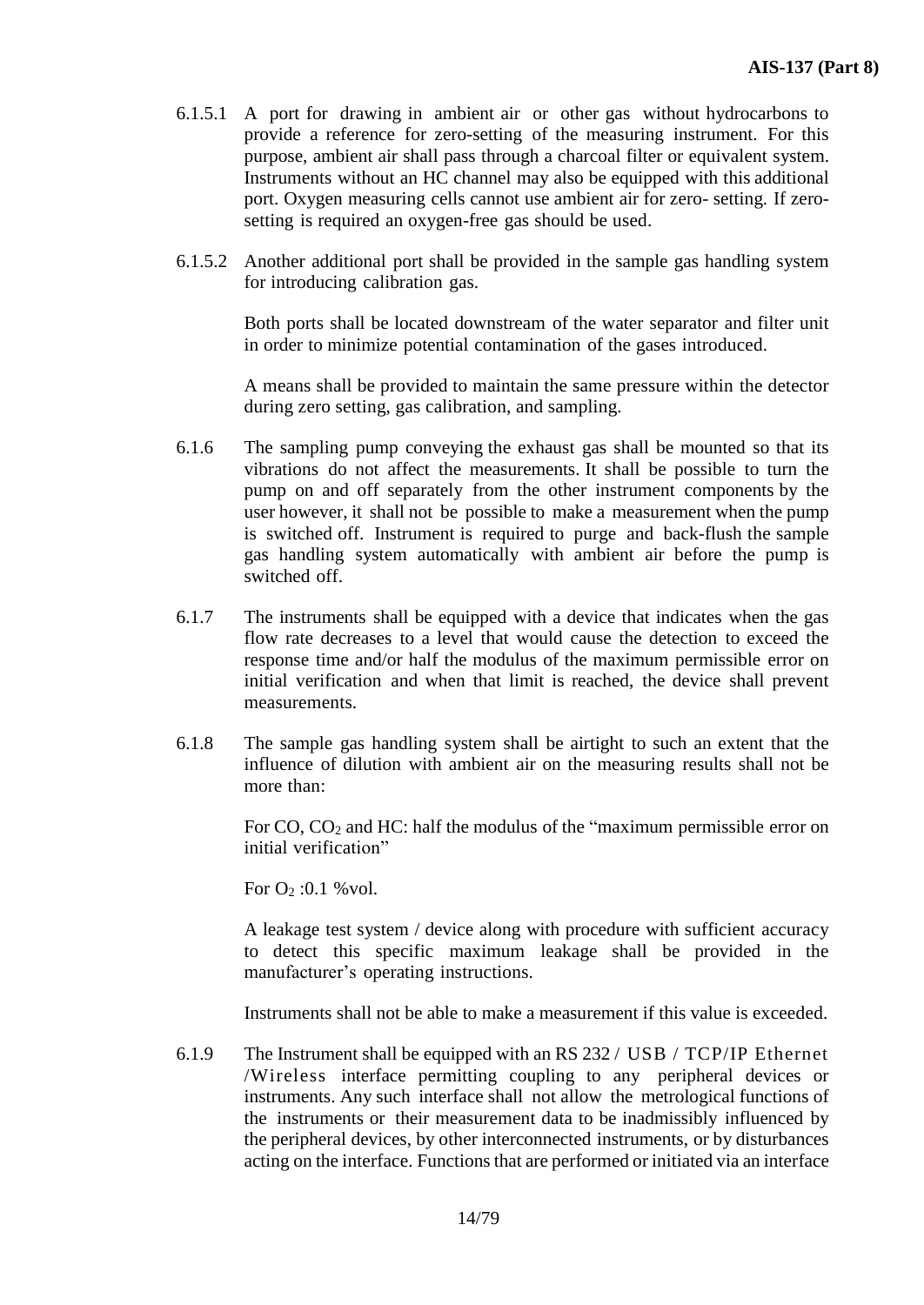6.1.5.1 A port for drawing in ambient air or other gas without hydrocarbons to provide a reference for zero-setting of the measuring instrument. For this purpose, ambient air shall pass through a charcoal filter or equivalent system. Instruments without an HC channel may also be equipped with this additional port. Oxygen measuring cells cannot use ambient air for zero- setting. If zero-setting is required an oxygen-free gas should be used.

6.1.5.2 Another additional port shall be provided in the sample gas handling system for introducing calibration gas.

Both ports shall be located downstream of the water separator and filter unit in order to minimize potential contamination of the gases introduced.

A means shall be provided to maintain the same pressure within the detector during zero setting, gas calibration, and sampling.

6.1.6 The sampling pump conveying the exhaust gas shall be mounted so that its vibrations do not affect the measurements. It shall be possible to turn the pump on and off separately from the other instrument components by the user however, it shall not be possible to make a measurement when the pump is switched off. Instrument is required to purge and back-flush the sample gas handling system automatically with ambient air before the pump is switched off.

6.1.7 The instruments shall be equipped with a device that indicates when the gas flow rate decreases to a level that would cause the detection to exceed the response time and/or half the modulus of the maximum permissible error on initial verification and when that limit is reached, the device shall prevent measurements.

6.1.8 The sample gas handling system shall be airtight to such an extent that the influence of dilution with ambient air on the measuring results shall not be more than:

For CO, $CO_2$ and HC: half the modulus of the "maximum permissible error on initial verification"

For $O_2$ :0.1 %vol.

A leakage test system / device along with procedure with sufficient accuracy to detect this specific maximum leakage shall be provided in the manufacturer's operating instructions.

Instruments shall not be able to make a measurement if this value is exceeded.

6.1.9 The Instrument shall be equipped with an RS 232 / USB / TCP/IP Ethernet /Wireless interface permitting coupling to any peripheral devices or instruments. Any such interface shall not allow the metrological functions of the instruments or their measurement data to be inadmissibly influenced by the peripheral devices, by other interconnected instruments, or by disturbances acting on the interface. Functions that are performed or initiated via an interface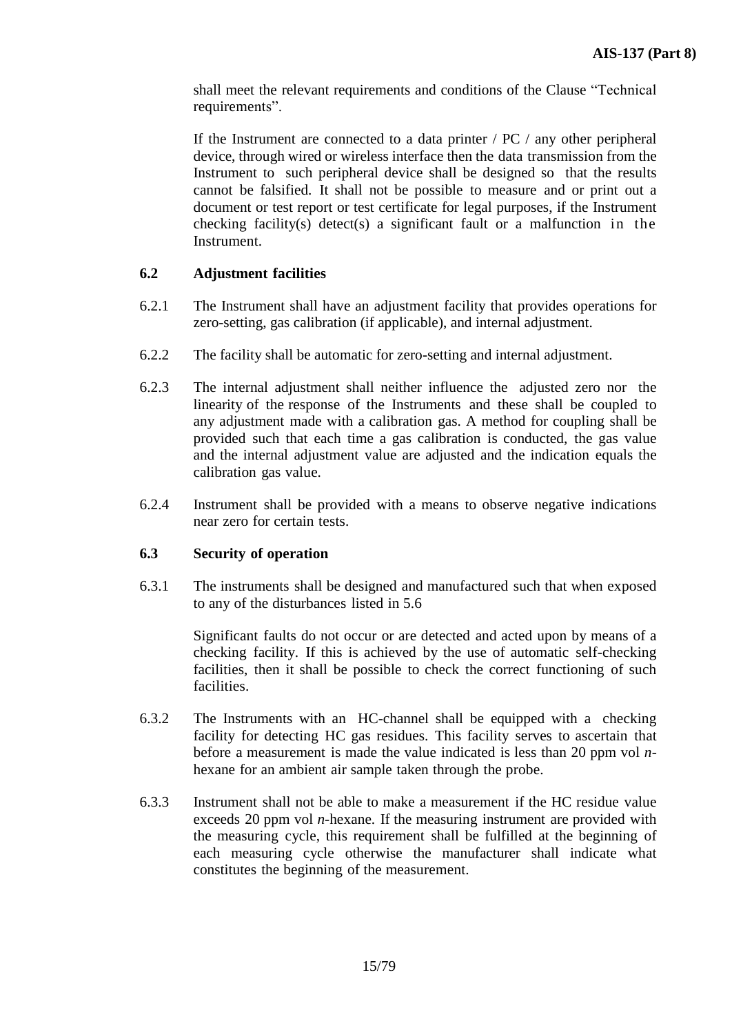shall meet the relevant requirements and conditions of the Clause "Technical requirements".

If the Instrument are connected to a data printer / PC / any other peripheral device, through wired or wireless interface then the data transmission from the Instrument to such peripheral device shall be designed so that the results cannot be falsified. It shall not be possible to measure and or print out a document or test report or test certificate for legal purposes, if the Instrument checking facility(s) detect(s) a significant fault or a malfunction in the Instrument.

**6.2 Adjustment facilities**

6.2.1 The Instrument shall have an adjustment facility that provides operations for zero-setting, gas calibration (if applicable), and internal adjustment.

6.2.2 The facility shall be automatic for zero-setting and internal adjustment.

6.2.3 The internal adjustment shall neither influence the adjusted zero nor the linearity of the response of the Instruments and these shall be coupled to any adjustment made with a calibration gas. A method for coupling shall be provided such that each time a gas calibration is conducted, the gas value and the internal adjustment value are adjusted and the indication equals the calibration gas value.

6.2.4 Instrument shall be provided with a means to observe negative indications near zero for certain tests.

**6.3 Security of operation**

6.3.1 The instruments shall be designed and manufactured such that when exposed to any of the disturbances listed in 5.6

Significant faults do not occur or are detected and acted upon by means of a checking facility. If this is achieved by the use of automatic self-checking facilities, then it shall be possible to check the correct functioning of such facilities.

6.3.2 The Instruments with an HC-channel shall be equipped with a checking facility for detecting HC gas residues. This facility serves to ascertain that before a measurement is made the value indicated is less than 20 ppm vol *n*-hexane for an ambient air sample taken through the probe.

6.3.3 Instrument shall not be able to make a measurement if the HC residue value exceeds 20 ppm vol *n*-hexane. If the measuring instrument are provided with the measuring cycle, this requirement shall be fulfilled at the beginning of each measuring cycle otherwise the manufacturer shall indicate what constitutes the beginning of the measurement.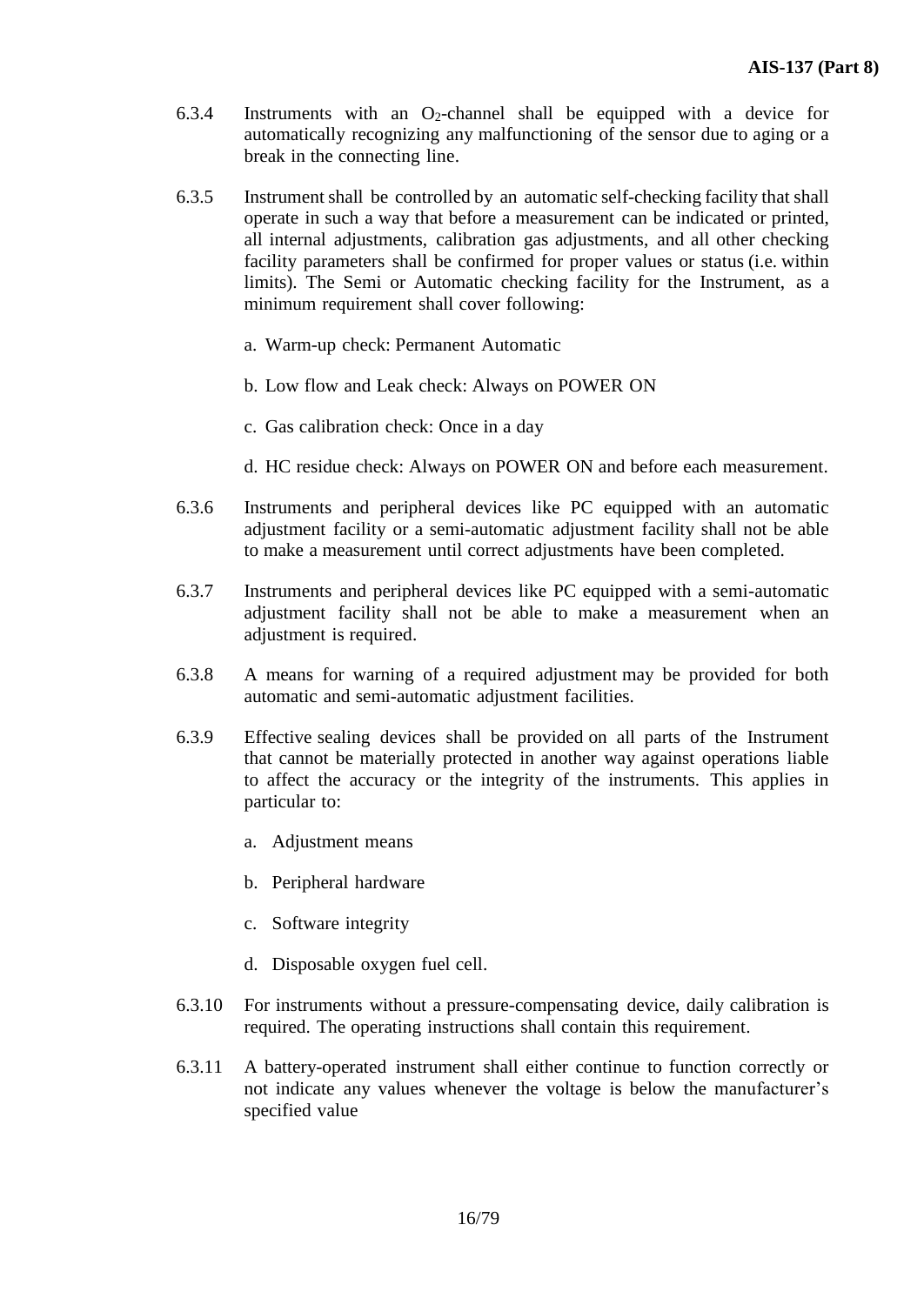6.3.4 Instruments with an $O_2$-channel shall be equipped with a device for automatically recognizing any malfunctioning of the sensor due to aging or a break in the connecting line.

6.3.5 Instrument shall be controlled by an automatic self-checking facility that shall operate in such a way that before a measurement can be indicated or printed, all internal adjustments, calibration gas adjustments, and all other checking facility parameters shall be confirmed for proper values or status (i.e. within limits). The Semi or Automatic checking facility for the Instrument, as a minimum requirement shall cover following:

a. Warm-up check: Permanent Automatic

b. Low flow and Leak check: Always on POWER ON

c. Gas calibration check: Once in a day

d. HC residue check: Always on POWER ON and before each measurement.

6.3.6 Instruments and peripheral devices like PC equipped with an automatic adjustment facility or a semi-automatic adjustment facility shall not be able to make a measurement until correct adjustments have been completed.

6.3.7 Instruments and peripheral devices like PC equipped with a semi-automatic adjustment facility shall not be able to make a measurement when an adjustment is required.

6.3.8 A means for warning of a required adjustment may be provided for both automatic and semi-automatic adjustment facilities.

6.3.9 Effective sealing devices shall be provided on all parts of the Instrument that cannot be materially protected in another way against operations liable to affect the accuracy or the integrity of the instruments. This applies in particular to:

a. Adjustment means

b. Peripheral hardware

c. Software integrity

d. Disposable oxygen fuel cell.

6.3.10 For instruments without a pressure-compensating device, daily calibration is required. The operating instructions shall contain this requirement.

6.3.11 A battery-operated instrument shall either continue to function correctly or not indicate any values whenever the voltage is below the manufacturer's specified value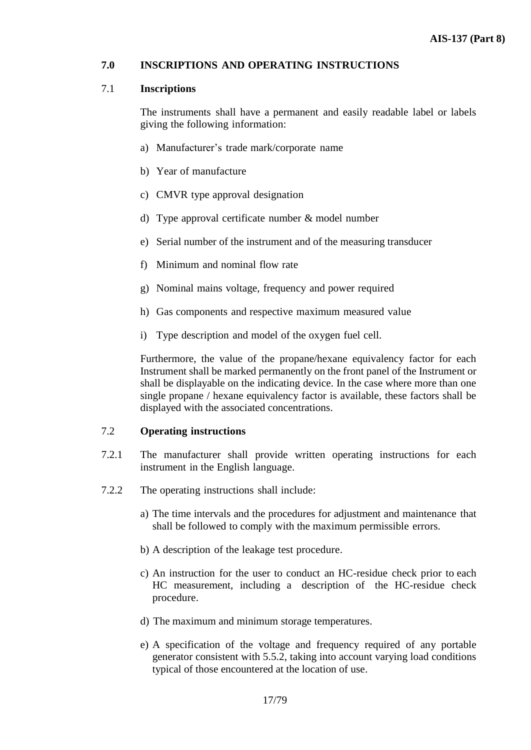## 7.0 INSCRIPTIONS AND OPERATING INSTRUCTIONS

### 7.1 Inscriptions

The instruments shall have a permanent and easily readable label or labels giving the following information:

a) Manufacturer's trade mark/corporate name

b) Year of manufacture

c) CMVR type approval designation

d) Type approval certificate number & model number

e) Serial number of the instrument and of the measuring transducer

f) Minimum and nominal flow rate

g) Nominal mains voltage, frequency and power required

h) Gas components and respective maximum measured value

i) Type description and model of the oxygen fuel cell.

Furthermore, the value of the propane/hexane equivalency factor for each Instrument shall be marked permanently on the front panel of the Instrument or shall be displayable on the indicating device. In the case where more than one single propane / hexane equivalency factor is available, these factors shall be displayed with the associated concentrations.

### 7.2 Operating instructions

7.2.1 The manufacturer shall provide written operating instructions for each instrument in the English language.

7.2.2 The operating instructions shall include:

a) The time intervals and the procedures for adjustment and maintenance that shall be followed to comply with the maximum permissible errors.

b) A description of the leakage test procedure.

c) An instruction for the user to conduct an HC-residue check prior to each HC measurement, including a description of the HC-residue check procedure.

d) The maximum and minimum storage temperatures.

e) A specification of the voltage and frequency required of any portable generator consistent with 5.5.2, taking into account varying load conditions typical of those encountered at the location of use.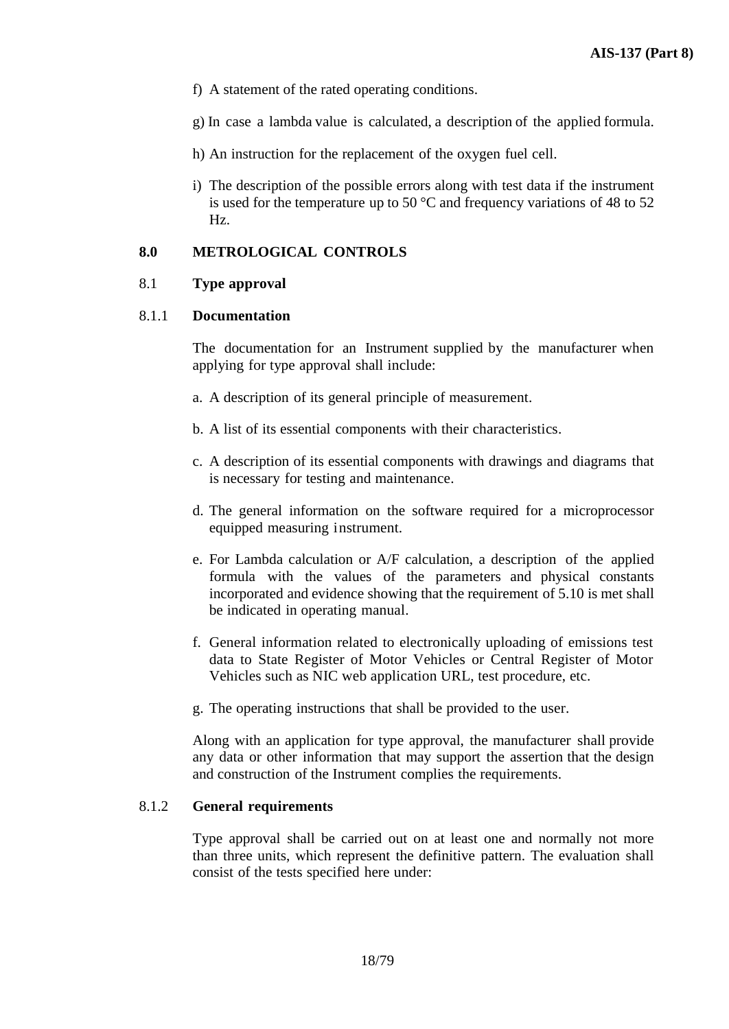f) A statement of the rated operating conditions.

g) In case a lambda value is calculated, a description of the applied formula.

h) An instruction for the replacement of the oxygen fuel cell.

i) The description of the possible errors along with test data if the instrument is used for the temperature up to 50 °C and frequency variations of 48 to 52 Hz.

## 8.0 METROLOGICAL CONTROLS

### 8.1 Type approval

#### 8.1.1 Documentation

The documentation for an Instrument supplied by the manufacturer when applying for type approval shall include:

a. A description of its general principle of measurement.

b. A list of its essential components with their characteristics.

c. A description of its essential components with drawings and diagrams that is necessary for testing and maintenance.

d. The general information on the software required for a microprocessor equipped measuring instrument.

e. For Lambda calculation or A/F calculation, a description of the applied formula with the values of the parameters and physical constants incorporated and evidence showing that the requirement of 5.10 is met shall be indicated in operating manual.

f. General information related to electronically uploading of emissions test data to State Register of Motor Vehicles or Central Register of Motor Vehicles such as NIC web application URL, test procedure, etc.

g. The operating instructions that shall be provided to the user.

Along with an application for type approval, the manufacturer shall provide any data or other information that may support the assertion that the design and construction of the Instrument complies the requirements.

#### 8.1.2 General requirements

Type approval shall be carried out on at least one and normally not more than three units, which represent the definitive pattern. The evaluation shall consist of the tests specified here under: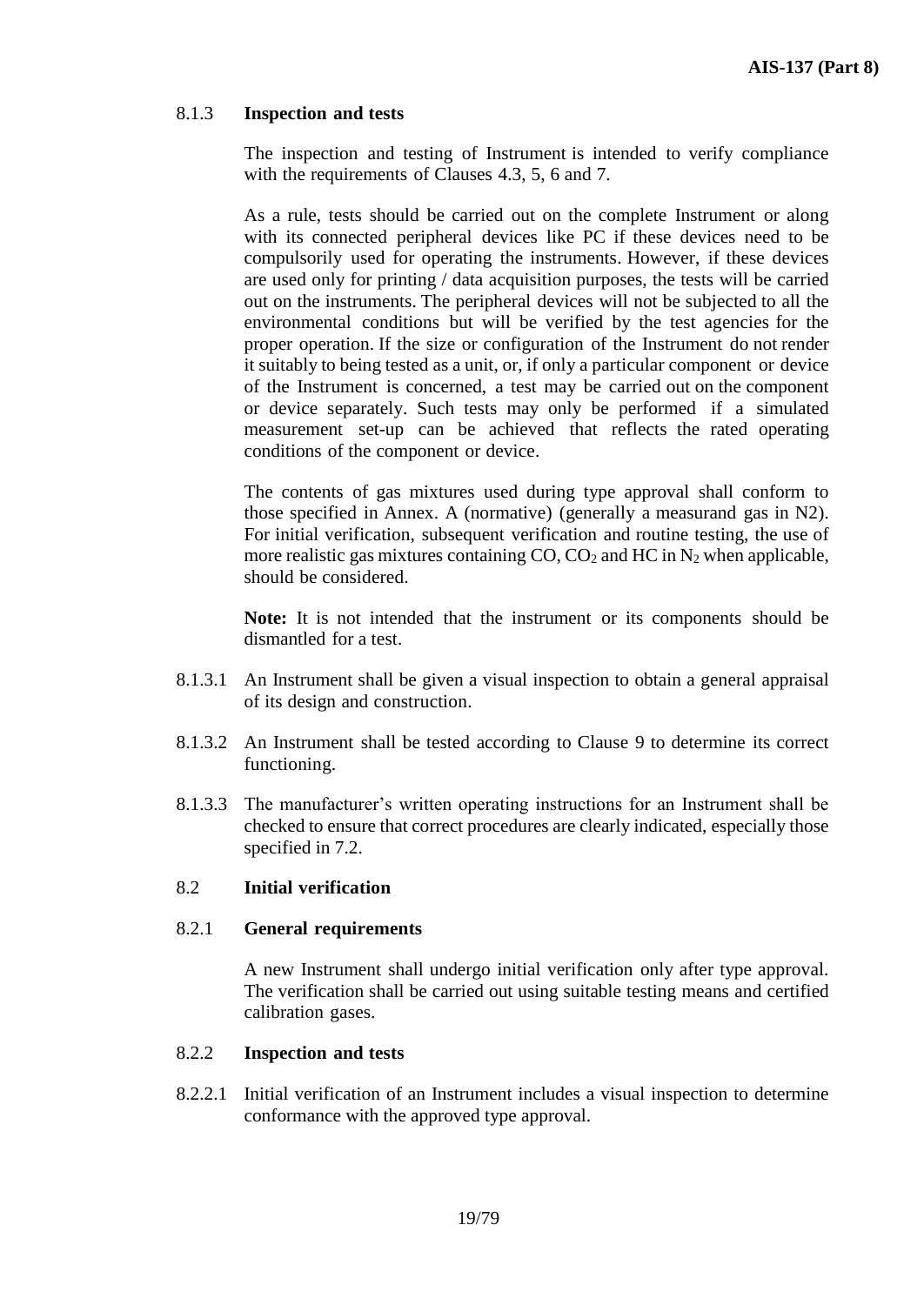### 8.1.3 **Inspection and tests**

The inspection and testing of Instrument is intended to verify compliance with the requirements of Clauses 4.3, 5, 6 and 7.

As a rule, tests should be carried out on the complete Instrument or along with its connected peripheral devices like PC if these devices need to be compulsorily used for operating the instruments. However, if these devices are used only for printing / data acquisition purposes, the tests will be carried out on the instruments. The peripheral devices will not be subjected to all the environmental conditions but will be verified by the test agencies for the proper operation. If the size or configuration of the Instrument do not render it suitably to being tested as a unit, or, if only a particular component or device of the Instrument is concerned, a test may be carried out on the component or device separately. Such tests may only be performed if a simulated measurement set-up can be achieved that reflects the rated operating conditions of the component or device.

The contents of gas mixtures used during type approval shall conform to those specified in Annex. A (normative) (generally a measurand gas in N2). For initial verification, subsequent verification and routine testing, the use of more realistic gas mixtures containing CO, $CO_2$ and HC in $N_2$ when applicable, should be considered.

**Note:** It is not intended that the instrument or its components should be dismantled for a test.

8.1.3.1 An Instrument shall be given a visual inspection to obtain a general appraisal of its design and construction.

8.1.3.2 An Instrument shall be tested according to Clause 9 to determine its correct functioning.

8.1.3.3 The manufacturer's written operating instructions for an Instrument shall be checked to ensure that correct procedures are clearly indicated, especially those specified in 7.2.

## 8.2 **Initial verification**

### 8.2.1 **General requirements**

A new Instrument shall undergo initial verification only after type approval. The verification shall be carried out using suitable testing means and certified calibration gases.

### 8.2.2 **Inspection and tests**

8.2.2.1 Initial verification of an Instrument includes a visual inspection to determine conformance with the approved type approval.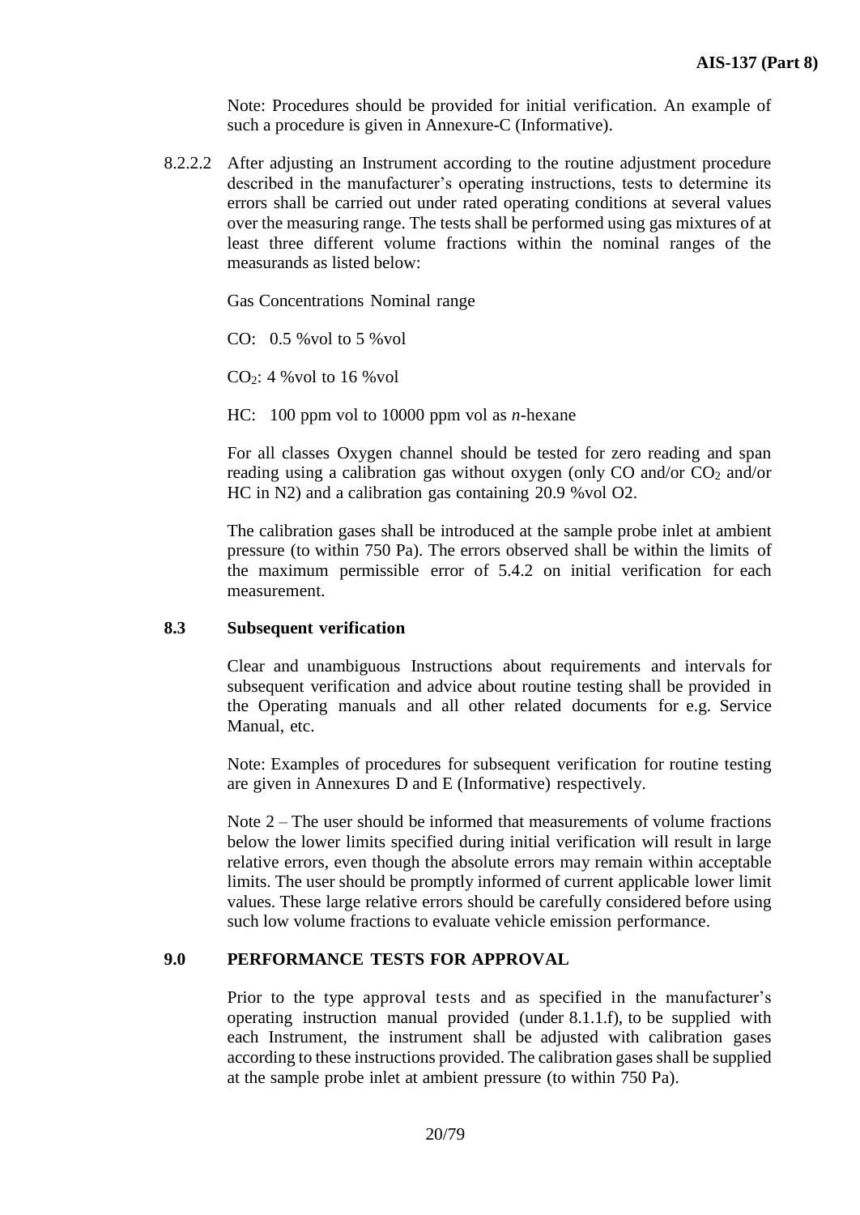Note: Procedures should be provided for initial verification. An example of such a procedure is given in Annexure-C (Informative).

8.2.2.2 After adjusting an Instrument according to the routine adjustment procedure described in the manufacturer's operating instructions, tests to determine its errors shall be carried out under rated operating conditions at several values over the measuring range. The tests shall be performed using gas mixtures of at least three different volume fractions within the nominal ranges of the measurands as listed below:

Gas Concentrations Nominal range

CO: 0.5 %vol to 5 %vol

$CO_2$: 4 %vol to 16 %vol

HC: 100 ppm vol to 10000 ppm vol as *n*-hexane

For all classes Oxygen channel should be tested for zero reading and span reading using a calibration gas without oxygen (only CO and/or $CO_2$ and/or HC in N2) and a calibration gas containing 20.9 %vol O2.

The calibration gases shall be introduced at the sample probe inlet at ambient pressure (to within 750 Pa). The errors observed shall be within the limits of the maximum permissible error of 5.4.2 on initial verification for each measurement.

## 8.3 Subsequent verification

Clear and unambiguous Instructions about requirements and intervals for subsequent verification and advice about routine testing shall be provided in the Operating manuals and all other related documents for e.g. Service Manual, etc.

Note: Examples of procedures for subsequent verification for routine testing are given in Annexures D and E (Informative) respectively.

Note 2 – The user should be informed that measurements of volume fractions below the lower limits specified during initial verification will result in large relative errors, even though the absolute errors may remain within acceptable limits. The user should be promptly informed of current applicable lower limit values. These large relative errors should be carefully considered before using such low volume fractions to evaluate vehicle emission performance.

## 9.0 PERFORMANCE TESTS FOR APPROVAL

Prior to the type approval tests and as specified in the manufacturer's operating instruction manual provided (under 8.1.1.f), to be supplied with each Instrument, the instrument shall be adjusted with calibration gases according to these instructions provided. The calibration gases shall be supplied at the sample probe inlet at ambient pressure (to within 750 Pa).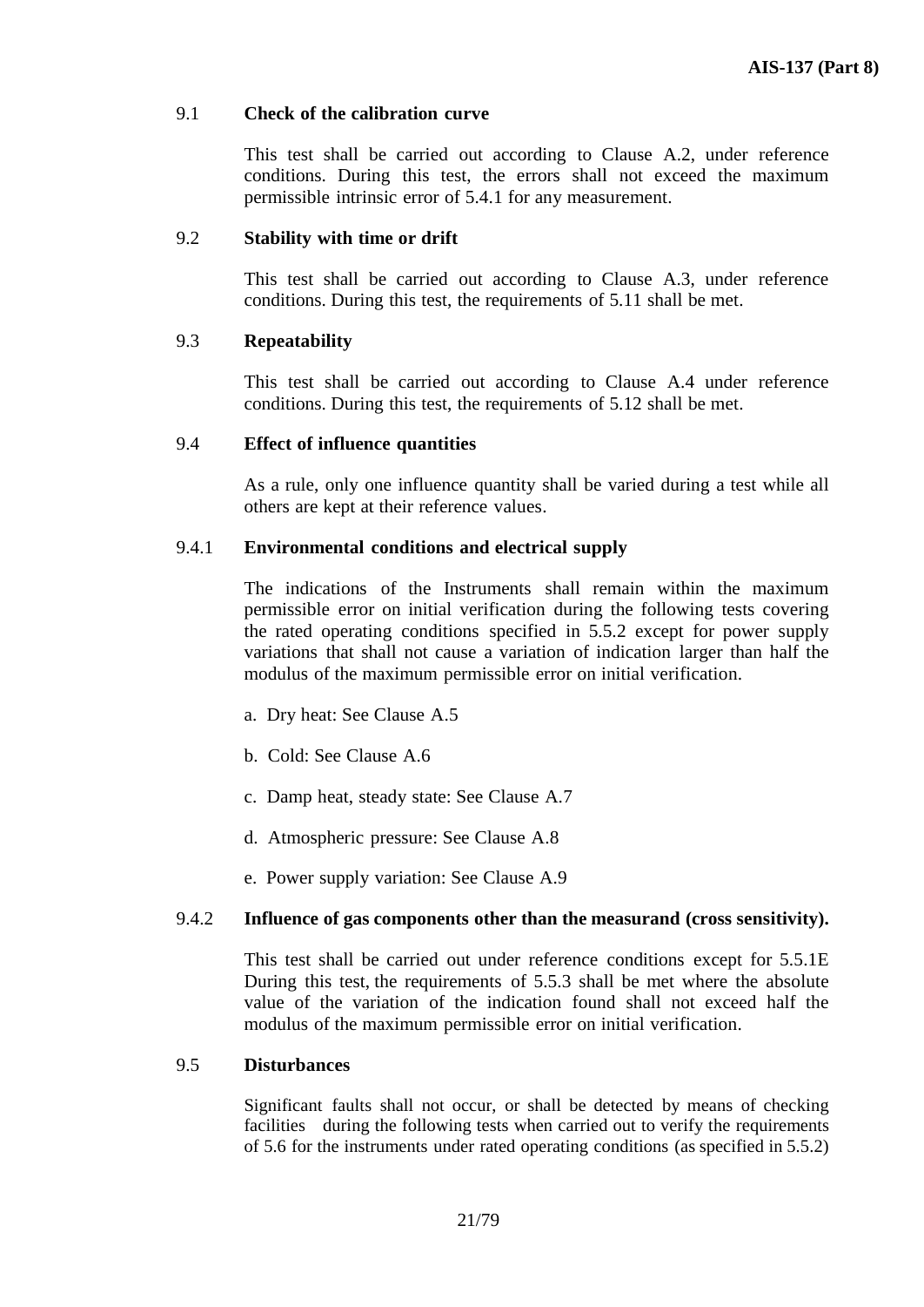### 9.1 Check of the calibration curve

This test shall be carried out according to Clause A.2, under reference conditions. During this test, the errors shall not exceed the maximum permissible intrinsic error of 5.4.1 for any measurement.

### 9.2 Stability with time or drift

This test shall be carried out according to Clause A.3, under reference conditions. During this test, the requirements of 5.11 shall be met.

### 9.3 Repeatability

This test shall be carried out according to Clause A.4 under reference conditions. During this test, the requirements of 5.12 shall be met.

### 9.4 Effect of influence quantities

As a rule, only one influence quantity shall be varied during a test while all others are kept at their reference values.

#### 9.4.1 Environmental conditions and electrical supply

The indications of the Instruments shall remain within the maximum permissible error on initial verification during the following tests covering the rated operating conditions specified in 5.5.2 except for power supply variations that shall not cause a variation of indication larger than half the modulus of the maximum permissible error on initial verification.

a. Dry heat: See Clause A.5

b. Cold: See Clause A.6

c. Damp heat, steady state: See Clause A.7

d. Atmospheric pressure: See Clause A.8

e. Power supply variation: See Clause A.9

#### 9.4.2 Influence of gas components other than the measurand (cross sensitivity).

This test shall be carried out under reference conditions except for 5.5.1E During this test, the requirements of 5.5.3 shall be met where the absolute value of the variation of the indication found shall not exceed half the modulus of the maximum permissible error on initial verification.

### 9.5 Disturbances

Significant faults shall not occur, or shall be detected by means of checking facilities during the following tests when carried out to verify the requirements of 5.6 for the instruments under rated operating conditions (as specified in 5.5.2)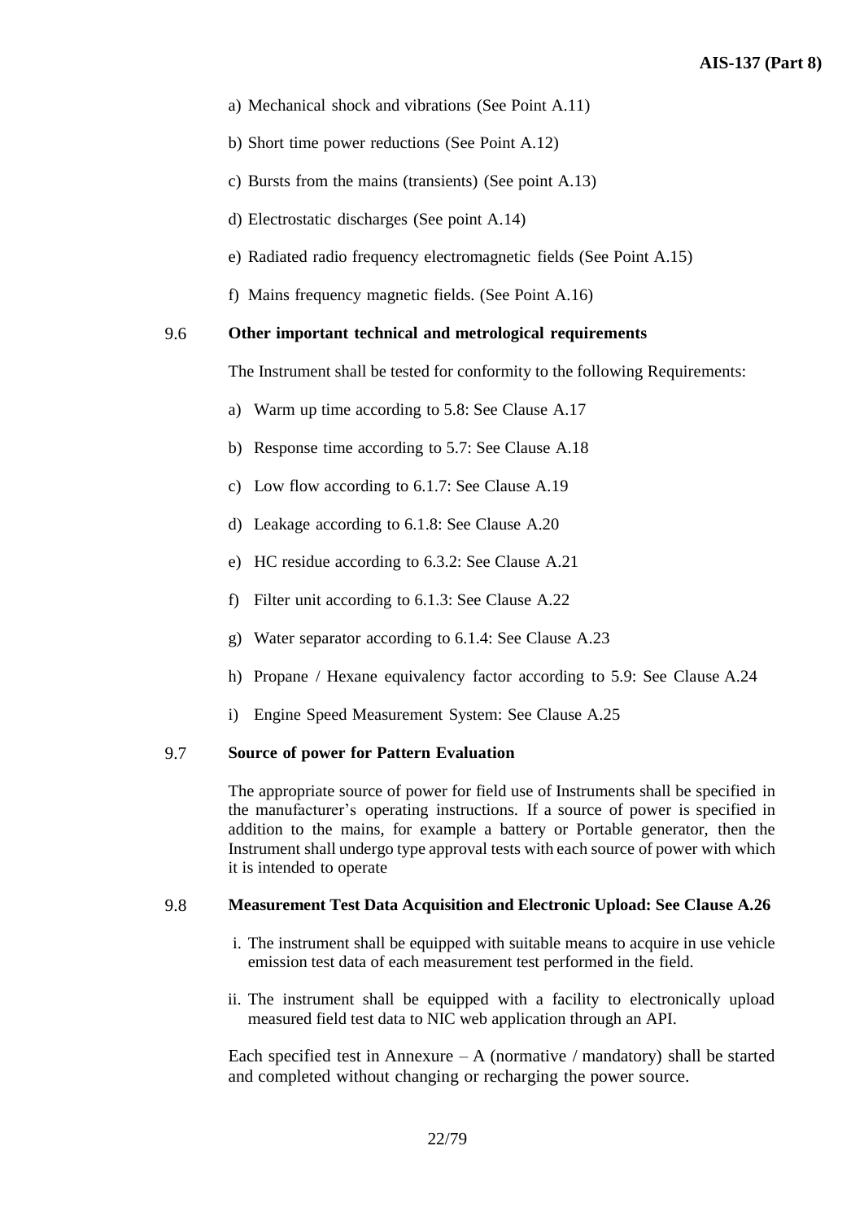a) Mechanical shock and vibrations (See Point A.11)

b) Short time power reductions (See Point A.12)

c) Bursts from the mains (transients) (See point A.13)

d) Electrostatic discharges (See point A.14)

e) Radiated radio frequency electromagnetic fields (See Point A.15)

f) Mains frequency magnetic fields. (See Point A.16)

**9.6 Other important technical and metrological requirements**

The Instrument shall be tested for conformity to the following Requirements:

a) Warm up time according to 5.8: See Clause A.17

b) Response time according to 5.7: See Clause A.18

c) Low flow according to 6.1.7: See Clause A.19

d) Leakage according to 6.1.8: See Clause A.20

e) HC residue according to 6.3.2: See Clause A.21

f) Filter unit according to 6.1.3: See Clause A.22

g) Water separator according to 6.1.4: See Clause A.23

h) Propane / Hexane equivalency factor according to 5.9: See Clause A.24

i) Engine Speed Measurement System: See Clause A.25

**9.7 Source of power for Pattern Evaluation**

The appropriate source of power for field use of Instruments shall be specified in the manufacturer's operating instructions. If a source of power is specified in addition to the mains, for example a battery or Portable generator, then the Instrument shall undergo type approval tests with each source of power with which it is intended to operate

**9.8 Measurement Test Data Acquisition and Electronic Upload: See Clause A.26**

i. The instrument shall be equipped with suitable means to acquire in use vehicle emission test data of each measurement test performed in the field.

ii. The instrument shall be equipped with a facility to electronically upload measured field test data to NIC web application through an API.

Each specified test in Annexure – A (normative / mandatory) shall be started and completed without changing or recharging the power source.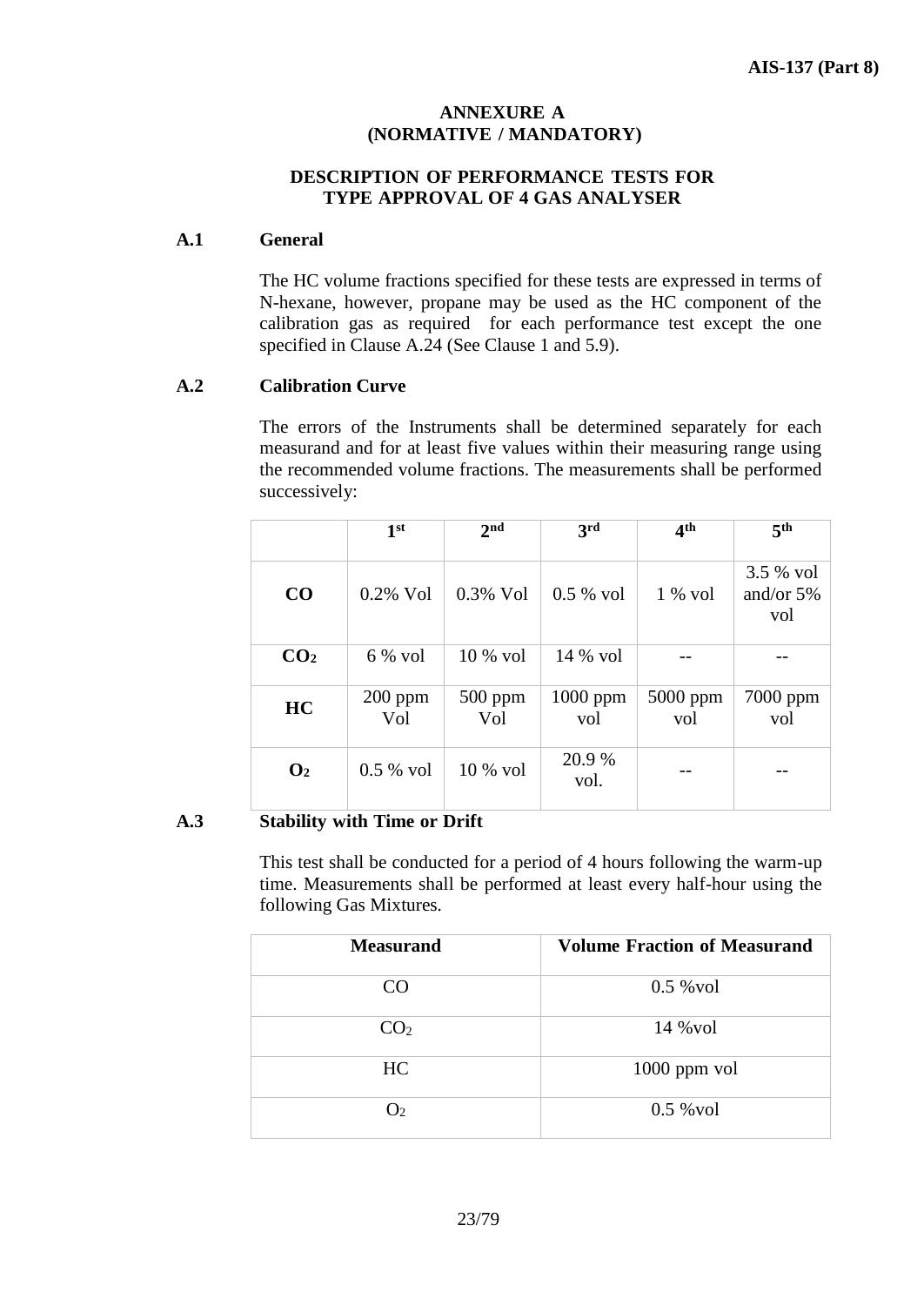## ANNEXURE A
## (NORMATIVE / MANDATORY)

### DESCRIPTION OF PERFORMANCE TESTS FOR TYPE APPROVAL OF 4 GAS ANALYSER

**A.1 General**

The HC volume fractions specified for these tests are expressed in terms of N-hexane, however, propane may be used as the HC component of the calibration gas as required for each performance test except the one specified in Clause A.24 (See Clause 1 and 5.9).

**A.2 Calibration Curve**

The errors of the Instruments shall be determined separately for each measurand and for at least five values within their measuring range using the recommended volume fractions. The measurements shall be performed successively:

| | 1st | 2nd | 3rd | 4th | 5th |
|---|---|---|---|---|---|
| **CO** | 0.2% Vol | 0.3% Vol | 0.5 % vol | 1 % vol | 3.5 % vol and/or 5% vol |
| **$CO_2$** | 6 % vol | 10 % vol | 14 % vol | -- | -- |
| **HC** | 200 ppm Vol | 500 ppm Vol | 1000 ppm vol | 5000 ppm vol | 7000 ppm vol |
| **$O_2$** | 0.5 % vol | 10 % vol | 20.9 % vol. | -- | -- |

**A.3 Stability with Time or Drift**

This test shall be conducted for a period of 4 hours following the warm-up time. Measurements shall be performed at least every half-hour using the following Gas Mixtures.

| Measurand | Volume Fraction of Measurand |
|---|---|
| CO | 0.5 %vol |
| $CO_2$ | 14 %vol |
| HC | 1000 ppm vol |
| $O_2$ | 0.5 %vol |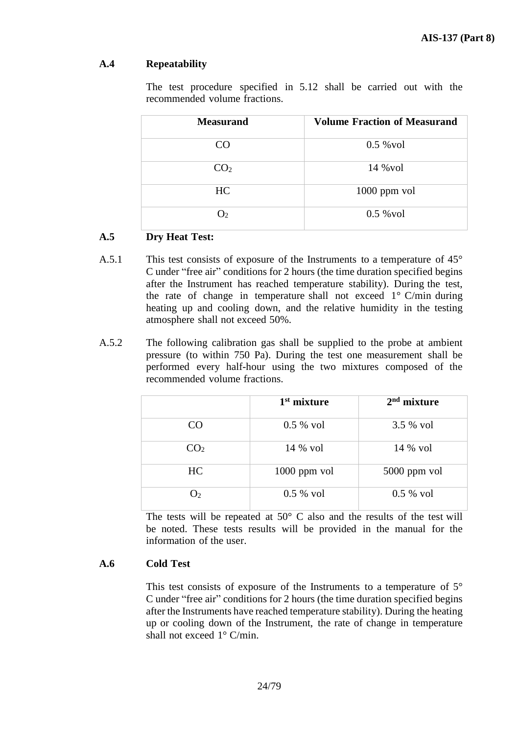### A.4 Repeatability

The test procedure specified in 5.12 shall be carried out with the recommended volume fractions.

| Measurand | Volume Fraction of Measurand |
|---|---|
| CO | 0.5 %vol |
| $CO_2$ | 14 %vol |
| HC | 1000 ppm vol |
| $O_2$ | 0.5 %vol |

### A.5 Dry Heat Test:

A.5.1 This test consists of exposure of the Instruments to a temperature of 45° C under "free air" conditions for 2 hours (the time duration specified begins after the Instrument has reached temperature stability). During the test, the rate of change in temperature shall not exceed 1° C/min during heating up and cooling down, and the relative humidity in the testing atmosphere shall not exceed 50%.

A.5.2 The following calibration gas shall be supplied to the probe at ambient pressure (to within 750 Pa). During the test one measurement shall be performed every half-hour using the two mixtures composed of the recommended volume fractions.

| | 1st mixture | 2nd mixture |
|---|---|---|
| CO | 0.5 % vol | 3.5 % vol |
| $CO_2$ | 14 % vol | 14 % vol |
| HC | 1000 ppm vol | 5000 ppm vol |
| $O_2$ | 0.5 % vol | 0.5 % vol |

The tests will be repeated at 50° C also and the results of the test will be noted. These tests results will be provided in the manual for the information of the user.

### A.6 Cold Test

This test consists of exposure of the Instruments to a temperature of 5° C under "free air" conditions for 2 hours (the time duration specified begins after the Instruments have reached temperature stability). During the heating up or cooling down of the Instrument, the rate of change in temperature shall not exceed 1° C/min.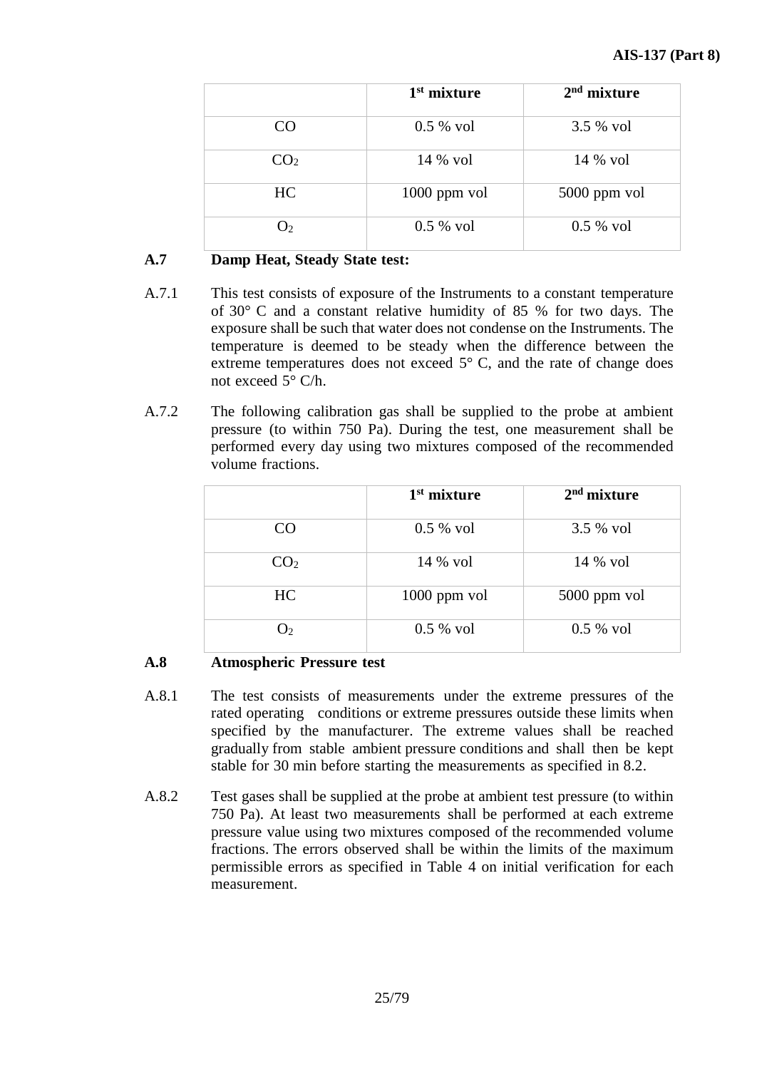| | 1[st] mixture | 2[nd] mixture |
|---|---|---|
| CO | 0.5 % vol | 3.5 % vol |
| $CO_2$ | 14 % vol | 14 % vol |
| HC | 1000 ppm vol | 5000 ppm vol |
| $O_2$ | 0.5 % vol | 0.5 % vol |

**A.7 Damp Heat, Steady State test:**

A.7.1 This test consists of exposure of the Instruments to a constant temperature of 30° C and a constant relative humidity of 85 % for two days. The exposure shall be such that water does not condense on the Instruments. The temperature is deemed to be steady when the difference between the extreme temperatures does not exceed 5° C, and the rate of change does not exceed 5° C/h.

A.7.2 The following calibration gas shall be supplied to the probe at ambient pressure (to within 750 Pa). During the test, one measurement shall be performed every day using two mixtures composed of the recommended volume fractions.

| | 1[st] mixture | 2[nd] mixture |
|---|---|---|
| CO | 0.5 % vol | 3.5 % vol |
| $CO_2$ | 14 % vol | 14 % vol |
| HC | 1000 ppm vol | 5000 ppm vol |
| $O_2$ | 0.5 % vol | 0.5 % vol |

**A.8 Atmospheric Pressure test**

A.8.1 The test consists of measurements under the extreme pressures of the rated operating conditions or extreme pressures outside these limits when specified by the manufacturer. The extreme values shall be reached gradually from stable ambient pressure conditions and shall then be kept stable for 30 min before starting the measurements as specified in 8.2.

A.8.2 Test gases shall be supplied at the probe at ambient test pressure (to within 750 Pa). At least two measurements shall be performed at each extreme pressure value using two mixtures composed of the recommended volume fractions. The errors observed shall be within the limits of the maximum permissible errors as specified in Table 4 on initial verification for each measurement.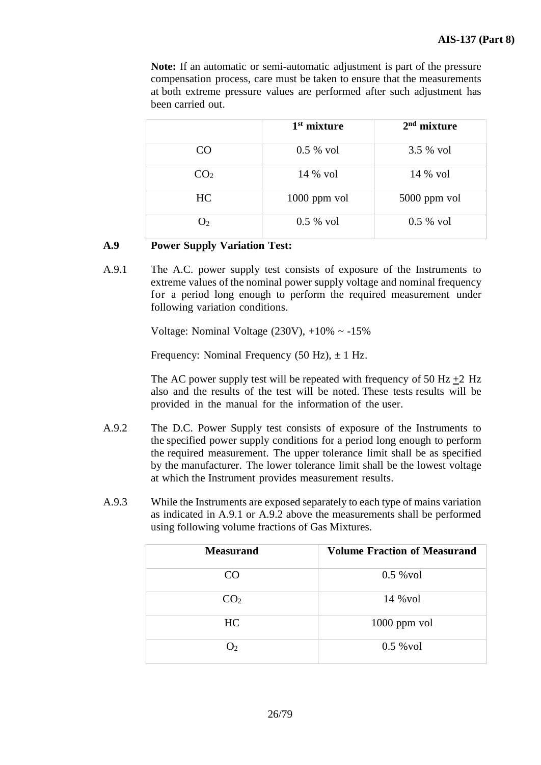**Note:** If an automatic or semi-automatic adjustment is part of the pressure compensation process, care must be taken to ensure that the measurements at both extreme pressure values are performed after such adjustment has been carried out.

| | 1st mixture | 2nd mixture |
|---|---|---|
| CO | 0.5 % vol | 3.5 % vol |
| $CO_2$ | 14 % vol | 14 % vol |
| HC | 1000 ppm vol | 5000 ppm vol |
| $O_2$ | 0.5 % vol | 0.5 % vol |

**A.9 Power Supply Variation Test:**

A.9.1 The A.C. power supply test consists of exposure of the Instruments to extreme values of the nominal power supply voltage and nominal frequency for a period long enough to perform the required measurement under following variation conditions.

Voltage: Nominal Voltage (230V), +10% ~ -15%

Frequency: Nominal Frequency (50 Hz), ± 1 Hz.

The AC power supply test will be repeated with frequency of 50 Hz ±2 Hz also and the results of the test will be noted. These tests results will be provided in the manual for the information of the user.

A.9.2 The D.C. Power Supply test consists of exposure of the Instruments to the specified power supply conditions for a period long enough to perform the required measurement. The upper tolerance limit shall be as specified by the manufacturer. The lower tolerance limit shall be the lowest voltage at which the Instrument provides measurement results.

A.9.3 While the Instruments are exposed separately to each type of mains variation as indicated in A.9.1 or A.9.2 above the measurements shall be performed using following volume fractions of Gas Mixtures.

| Measurand | Volume Fraction of Measurand |
|---|---|
| CO | 0.5 %vol |
| $CO_2$ | 14 %vol |
| HC | 1000 ppm vol |
| $O_2$ | 0.5 %vol |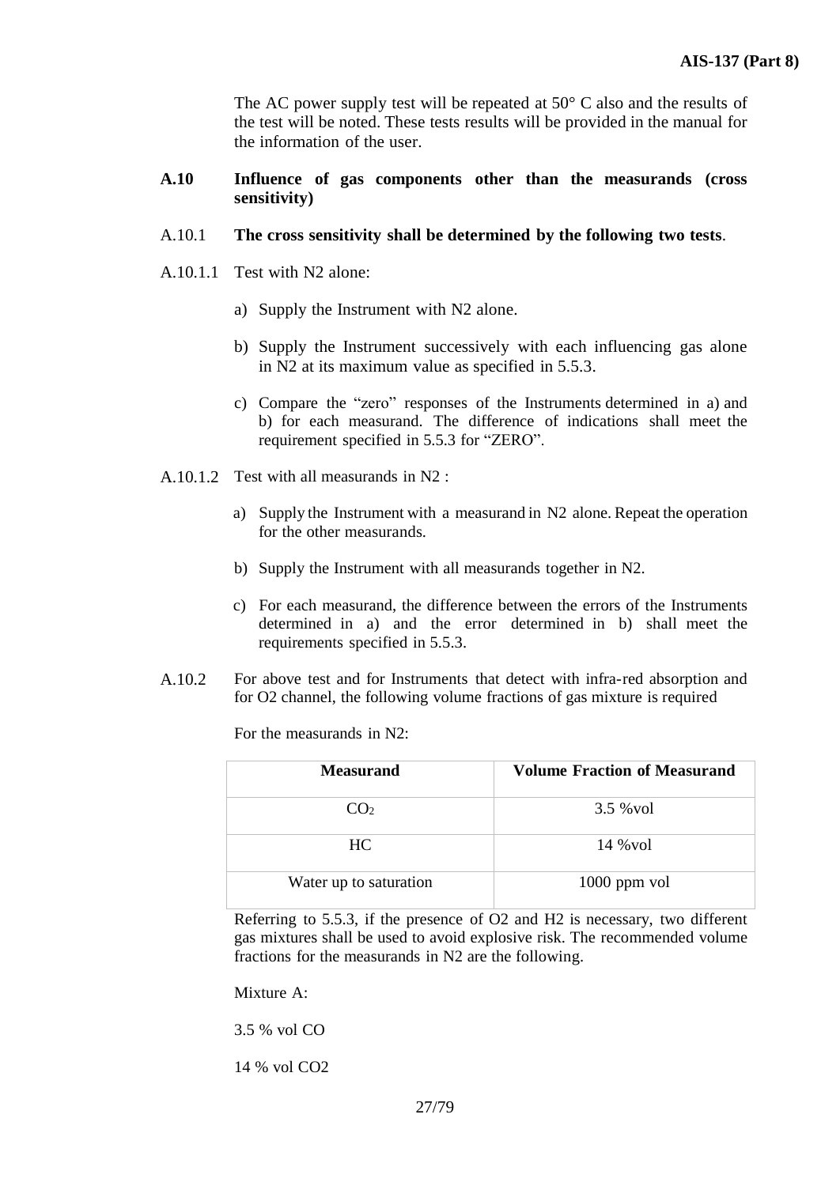The AC power supply test will be repeated at 50° C also and the results of the test will be noted. These tests results will be provided in the manual for the information of the user.

**A.10 Influence of gas components other than the measurands (cross sensitivity)**

A.10.1 **The cross sensitivity shall be determined by the following two tests**.

A.10.1.1 Test with N2 alone:

a) Supply the Instrument with N2 alone.

b) Supply the Instrument successively with each influencing gas alone in N2 at its maximum value as specified in 5.5.3.

c) Compare the "zero" responses of the Instruments determined in a) and b) for each measurand. The difference of indications shall meet the requirement specified in 5.5.3 for "ZERO".

A.10.1.2 Test with all measurands in N2 :

a) Supply the Instrument with a measurand in N2 alone. Repeat the operation for the other measurands.

b) Supply the Instrument with all measurands together in N2.

c) For each measurand, the difference between the errors of the Instruments determined in a) and the error determined in b) shall meet the requirements specified in 5.5.3.

A.10.2 For above test and for Instruments that detect with infra-red absorption and for O2 channel, the following volume fractions of gas mixture is required

For the measurands in N2:

| **Measurand** | **Volume Fraction of Measurand** |
|---|---|
| $CO_2$ | 3.5 %vol |
| HC | 14 %vol |
| Water up to saturation | 1000 ppm vol |

Referring to 5.5.3, if the presence of O2 and H2 is necessary, two different gas mixtures shall be used to avoid explosive risk. The recommended volume fractions for the measurands in N2 are the following.

Mixture A:

3.5 % vol CO

14 % vol CO2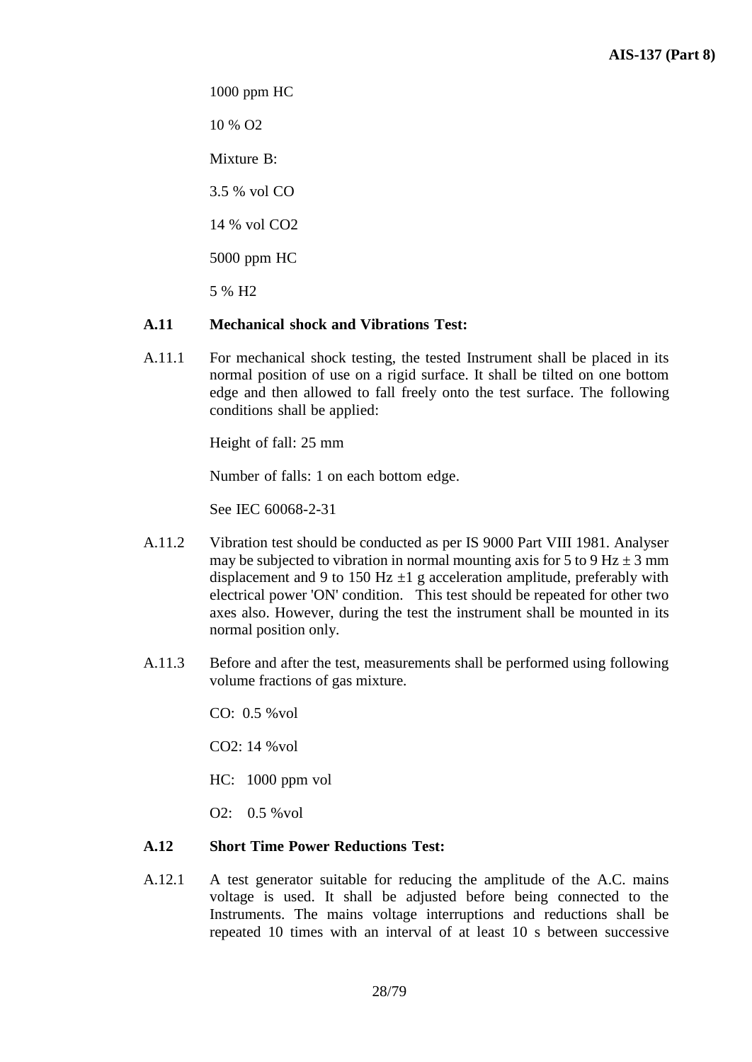1000 ppm HC

10 % $O_2$

Mixture B:

3.5 % vol CO

14 % vol $CO_2$

5000 ppm HC

5 % $H_2$

**A.11 Mechanical shock and Vibrations Test:**

A.11.1 For mechanical shock testing, the tested Instrument shall be placed in its normal position of use on a rigid surface. It shall be tilted on one bottom edge and then allowed to fall freely onto the test surface. The following conditions shall be applied:

Height of fall: 25 mm

Number of falls: 1 on each bottom edge.

See IEC 60068-2-31

A.11.2 Vibration test should be conducted as per IS 9000 Part VIII 1981. Analyser may be subjected to vibration in normal mounting axis for 5 to 9 Hz ± 3 mm displacement and 9 to 150 Hz ±1 g acceleration amplitude, preferably with electrical power 'ON' condition. This test should be repeated for other two axes also. However, during the test the instrument shall be mounted in its normal position only.

A.11.3 Before and after the test, measurements shall be performed using following volume fractions of gas mixture.

CO: 0.5 %vol

$CO_2$: 14 %vol

HC: 1000 ppm vol

$O_2$: 0.5 %vol

**A.12 Short Time Power Reductions Test:**

A.12.1 A test generator suitable for reducing the amplitude of the A.C. mains voltage is used. It shall be adjusted before being connected to the Instruments. The mains voltage interruptions and reductions shall be repeated 10 times with an interval of at least 10 s between successive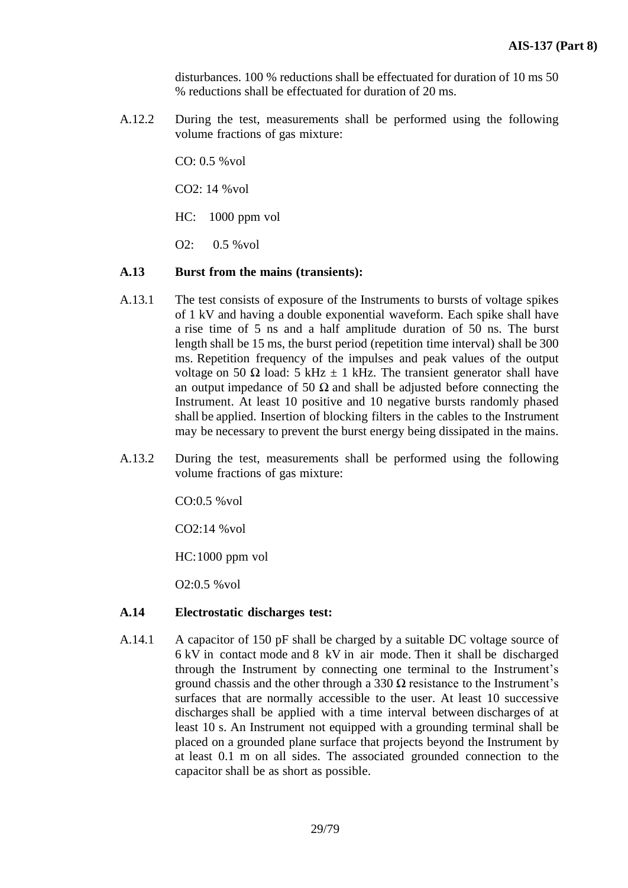disturbances. 100 % reductions shall be effectuated for duration of 10 ms 50 % reductions shall be effectuated for duration of 20 ms.

A.12.2 During the test, measurements shall be performed using the following volume fractions of gas mixture:

CO: 0.5 %vol

$CO_2$: 14 %vol

HC: 1000 ppm vol

$O_2$: 0.5 %vol

**A.13 Burst from the mains (transients):**

A.13.1 The test consists of exposure of the Instruments to bursts of voltage spikes of 1 kV and having a double exponential waveform. Each spike shall have a rise time of 5 ns and a half amplitude duration of 50 ns. The burst length shall be 15 ms, the burst period (repetition time interval) shall be 300 ms. Repetition frequency of the impulses and peak values of the output voltage on 50 Ω load: 5 kHz ± 1 kHz. The transient generator shall have an output impedance of 50 Ω and shall be adjusted before connecting the Instrument. At least 10 positive and 10 negative bursts randomly phased shall be applied. Insertion of blocking filters in the cables to the Instrument may be necessary to prevent the burst energy being dissipated in the mains.

A.13.2 During the test, measurements shall be performed using the following volume fractions of gas mixture:

CO:0.5 %vol

$CO_2$:14 %vol

HC:1000 ppm vol

$O_2$:0.5 %vol

**A.14 Electrostatic discharges test:**

A.14.1 A capacitor of 150 pF shall be charged by a suitable DC voltage source of 6 kV in contact mode and 8 kV in air mode. Then it shall be discharged through the Instrument by connecting one terminal to the Instrument's ground chassis and the other through a 330 Ω resistance to the Instrument's surfaces that are normally accessible to the user. At least 10 successive discharges shall be applied with a time interval between discharges of at least 10 s. An Instrument not equipped with a grounding terminal shall be placed on a grounded plane surface that projects beyond the Instrument by at least 0.1 m on all sides. The associated grounded connection to the capacitor shall be as short as possible.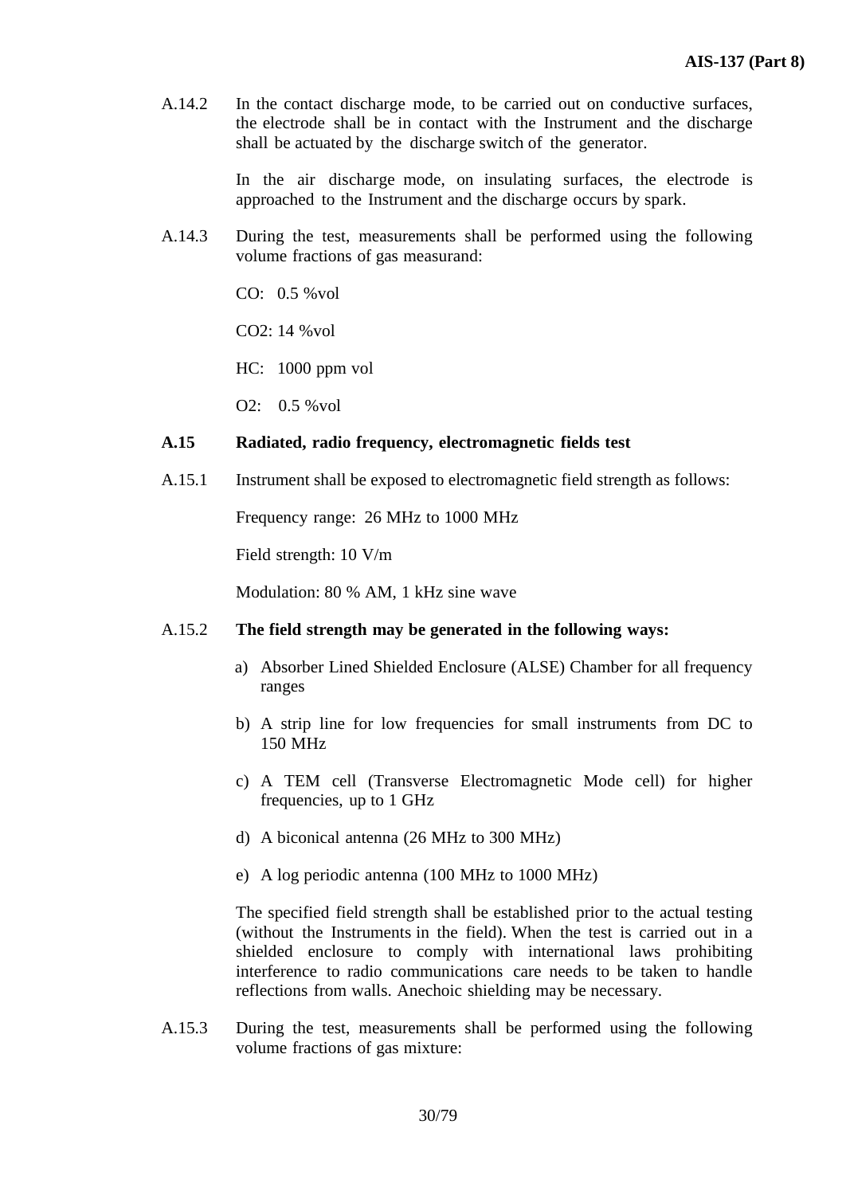A.14.2 In the contact discharge mode, to be carried out on conductive surfaces, the electrode shall be in contact with the Instrument and the discharge shall be actuated by the discharge switch of the generator.

In the air discharge mode, on insulating surfaces, the electrode is approached to the Instrument and the discharge occurs by spark.

A.14.3 During the test, measurements shall be performed using the following volume fractions of gas measurand:

CO: 0.5 %vol

$CO_2$: 14 %vol

HC: 1000 ppm vol

$O_2$: 0.5 %vol

### A.15 Radiated, radio frequency, electromagnetic fields test

A.15.1 Instrument shall be exposed to electromagnetic field strength as follows:

Frequency range: 26 MHz to 1000 MHz

Field strength: 10 V/m

Modulation: 80 % AM, 1 kHz sine wave

A.15.2 **The field strength may be generated in the following ways:**

a) Absorber Lined Shielded Enclosure (ALSE) Chamber for all frequency ranges

b) A strip line for low frequencies for small instruments from DC to 150 MHz

c) A TEM cell (Transverse Electromagnetic Mode cell) for higher frequencies, up to 1 GHz

d) A biconical antenna (26 MHz to 300 MHz)

e) A log periodic antenna (100 MHz to 1000 MHz)

The specified field strength shall be established prior to the actual testing (without the Instruments in the field). When the test is carried out in a shielded enclosure to comply with international laws prohibiting interference to radio communications care needs to be taken to handle reflections from walls. Anechoic shielding may be necessary.

A.15.3 During the test, measurements shall be performed using the following volume fractions of gas mixture: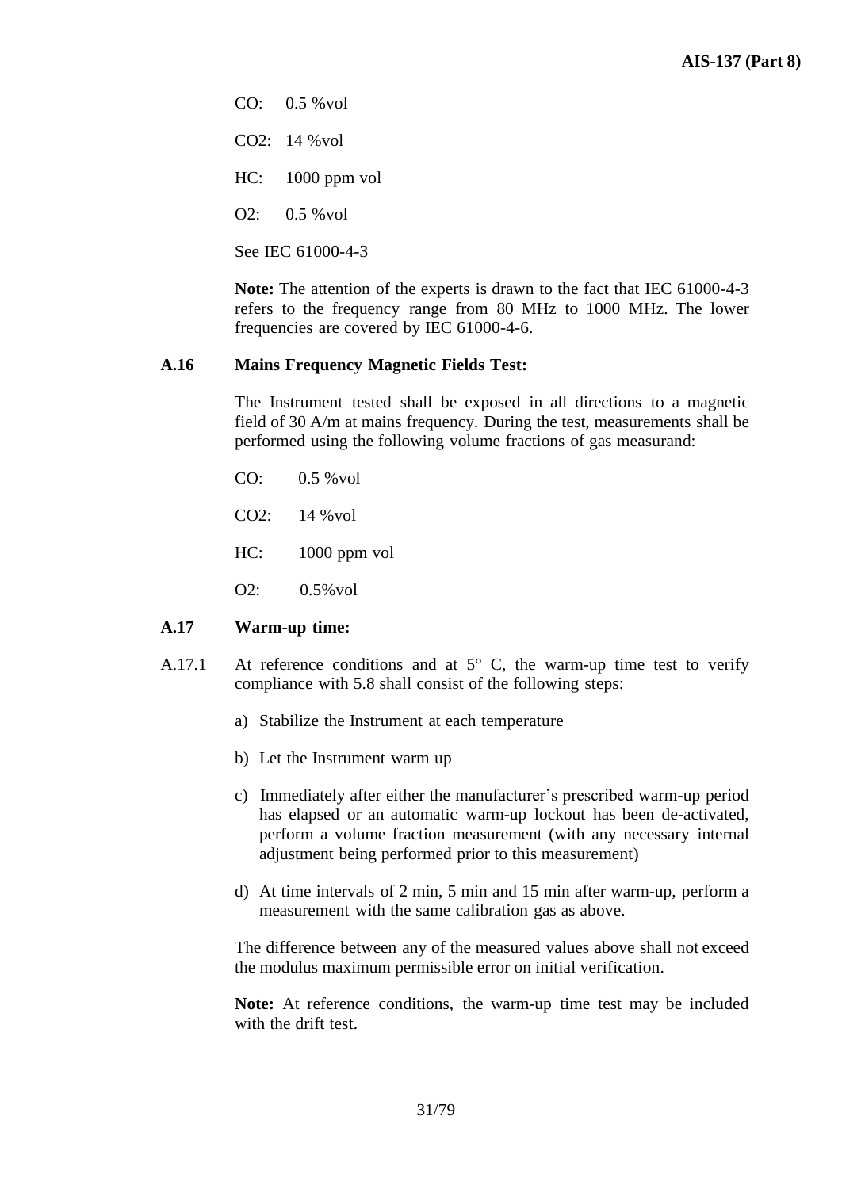CO: 0.5 %vol

$CO_2$: 14 %vol

HC: 1000 ppm vol

$O_2$: 0.5 %vol

See IEC 61000-4-3

**Note:** The attention of the experts is drawn to the fact that IEC 61000-4-3 refers to the frequency range from 80 MHz to 1000 MHz. The lower frequencies are covered by IEC 61000-4-6.

### A.16 Mains Frequency Magnetic Fields Test:

The Instrument tested shall be exposed in all directions to a magnetic field of 30 A/m at mains frequency. During the test, measurements shall be performed using the following volume fractions of gas measurand:

CO: 0.5 %vol

$CO_2$: 14 %vol

HC: 1000 ppm vol

$O_2$: 0.5%vol

### A.17 Warm-up time:

A.17.1 At reference conditions and at 5° C, the warm-up time test to verify compliance with 5.8 shall consist of the following steps:

a) Stabilize the Instrument at each temperature

b) Let the Instrument warm up

c) Immediately after either the manufacturer's prescribed warm-up period has elapsed or an automatic warm-up lockout has been de-activated, perform a volume fraction measurement (with any necessary internal adjustment being performed prior to this measurement)

d) At time intervals of 2 min, 5 min and 15 min after warm-up, perform a measurement with the same calibration gas as above.

The difference between any of the measured values above shall not exceed the modulus maximum permissible error on initial verification.

**Note:** At reference conditions, the warm-up time test may be included with the drift test.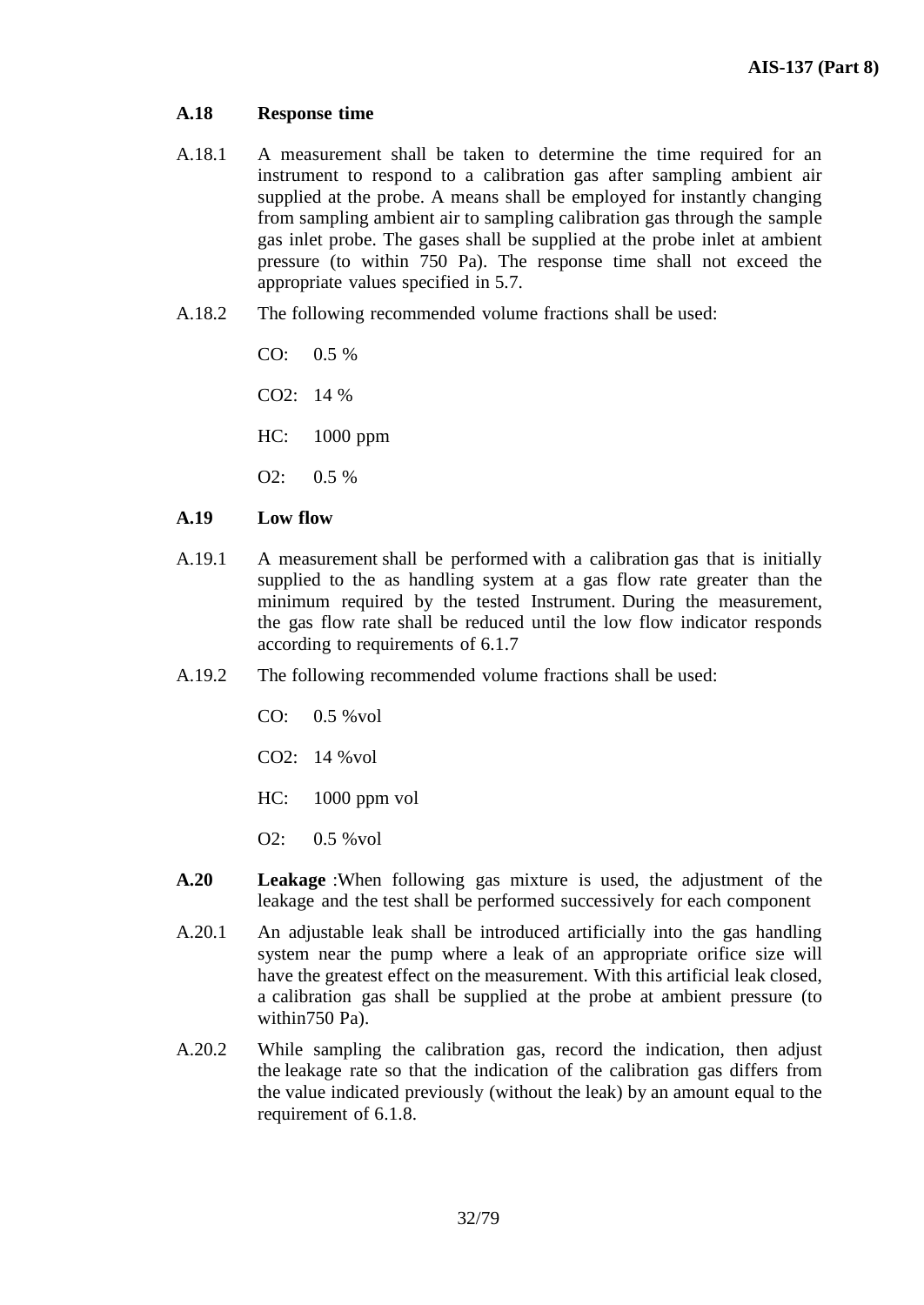### A.18 Response time

A.18.1 A measurement shall be taken to determine the time required for an instrument to respond to a calibration gas after sampling ambient air supplied at the probe. A means shall be employed for instantly changing from sampling ambient air to sampling calibration gas through the sample gas inlet probe. The gases shall be supplied at the probe inlet at ambient pressure (to within 750 Pa). The response time shall not exceed the appropriate values specified in 5.7.

A.18.2 The following recommended volume fractions shall be used:

CO: 0.5 %

CO2: 14 %

HC: 1000 ppm

O2: 0.5 %

### A.19 Low flow

A.19.1 A measurement shall be performed with a calibration gas that is initially supplied to the as handling system at a gas flow rate greater than the minimum required by the tested Instrument. During the measurement, the gas flow rate shall be reduced until the low flow indicator responds according to requirements of 6.1.7

A.19.2 The following recommended volume fractions shall be used:

CO: 0.5 %vol

CO2: 14 %vol

HC: 1000 ppm vol

O2: 0.5 %vol

**A.20 Leakage** :When following gas mixture is used, the adjustment of the leakage and the test shall be performed successively for each component

A.20.1 An adjustable leak shall be introduced artificially into the gas handling system near the pump where a leak of an appropriate orifice size will have the greatest effect on the measurement. With this artificial leak closed, a calibration gas shall be supplied at the probe at ambient pressure (to within750 Pa).

A.20.2 While sampling the calibration gas, record the indication, then adjust the leakage rate so that the indication of the calibration gas differs from the value indicated previously (without the leak) by an amount equal to the requirement of 6.1.8.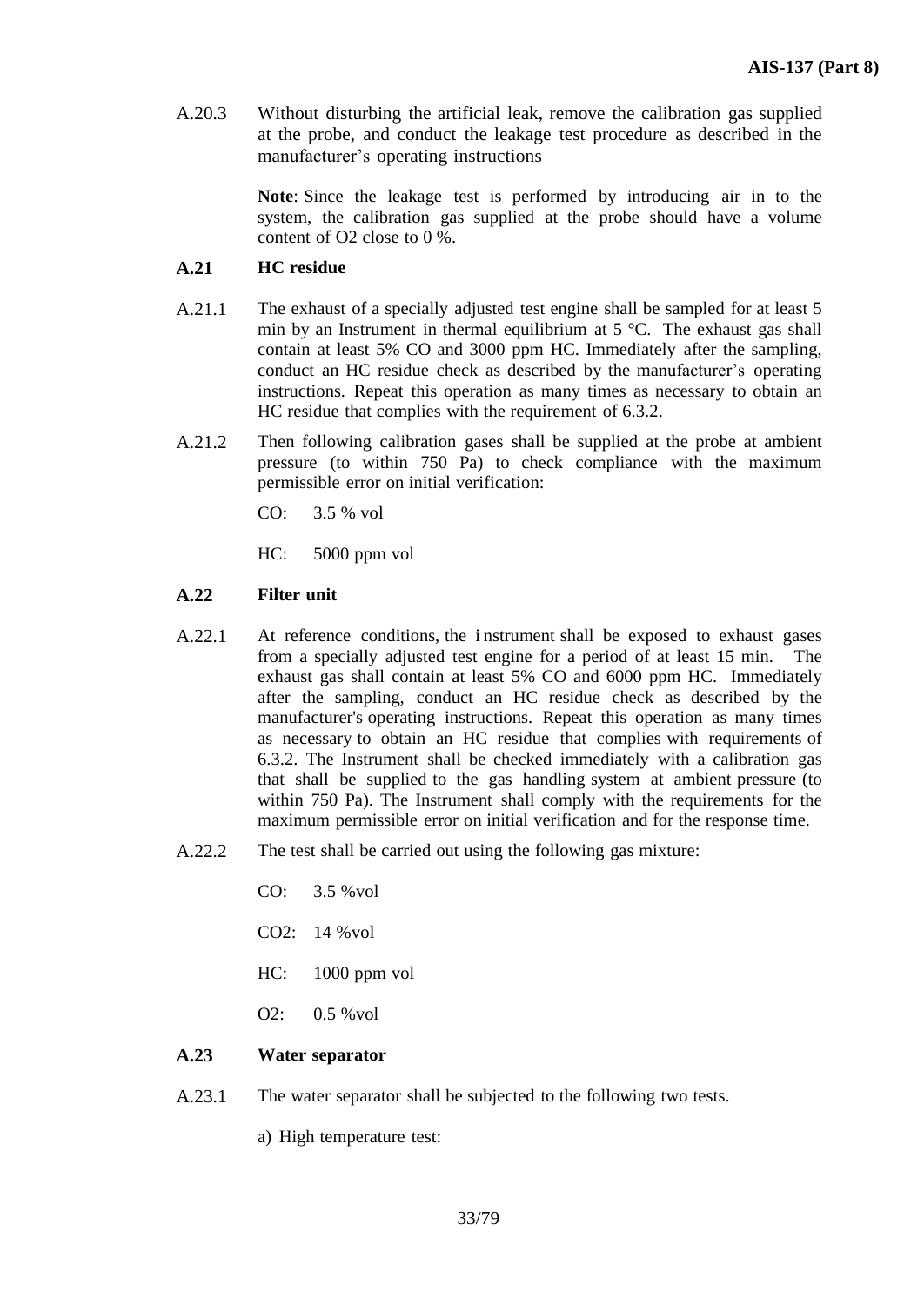A.20.3 Without disturbing the artificial leak, remove the calibration gas supplied at the probe, and conduct the leakage test procedure as described in the manufacturer's operating instructions

**Note**: Since the leakage test is performed by introducing air in to the system, the calibration gas supplied at the probe should have a volume content of $O_2$ close to 0 %.

**A.21 HC residue**

A.21.1 The exhaust of a specially adjusted test engine shall be sampled for at least 5 min by an Instrument in thermal equilibrium at 5 °C. The exhaust gas shall contain at least 5% CO and 3000 ppm HC. Immediately after the sampling, conduct an HC residue check as described by the manufacturer's operating instructions. Repeat this operation as many times as necessary to obtain an HC residue that complies with the requirement of 6.3.2.

A.21.2 Then following calibration gases shall be supplied at the probe at ambient pressure (to within 750 Pa) to check compliance with the maximum permissible error on initial verification:

CO: 3.5 % vol

HC: 5000 ppm vol

**A.22 Filter unit**

A.22.1 At reference conditions, the instrument shall be exposed to exhaust gases from a specially adjusted test engine for a period of at least 15 min. The exhaust gas shall contain at least 5% CO and 6000 ppm HC. Immediately after the sampling, conduct an HC residue check as described by the manufacturer's operating instructions. Repeat this operation as many times as necessary to obtain an HC residue that complies with requirements of 6.3.2. The Instrument shall be checked immediately with a calibration gas that shall be supplied to the gas handling system at ambient pressure (to within 750 Pa). The Instrument shall comply with the requirements for the maximum permissible error on initial verification and for the response time.

A.22.2 The test shall be carried out using the following gas mixture:

CO: 3.5 %vol

$CO_2$: 14 %vol

HC: 1000 ppm vol

$O_2$: 0.5 %vol

**A.23 Water separator**

A.23.1 The water separator shall be subjected to the following two tests.

a) High temperature test: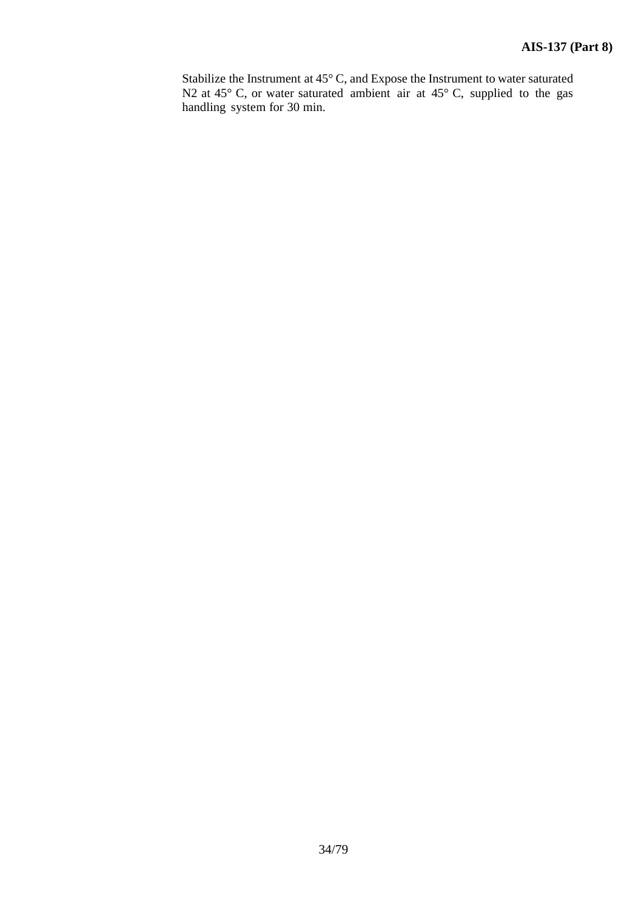Stabilize the Instrument at 45° C, and Expose the Instrument to water saturated $N_2$ at 45° C, or water saturated ambient air at 45° C, supplied to the gas handling system for 30 min.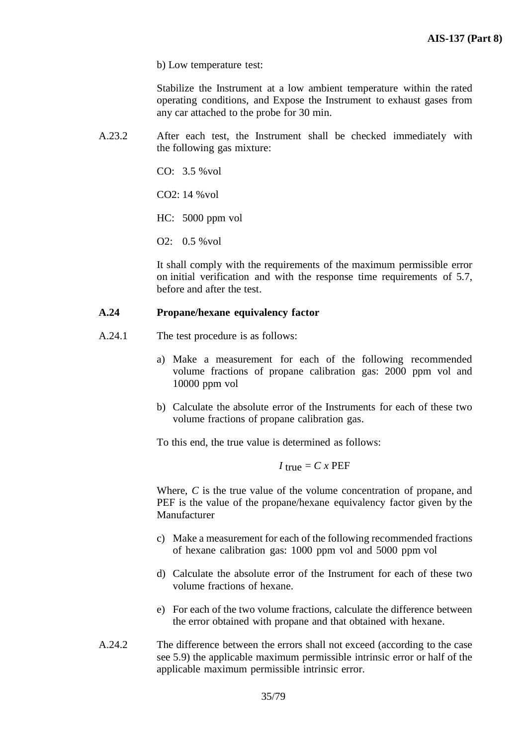b) Low temperature test:

Stabilize the Instrument at a low ambient temperature within the rated operating conditions, and Expose the Instrument to exhaust gases from any car attached to the probe for 30 min.

A.23.2 After each test, the Instrument shall be checked immediately with the following gas mixture:

CO: 3.5 %vol

$CO_2$: 14 %vol

HC: 5000 ppm vol

$O_2$: 0.5 %vol

It shall comply with the requirements of the maximum permissible error on initial verification and with the response time requirements of 5.7, before and after the test.

**A.24 Propane/hexane equivalency factor**

A.24.1 The test procedure is as follows:

a) Make a measurement for each of the following recommended volume fractions of propane calibration gas: 2000 ppm vol and 10000 ppm vol

b) Calculate the absolute error of the Instruments for each of these two volume fractions of propane calibration gas.

To this end, the true value is determined as follows:

$$I_{\text{true}} = C \times \text{PEF}$$

Where, *C* is the true value of the volume concentration of propane, and PEF is the value of the propane/hexane equivalency factor given by the Manufacturer

c) Make a measurement for each of the following recommended fractions of hexane calibration gas: 1000 ppm vol and 5000 ppm vol

d) Calculate the absolute error of the Instrument for each of these two volume fractions of hexane.

e) For each of the two volume fractions, calculate the difference between the error obtained with propane and that obtained with hexane.

A.24.2 The difference between the errors shall not exceed (according to the case see 5.9) the applicable maximum permissible intrinsic error or half of the applicable maximum permissible intrinsic error.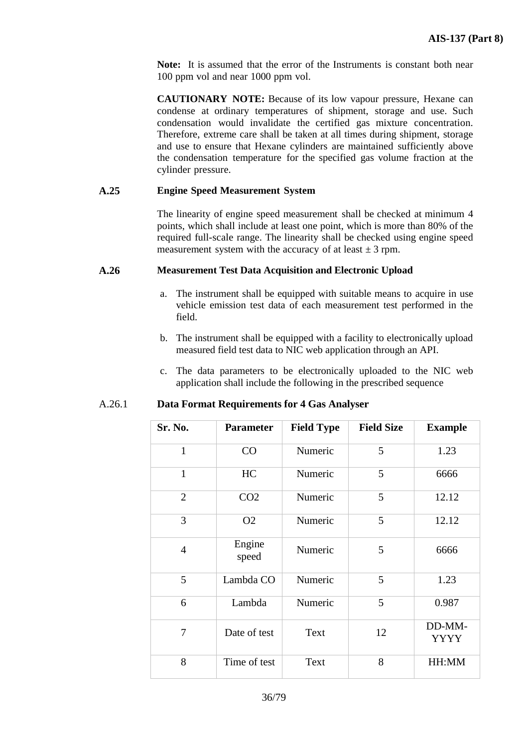**Note:** It is assumed that the error of the Instruments is constant both near 100 ppm vol and near 1000 ppm vol.

**CAUTIONARY NOTE:** Because of its low vapour pressure, Hexane can condense at ordinary temperatures of shipment, storage and use. Such condensation would invalidate the certified gas mixture concentration. Therefore, extreme care shall be taken at all times during shipment, storage and use to ensure that Hexane cylinders are maintained sufficiently above the condensation temperature for the specified gas volume fraction at the cylinder pressure.

## A.25 Engine Speed Measurement System

The linearity of engine speed measurement shall be checked at minimum 4 points, which shall include at least one point, which is more than 80% of the required full-scale range. The linearity shall be checked using engine speed measurement system with the accuracy of at least ± 3 rpm.

## A.26 Measurement Test Data Acquisition and Electronic Upload

a. The instrument shall be equipped with suitable means to acquire in use vehicle emission test data of each measurement test performed in the field.

b. The instrument shall be equipped with a facility to electronically upload measured field test data to NIC web application through an API.

c. The data parameters to be electronically uploaded to the NIC web application shall include the following in the prescribed sequence

### A.26.1 Data Format Requirements for 4 Gas Analyser

| Sr. No. | Parameter | Field Type | Field Size | Example |
|---|---|---|---|---|
| 1 | CO | Numeric | 5 | 1.23 |
| 1 | HC | Numeric | 5 | 6666 |
| 2 | CO2 | Numeric | 5 | 12.12 |
| 3 | O2 | Numeric | 5 | 12.12 |
| 4 | Engine speed | Numeric | 5 | 6666 |
| 5 | Lambda CO | Numeric | 5 | 1.23 |
| 6 | Lambda | Numeric | 5 | 0.987 |
| 7 | Date of test | Text | 12 | DD-MM-YYYY |
| 8 | Time of test | Text | 8 | HH:MM |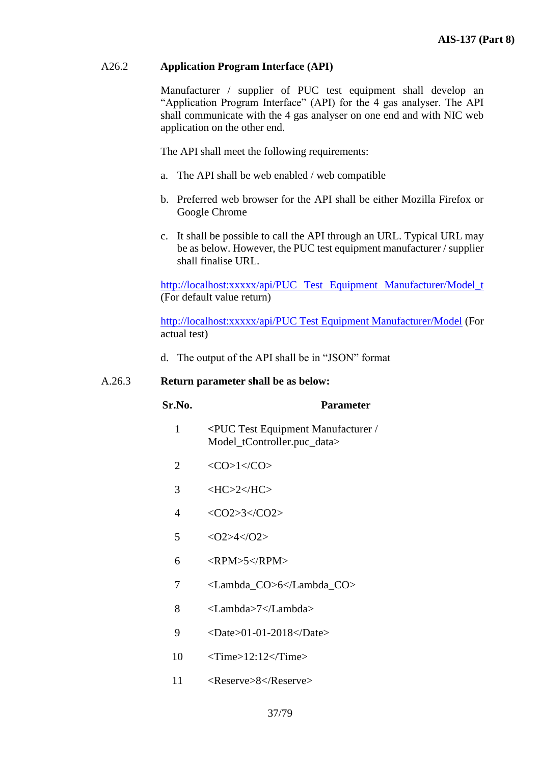**A26.2 Application Program Interface (API)**

Manufacturer / supplier of PUC test equipment shall develop an "Application Program Interface" (API) for the 4 gas analyser. The API shall communicate with the 4 gas analyser on one end and with NIC web application on the other end.

The API shall meet the following requirements:

a. The API shall be web enabled / web compatible

b. Preferred web browser for the API shall be either Mozilla Firefox or Google Chrome

c. It shall be possible to call the API through an URL. Typical URL may be as below. However, the PUC test equipment manufacturer / supplier shall finalise URL.

http://localhost:xxxxx/api/PUC_Test_Equipment_Manufacturer/Model_t (For default value return)

http://localhost:xxxxx/api/PUC Test Equipment Manufacturer/Model (For actual test)

d. The output of the API shall be in "JSON" format

**A.26.3 Return parameter shall be as below:**

| Sr.No. | Parameter |
|---|---|
| 1 | <PUC Test Equipment Manufacturer / Model_tController.puc_data> |
| 2 | <CO>1</CO> |
| 3 | <HC>2</HC> |
| 4 | <CO2>3</CO2> |
| 5 | <O2>4</O2> |
| 6 | <RPM>5</RPM> |
| 7 | <Lambda_CO>6</Lambda_CO> |
| 8 | <Lambda>7</Lambda> |
| 9 | <Date>01-01-2018</Date> |
| 10 | <Time>12:12</Time> |
| 11 | <Reserve>8</Reserve> |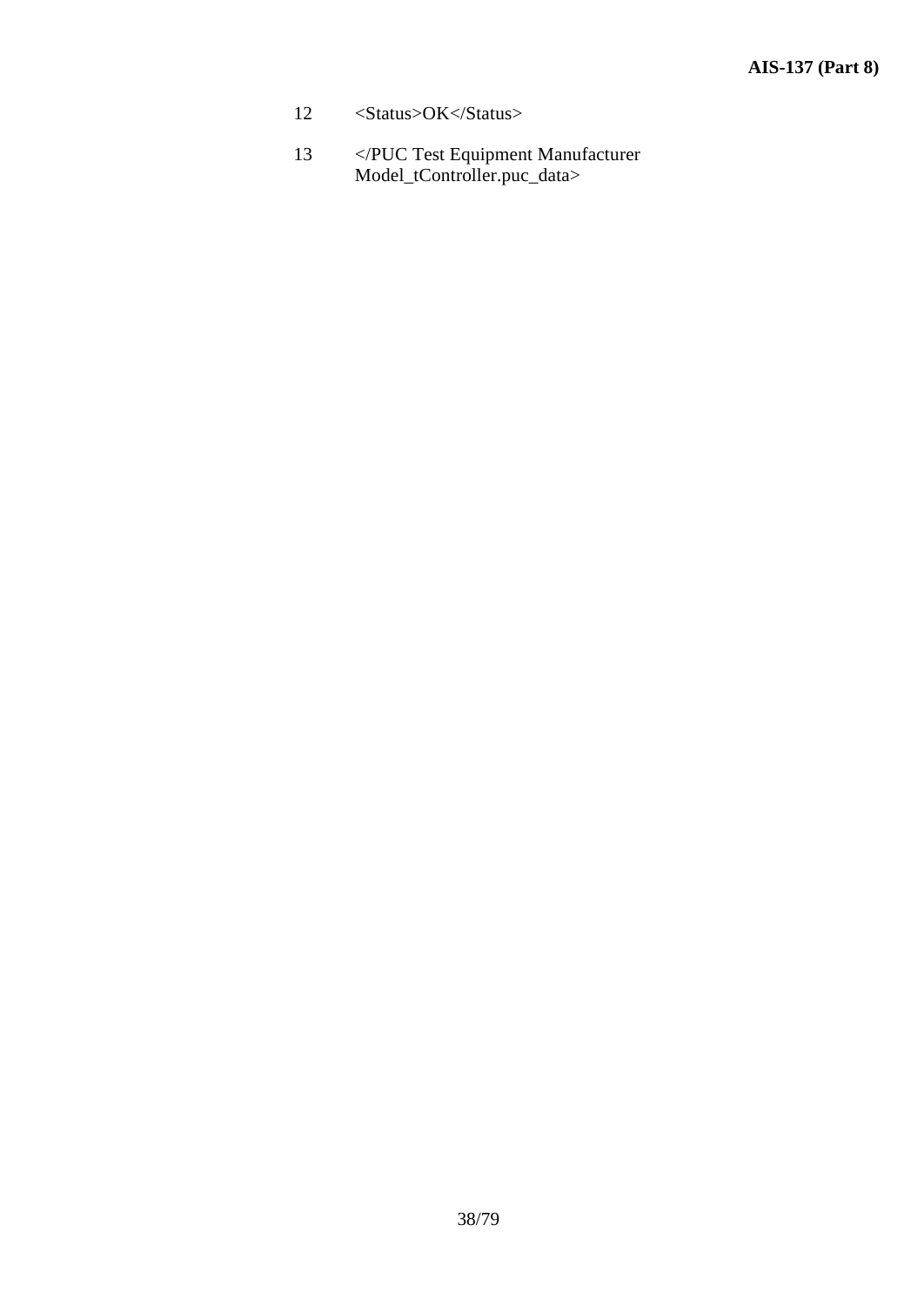12 <Status>OK</Status>

13 </PUC Test Equipment Manufacturer Model_tController.puc_data>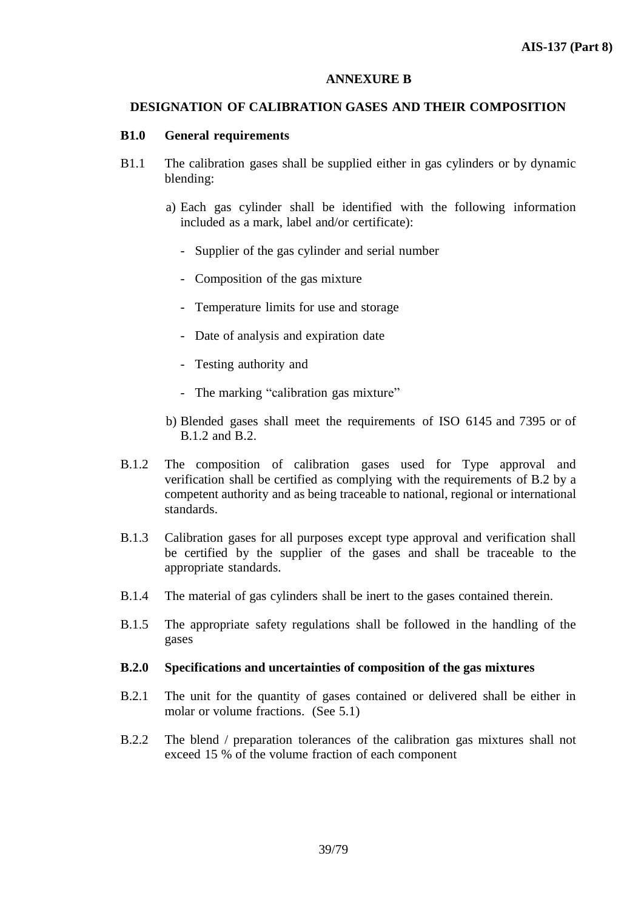## ANNEXURE B

## DESIGNATION OF CALIBRATION GASES AND THEIR COMPOSITION

**B1.0 General requirements**

B1.1 The calibration gases shall be supplied either in gas cylinders or by dynamic blending:

a) Each gas cylinder shall be identified with the following information included as a mark, label and/or certificate):

- Supplier of the gas cylinder and serial number
- Composition of the gas mixture
- Temperature limits for use and storage
- Date of analysis and expiration date
- Testing authority and
- The marking "calibration gas mixture"

b) Blended gases shall meet the requirements of ISO 6145 and 7395 or of B.1.2 and B.2.

B.1.2 The composition of calibration gases used for Type approval and verification shall be certified as complying with the requirements of B.2 by a competent authority and as being traceable to national, regional or international standards.

B.1.3 Calibration gases for all purposes except type approval and verification shall be certified by the supplier of the gases and shall be traceable to the appropriate standards.

B.1.4 The material of gas cylinders shall be inert to the gases contained therein.

B.1.5 The appropriate safety regulations shall be followed in the handling of the gases

**B.2.0 Specifications and uncertainties of composition of the gas mixtures**

B.2.1 The unit for the quantity of gases contained or delivered shall be either in molar or volume fractions. (See 5.1)

B.2.2 The blend / preparation tolerances of the calibration gas mixtures shall not exceed 15 % of the volume fraction of each component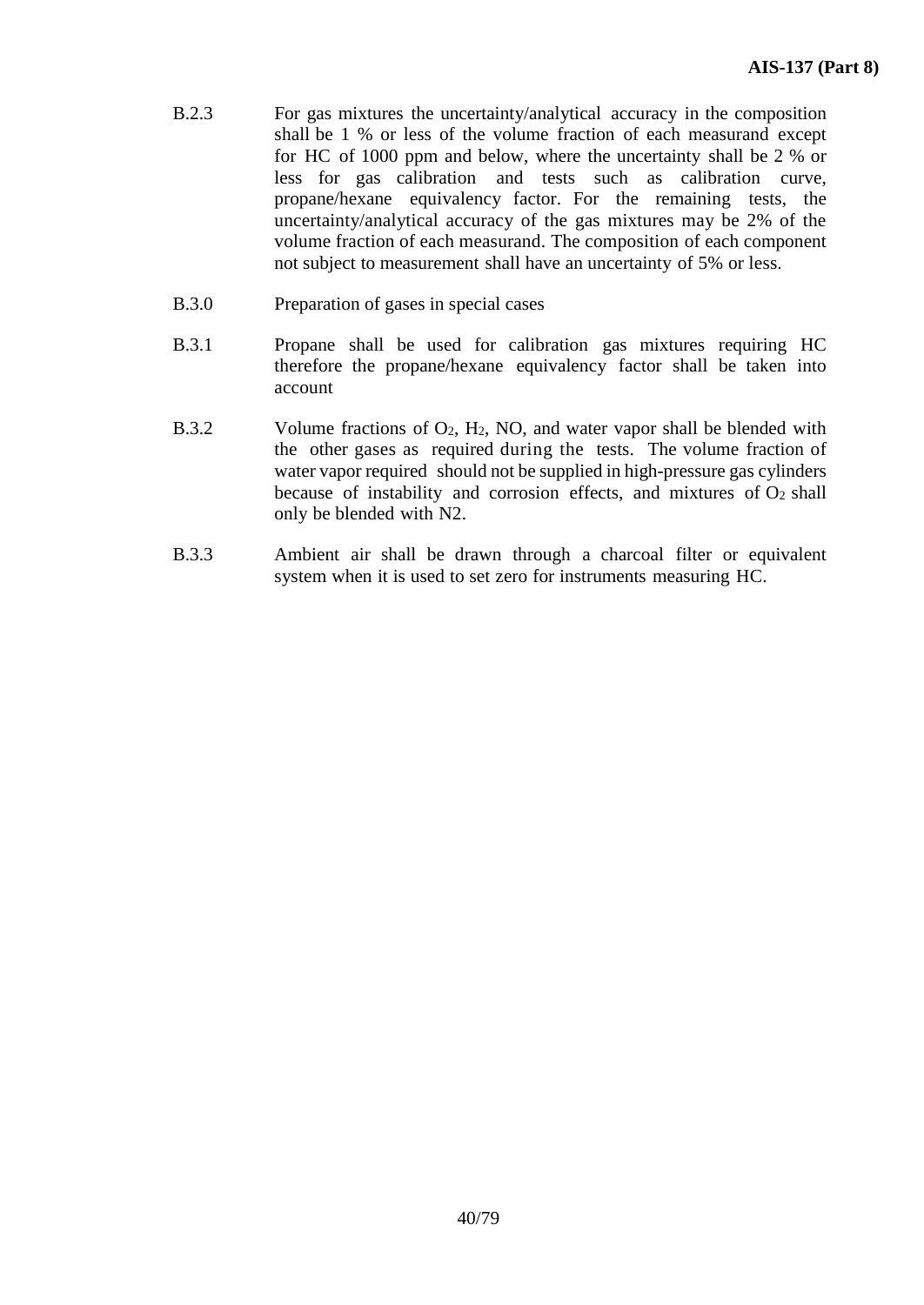B.2.3 For gas mixtures the uncertainty/analytical accuracy in the composition shall be 1 % or less of the volume fraction of each measurand except for HC of 1000 ppm and below, where the uncertainty shall be 2 % or less for gas calibration and tests such as calibration curve, propane/hexane equivalency factor. For the remaining tests, the uncertainty/analytical accuracy of the gas mixtures may be 2% of the volume fraction of each measurand. The composition of each component not subject to measurement shall have an uncertainty of 5% or less.

B.3.0 Preparation of gases in special cases

B.3.1 Propane shall be used for calibration gas mixtures requiring HC therefore the propane/hexane equivalency factor shall be taken into account

B.3.2 Volume fractions of $O_2$, $H_2$, NO, and water vapor shall be blended with the other gases as required during the tests. The volume fraction of water vapor required should not be supplied in high-pressure gas cylinders because of instability and corrosion effects, and mixtures of $O_2$ shall only be blended with N2.

B.3.3 Ambient air shall be drawn through a charcoal filter or equivalent system when it is used to set zero for instruments measuring HC.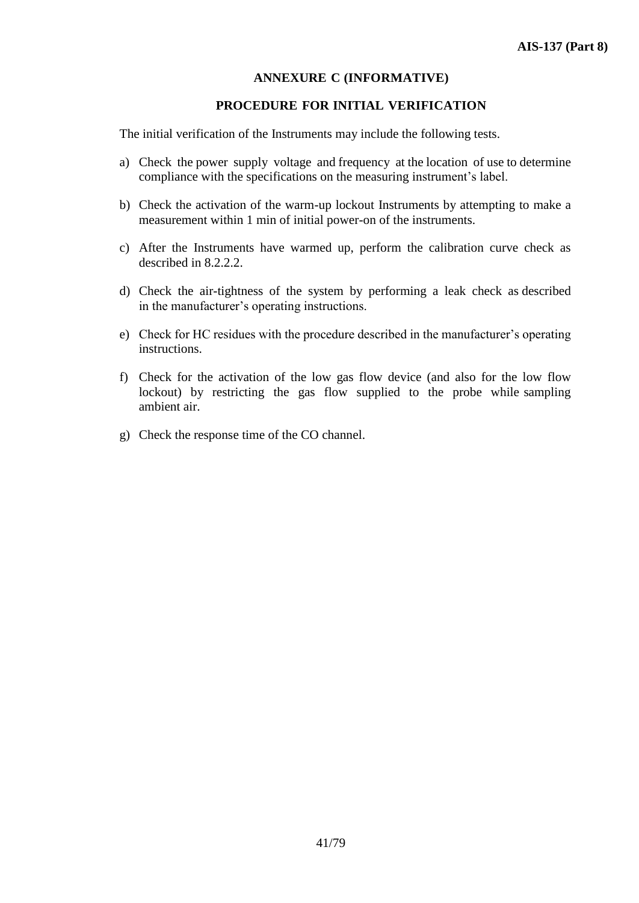## ANNEXURE C (INFORMATIVE)

## PROCEDURE FOR INITIAL VERIFICATION

The initial verification of the Instruments may include the following tests.

a) Check the power supply voltage and frequency at the location of use to determine compliance with the specifications on the measuring instrument's label.

b) Check the activation of the warm-up lockout Instruments by attempting to make a measurement within 1 min of initial power-on of the instruments.

c) After the Instruments have warmed up, perform the calibration curve check as described in 8.2.2.2.

d) Check the air-tightness of the system by performing a leak check as described in the manufacturer's operating instructions.

e) Check for HC residues with the procedure described in the manufacturer's operating instructions.

f) Check for the activation of the low gas flow device (and also for the low flow lockout) by restricting the gas flow supplied to the probe while sampling ambient air.

g) Check the response time of the CO channel.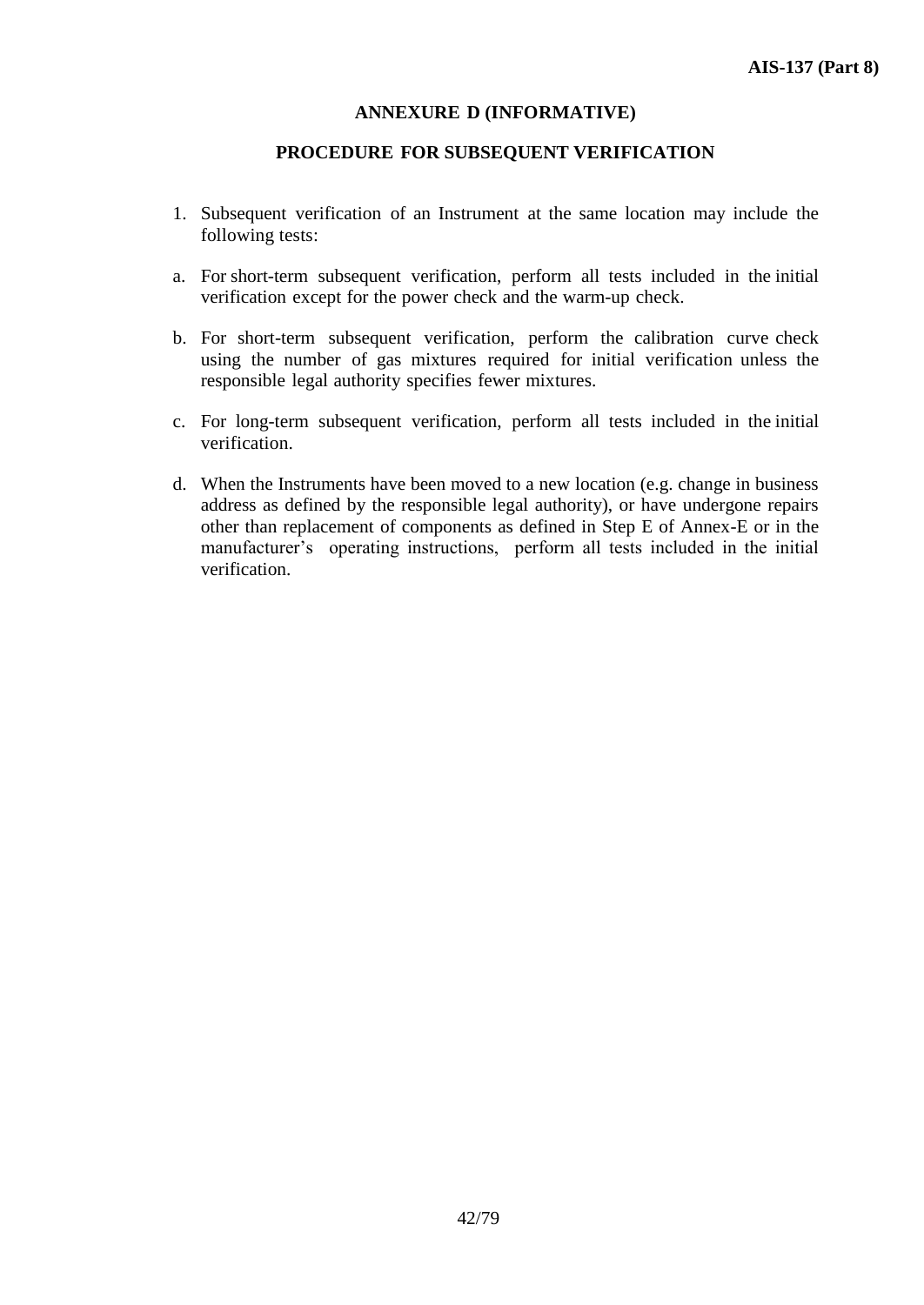## ANNEXURE D (INFORMATIVE)

## PROCEDURE FOR SUBSEQUENT VERIFICATION

1. Subsequent verification of an Instrument at the same location may include the following tests:

a. For short-term subsequent verification, perform all tests included in the initial verification except for the power check and the warm-up check.

b. For short-term subsequent verification, perform the calibration curve check using the number of gas mixtures required for initial verification unless the responsible legal authority specifies fewer mixtures.

c. For long-term subsequent verification, perform all tests included in the initial verification.

d. When the Instruments have been moved to a new location (e.g. change in business address as defined by the responsible legal authority), or have undergone repairs other than replacement of components as defined in Step E of Annex-E or in the manufacturer's operating instructions, perform all tests included in the initial verification.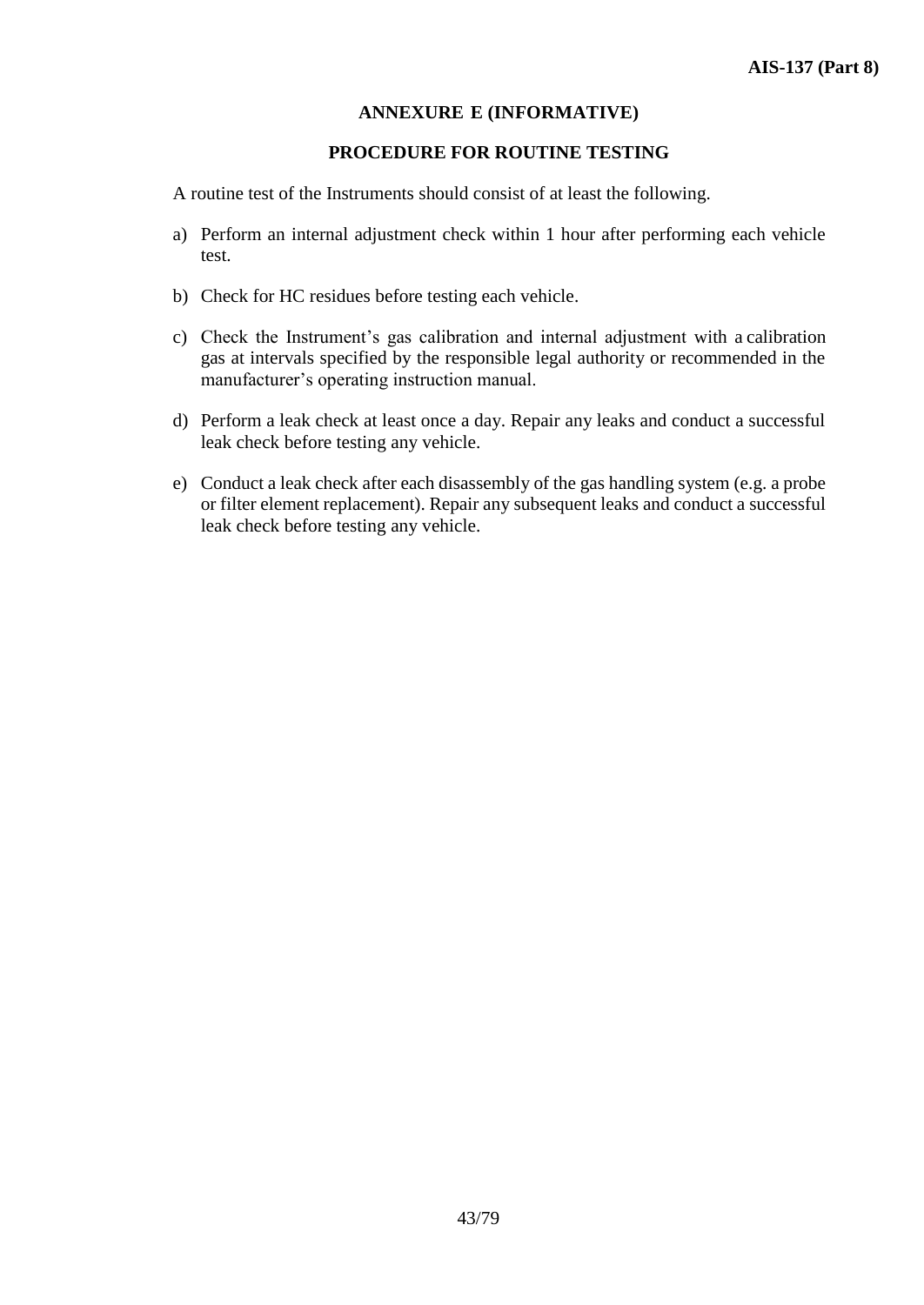## ANNEXURE E (INFORMATIVE)

## PROCEDURE FOR ROUTINE TESTING

A routine test of the Instruments should consist of at least the following.

a) Perform an internal adjustment check within 1 hour after performing each vehicle test.

b) Check for HC residues before testing each vehicle.

c) Check the Instrument's gas calibration and internal adjustment with a calibration gas at intervals specified by the responsible legal authority or recommended in the manufacturer's operating instruction manual.

d) Perform a leak check at least once a day. Repair any leaks and conduct a successful leak check before testing any vehicle.

e) Conduct a leak check after each disassembly of the gas handling system (e.g. a probe or filter element replacement). Repair any subsequent leaks and conduct a successful leak check before testing any vehicle.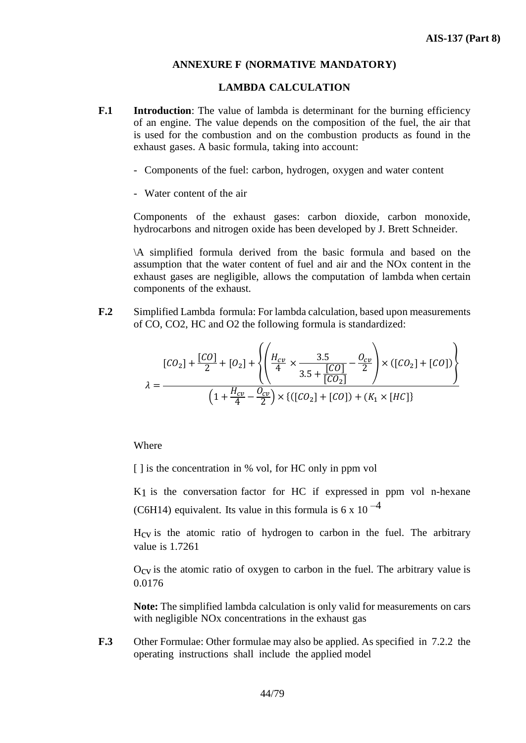## ANNEXURE F (NORMATIVE MANDATORY)

## LAMBDA CALCULATION

**F.1** **Introduction**: The value of lambda is determinant for the burning efficiency of an engine. The value depends on the composition of the fuel, the air that is used for the combustion and on the combustion products as found in the exhaust gases. A basic formula, taking into account:

- Components of the fuel: carbon, hydrogen, oxygen and water content
- Water content of the air

Components of the exhaust gases: carbon dioxide, carbon monoxide, hydrocarbons and nitrogen oxide has been developed by J. Brett Schneider.

\A simplified formula derived from the basic formula and based on the assumption that the water content of fuel and air and the NOx content in the exhaust gases are negligible, allows the computation of lambda when certain components of the exhaust.

**F.2** Simplified Lambda formula: For lambda calculation, based upon measurements of CO, CO2, HC and O2 the following formula is standardized:

$$\lambda = \frac{[CO_2] + \frac{[CO]}{2} + [O_2] + \left\{ \left( \frac{H_{cv}}{4} \times \frac{3.5}{3.5 + \frac{[CO]}{[CO_2]}} - \frac{O_{cv}}{2} \right) \times ([CO_2] + [CO]) \right\}}{\left(1 + \frac{H_{cv}}{4} - \frac{O_{cv}}{2}\right) \times \{([CO_2] + [CO]) + (K_1 \times [HC]\}}$$

Where

[ ] is the concentration in % vol, for HC only in ppm vol

$K_1$ is the conversation factor for HC if expressed in ppm vol n-hexane (C6H14) equivalent. Its value in this formula is $6 \times 10^{-4}$

$H_{CV}$ is the atomic ratio of hydrogen to carbon in the fuel. The arbitrary value is 1.7261

$O_{CV}$ is the atomic ratio of oxygen to carbon in the fuel. The arbitrary value is 0.0176

**Note:** The simplified lambda calculation is only valid for measurements on cars with negligible NOx concentrations in the exhaust gas

**F.3** Other Formulae: Other formulae may also be applied. As specified in 7.2.2 the operating instructions shall include the applied model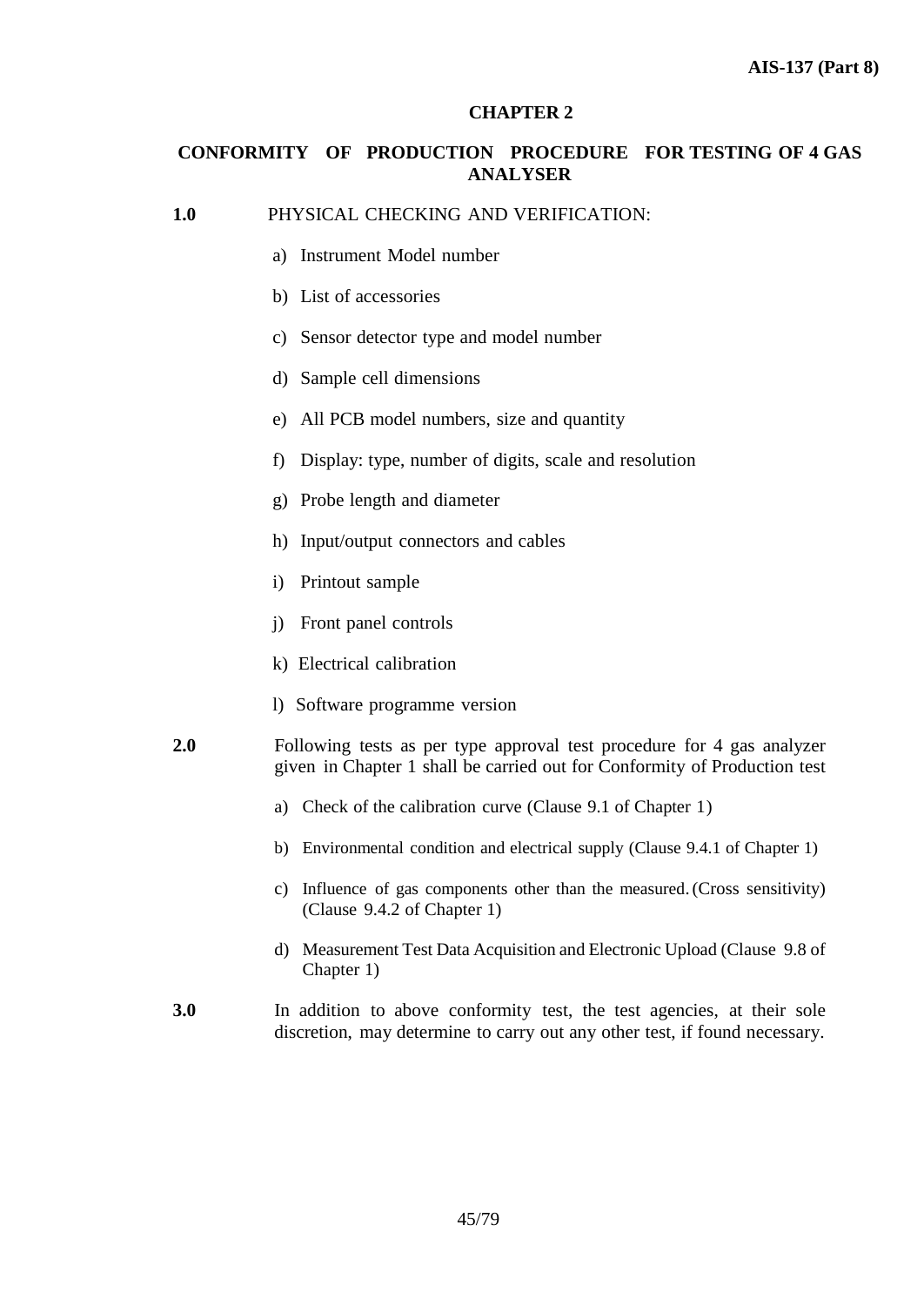## CHAPTER 2

## CONFORMITY OF PRODUCTION PROCEDURE FOR TESTING OF 4 GAS ANALYSER

**1.0** PHYSICAL CHECKING AND VERIFICATION:

a) Instrument Model number

b) List of accessories

c) Sensor detector type and model number

d) Sample cell dimensions

e) All PCB model numbers, size and quantity

f) Display: type, number of digits, scale and resolution

g) Probe length and diameter

h) Input/output connectors and cables

i) Printout sample

j) Front panel controls

k) Electrical calibration

l) Software programme version

**2.0** Following tests as per type approval test procedure for 4 gas analyzer given in Chapter 1 shall be carried out for Conformity of Production test

a) Check of the calibration curve (Clause 9.1 of Chapter 1)

b) Environmental condition and electrical supply (Clause 9.4.1 of Chapter 1)

c) Influence of gas components other than the measured. (Cross sensitivity) (Clause 9.4.2 of Chapter 1)

d) Measurement Test Data Acquisition and Electronic Upload (Clause 9.8 of Chapter 1)

**3.0** In addition to above conformity test, the test agencies, at their sole discretion, may determine to carry out any other test, if found necessary.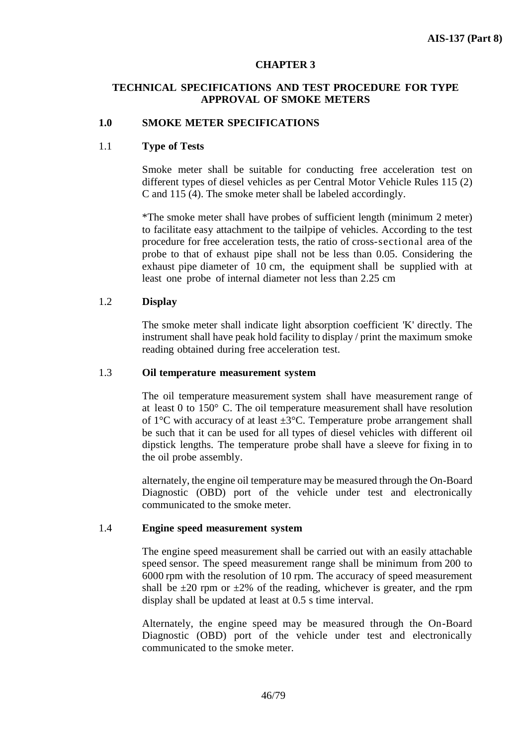## CHAPTER 3

## TECHNICAL SPECIFICATIONS AND TEST PROCEDURE FOR TYPE APPROVAL OF SMOKE METERS

### 1.0 SMOKE METER SPECIFICATIONS

#### 1.1 Type of Tests

Smoke meter shall be suitable for conducting free acceleration test on different types of diesel vehicles as per Central Motor Vehicle Rules 115 (2) C and 115 (4). The smoke meter shall be labeled accordingly.

*The smoke meter shall have probes of sufficient length (minimum 2 meter) to facilitate easy attachment to the tailpipe of vehicles. According to the test procedure for free acceleration tests, the ratio of cross-sectional area of the probe to that of exhaust pipe shall not be less than 0.05. Considering the exhaust pipe diameter of 10 cm, the equipment shall be supplied with at least one probe of internal diameter not less than 2.25 cm

#### 1.2 Display

The smoke meter shall indicate light absorption coefficient 'K' directly. The instrument shall have peak hold facility to display / print the maximum smoke reading obtained during free acceleration test.

#### 1.3 Oil temperature measurement system

The oil temperature measurement system shall have measurement range of at least 0 to 150° C. The oil temperature measurement shall have resolution of 1°C with accuracy of at least ±3°C. Temperature probe arrangement shall be such that it can be used for all types of diesel vehicles with different oil dipstick lengths. The temperature probe shall have a sleeve for fixing in to the oil probe assembly.

alternately, the engine oil temperature may be measured through the On-Board Diagnostic (OBD) port of the vehicle under test and electronically communicated to the smoke meter.

#### 1.4 Engine speed measurement system

The engine speed measurement shall be carried out with an easily attachable speed sensor. The speed measurement range shall be minimum from 200 to 6000 rpm with the resolution of 10 rpm. The accuracy of speed measurement shall be ±20 rpm or ±2% of the reading, whichever is greater, and the rpm display shall be updated at least at 0.5 s time interval.

Alternately, the engine speed may be measured through the On-Board Diagnostic (OBD) port of the vehicle under test and electronically communicated to the smoke meter.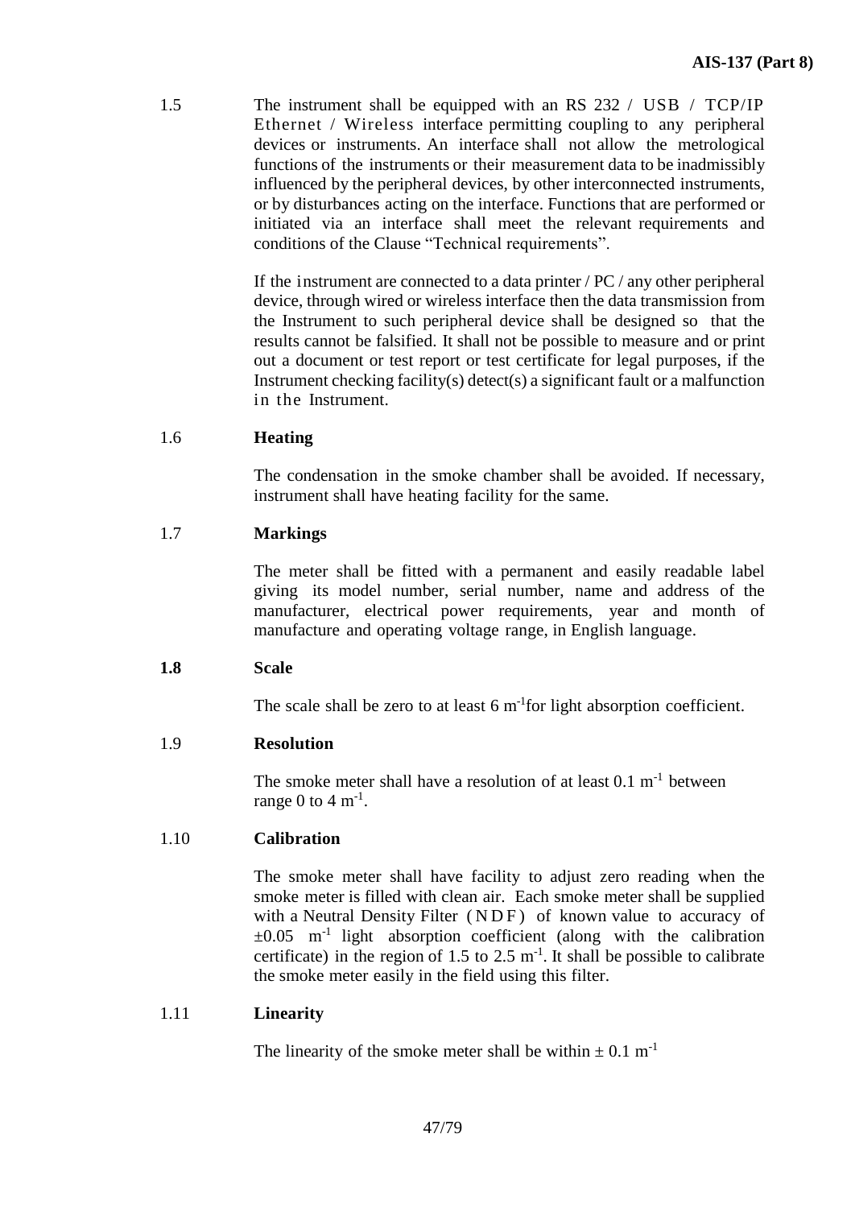1.5 The instrument shall be equipped with an RS 232 / USB / TCP/IP Ethernet / Wireless interface permitting coupling to any peripheral devices or instruments. An interface shall not allow the metrological functions of the instruments or their measurement data to be inadmissibly influenced by the peripheral devices, by other interconnected instruments, or by disturbances acting on the interface. Functions that are performed or initiated via an interface shall meet the relevant requirements and conditions of the Clause "Technical requirements".

If the instrument are connected to a data printer / PC / any other peripheral device, through wired or wireless interface then the data transmission from the Instrument to such peripheral device shall be designed so that the results cannot be falsified. It shall not be possible to measure and or print out a document or test report or test certificate for legal purposes, if the Instrument checking facility(s) detect(s) a significant fault or a malfunction in the Instrument.

1.6 **Heating**

The condensation in the smoke chamber shall be avoided. If necessary, instrument shall have heating facility for the same.

1.7 **Markings**

The meter shall be fitted with a permanent and easily readable label giving its model number, serial number, name and address of the manufacturer, electrical power requirements, year and month of manufacture and operating voltage range, in English language.

**1.8 Scale**

The scale shall be zero to at least 6 $m^{-1}$for light absorption coefficient.

1.9 **Resolution**

The smoke meter shall have a resolution of at least 0.1 $m^{-1}$ between range 0 to 4 $m^{-1}$.

1.10 **Calibration**

The smoke meter shall have facility to adjust zero reading when the smoke meter is filled with clean air. Each smoke meter shall be supplied with a Neutral Density Filter (NDF) of known value to accuracy of $\pm 0.05$ $m^{-1}$ light absorption coefficient (along with the calibration certificate) in the region of 1.5 to 2.5 $m^{-1}$. It shall be possible to calibrate the smoke meter easily in the field using this filter.

1.11 **Linearity**

The linearity of the smoke meter shall be within $\pm$ 0.1 $m^{-1}$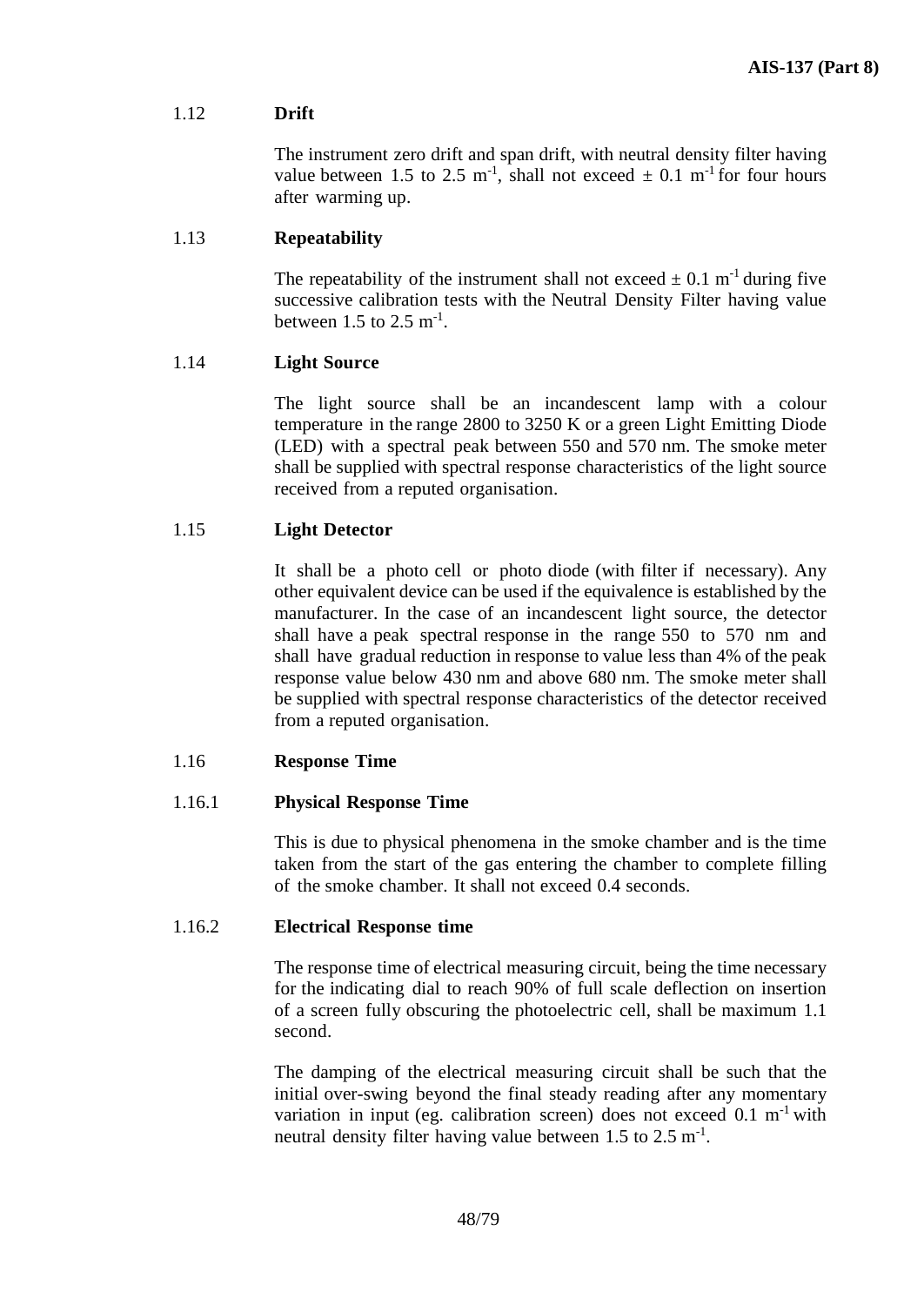### 1.12 Drift

The instrument zero drift and span drift, with neutral density filter having value between 1.5 to 2.5 $m^{-1}$, shall not exceed $\pm$ 0.1 $m^{-1}$ for four hours after warming up.

### 1.13 Repeatability

The repeatability of the instrument shall not exceed $\pm$ 0.1 $m^{-1}$ during five successive calibration tests with the Neutral Density Filter having value between 1.5 to 2.5 $m^{-1}$.

### 1.14 Light Source

The light source shall be an incandescent lamp with a colour temperature in the range 2800 to 3250 K or a green Light Emitting Diode (LED) with a spectral peak between 550 and 570 nm. The smoke meter shall be supplied with spectral response characteristics of the light source received from a reputed organisation.

### 1.15 Light Detector

It shall be a photo cell or photo diode (with filter if necessary). Any other equivalent device can be used if the equivalence is established by the manufacturer. In the case of an incandescent light source, the detector shall have a peak spectral response in the range 550 to 570 nm and shall have gradual reduction in response to value less than 4% of the peak response value below 430 nm and above 680 nm. The smoke meter shall be supplied with spectral response characteristics of the detector received from a reputed organisation.

### 1.16 Response Time

#### 1.16.1 Physical Response Time

This is due to physical phenomena in the smoke chamber and is the time taken from the start of the gas entering the chamber to complete filling of the smoke chamber. It shall not exceed 0.4 seconds.

#### 1.16.2 Electrical Response time

The response time of electrical measuring circuit, being the time necessary for the indicating dial to reach 90% of full scale deflection on insertion of a screen fully obscuring the photoelectric cell, shall be maximum 1.1 second.

The damping of the electrical measuring circuit shall be such that the initial over-swing beyond the final steady reading after any momentary variation in input (eg. calibration screen) does not exceed 0.1 $m^{-1}$ with neutral density filter having value between 1.5 to 2.5 $m^{-1}$.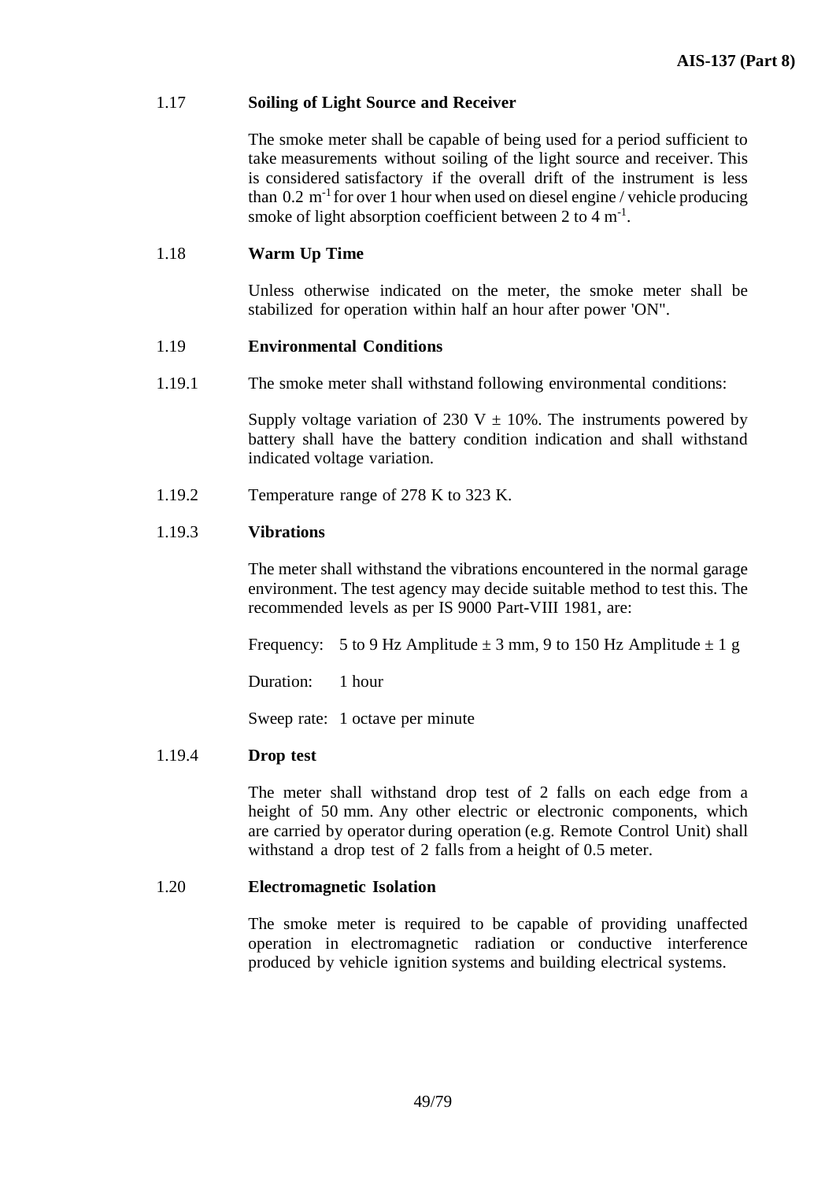1.17 **Soiling of Light Source and Receiver**

The smoke meter shall be capable of being used for a period sufficient to take measurements without soiling of the light source and receiver. This is considered satisfactory if the overall drift of the instrument is less than 0.2 $m^{-1}$ for over 1 hour when used on diesel engine / vehicle producing smoke of light absorption coefficient between 2 to 4 $m^{-1}$.

1.18 **Warm Up Time**

Unless otherwise indicated on the meter, the smoke meter shall be stabilized for operation within half an hour after power 'ON".

1.19 **Environmental Conditions**

1.19.1 The smoke meter shall withstand following environmental conditions:

Supply voltage variation of 230 V ± 10%. The instruments powered by battery shall have the battery condition indication and shall withstand indicated voltage variation.

1.19.2 Temperature range of 278 K to 323 K.

1.19.3 **Vibrations**

The meter shall withstand the vibrations encountered in the normal garage environment. The test agency may decide suitable method to test this. The recommended levels as per IS 9000 Part-VIII 1981, are:

Frequency: 5 to 9 Hz Amplitude ± 3 mm, 9 to 150 Hz Amplitude ± 1 g

Duration: 1 hour

Sweep rate: 1 octave per minute

1.19.4 **Drop test**

The meter shall withstand drop test of 2 falls on each edge from a height of 50 mm. Any other electric or electronic components, which are carried by operator during operation (e.g. Remote Control Unit) shall withstand a drop test of 2 falls from a height of 0.5 meter.

1.20 **Electromagnetic Isolation**

The smoke meter is required to be capable of providing unaffected operation in electromagnetic radiation or conductive interference produced by vehicle ignition systems and building electrical systems.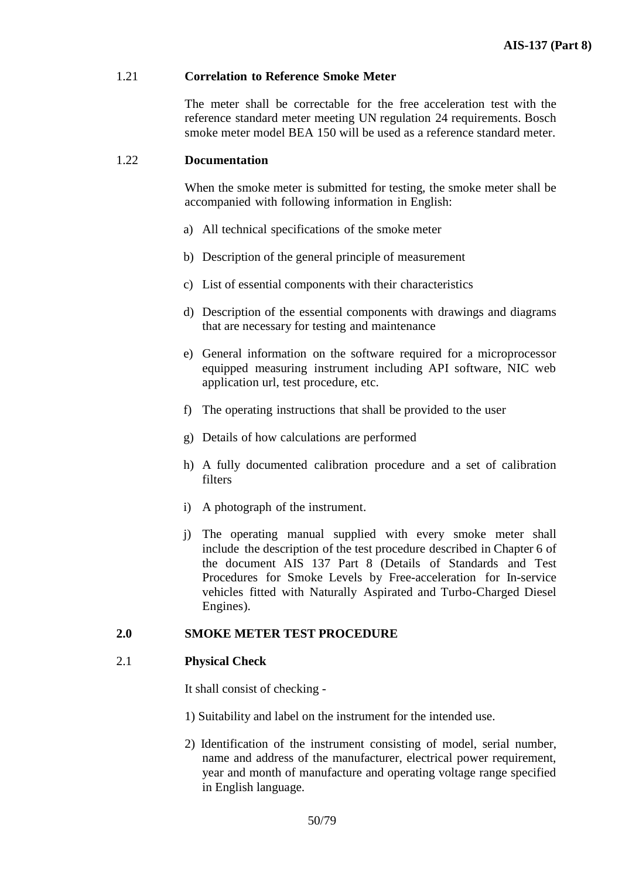### 1.21 Correlation to Reference Smoke Meter

The meter shall be correctable for the free acceleration test with the reference standard meter meeting UN regulation 24 requirements. Bosch smoke meter model BEA 150 will be used as a reference standard meter.

### 1.22 Documentation

When the smoke meter is submitted for testing, the smoke meter shall be accompanied with following information in English:

a) All technical specifications of the smoke meter

b) Description of the general principle of measurement

c) List of essential components with their characteristics

d) Description of the essential components with drawings and diagrams that are necessary for testing and maintenance

e) General information on the software required for a microprocessor equipped measuring instrument including API software, NIC web application url, test procedure, etc.

f) The operating instructions that shall be provided to the user

g) Details of how calculations are performed

h) A fully documented calibration procedure and a set of calibration filters

i) A photograph of the instrument.

j) The operating manual supplied with every smoke meter shall include the description of the test procedure described in Chapter 6 of the document AIS 137 Part 8 (Details of Standards and Test Procedures for Smoke Levels by Free-acceleration for In-service vehicles fitted with Naturally Aspirated and Turbo-Charged Diesel Engines).

## 2.0 SMOKE METER TEST PROCEDURE

### 2.1 Physical Check

It shall consist of checking -

1) Suitability and label on the instrument for the intended use.

2) Identification of the instrument consisting of model, serial number, name and address of the manufacturer, electrical power requirement, year and month of manufacture and operating voltage range specified in English language.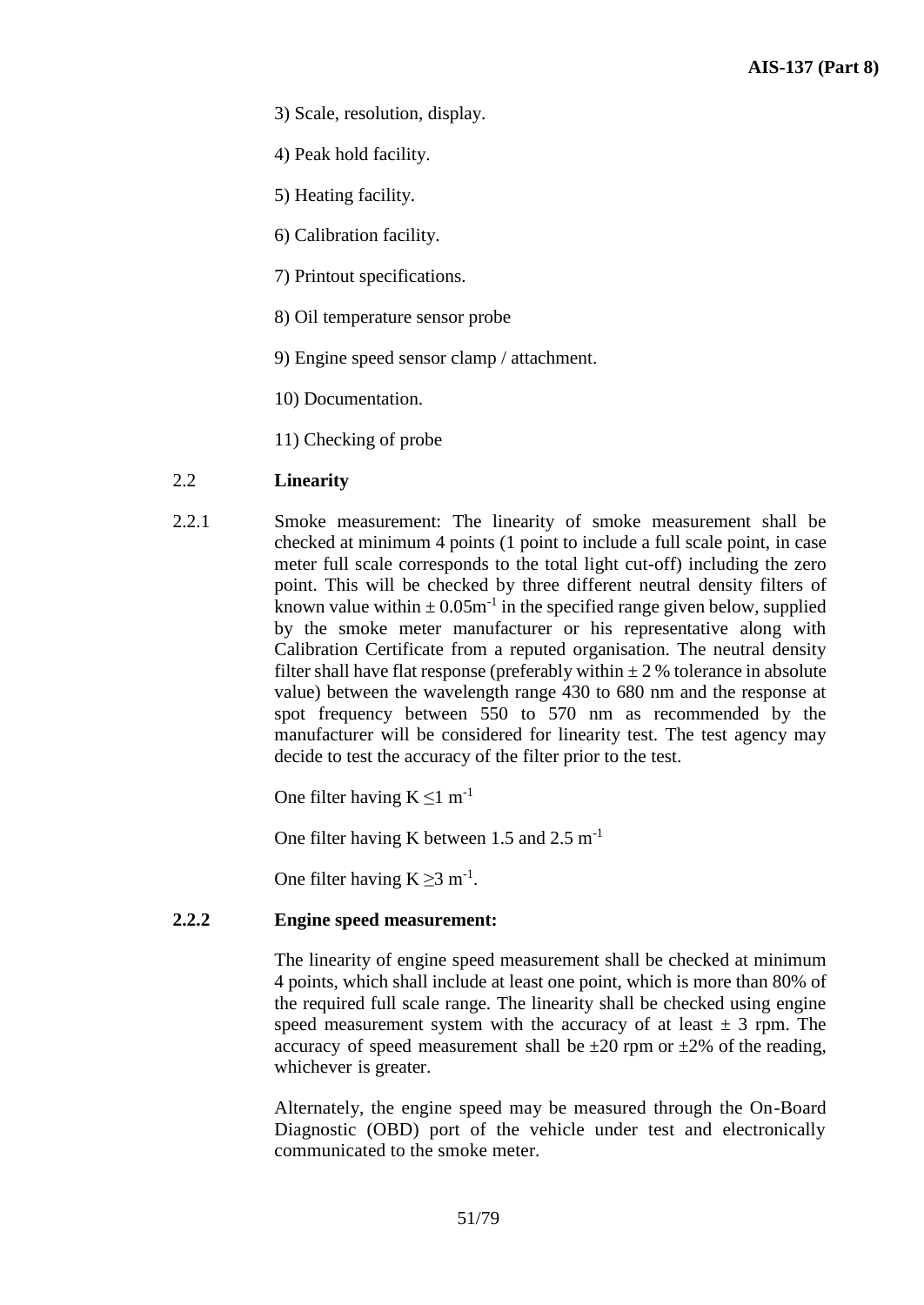3) Scale, resolution, display.

4) Peak hold facility.

5) Heating facility.

6) Calibration facility.

7) Printout specifications.

8) Oil temperature sensor probe

9) Engine speed sensor clamp / attachment.

10) Documentation.

11) Checking of probe

2.2 **Linearity**

2.2.1 Smoke measurement: The linearity of smoke measurement shall be checked at minimum 4 points (1 point to include a full scale point, in case meter full scale corresponds to the total light cut-off) including the zero point. This will be checked by three different neutral density filters of known value within $\pm$ 0.05$m^{-1}$ in the specified range given below, supplied by the smoke meter manufacturer or his representative along with Calibration Certificate from a reputed organisation. The neutral density filter shall have flat response (preferably within $\pm$ 2 % tolerance in absolute value) between the wavelength range 430 to 680 nm and the response at spot frequency between 550 to 570 nm as recommended by the manufacturer will be considered for linearity test. The test agency may decide to test the accuracy of the filter prior to the test.

One filter having $K \leq 1$ $m^{-1}$

One filter having K between 1.5 and 2.5 $m^{-1}$

One filter having $K \geq 3$ $m^{-1}$.

**2.2.2 Engine speed measurement:**

The linearity of engine speed measurement shall be checked at minimum 4 points, which shall include at least one point, which is more than 80% of the required full scale range. The linearity shall be checked using engine speed measurement system with the accuracy of at least $\pm$ 3 rpm. The accuracy of speed measurement shall be $\pm$20 rpm or $\pm$2% of the reading, whichever is greater.

Alternately, the engine speed may be measured through the On-Board Diagnostic (OBD) port of the vehicle under test and electronically communicated to the smoke meter.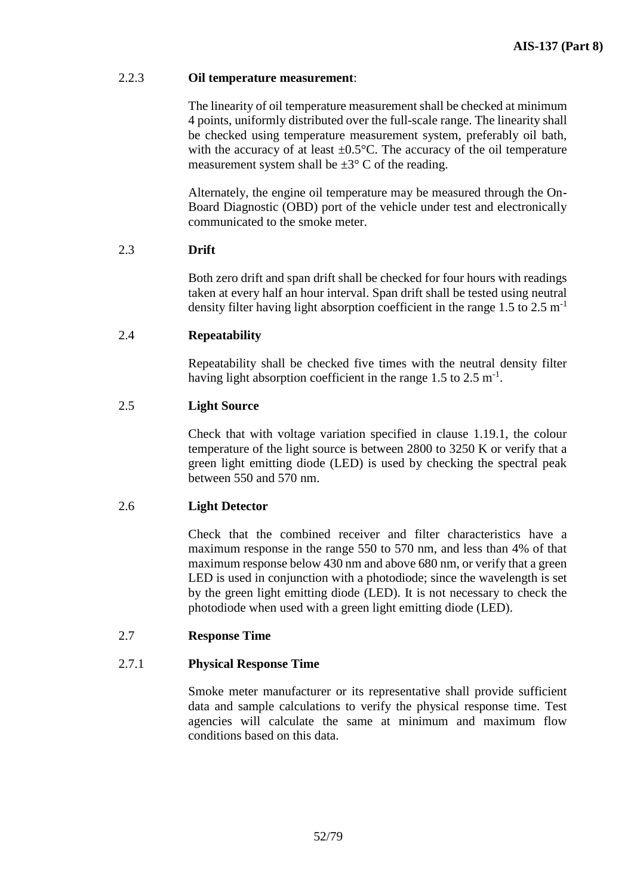2.2.3 **Oil temperature measurement**:

The linearity of oil temperature measurement shall be checked at minimum 4 points, uniformly distributed over the full-scale range. The linearity shall be checked using temperature measurement system, preferably oil bath, with the accuracy of at least ±0.5°C. The accuracy of the oil temperature measurement system shall be ±3° C of the reading.

Alternately, the engine oil temperature may be measured through the On-Board Diagnostic (OBD) port of the vehicle under test and electronically communicated to the smoke meter.

2.3 **Drift**

Both zero drift and span drift shall be checked for four hours with readings taken at every half an hour interval. Span drift shall be tested using neutral density filter having light absorption coefficient in the range 1.5 to 2.5 $m^{-1}$

2.4 **Repeatability**

Repeatability shall be checked five times with the neutral density filter having light absorption coefficient in the range 1.5 to 2.5 $m^{-1}$.

2.5 **Light Source**

Check that with voltage variation specified in clause 1.19.1, the colour temperature of the light source is between 2800 to 3250 K or verify that a green light emitting diode (LED) is used by checking the spectral peak between 550 and 570 nm.

2.6 **Light Detector**

Check that the combined receiver and filter characteristics have a maximum response in the range 550 to 570 nm, and less than 4% of that maximum response below 430 nm and above 680 nm, or verify that a green LED is used in conjunction with a photodiode; since the wavelength is set by the green light emitting diode (LED). It is not necessary to check the photodiode when used with a green light emitting diode (LED).

2.7 **Response Time**

2.7.1 **Physical Response Time**

Smoke meter manufacturer or its representative shall provide sufficient data and sample calculations to verify the physical response time. Test agencies will calculate the same at minimum and maximum flow conditions based on this data.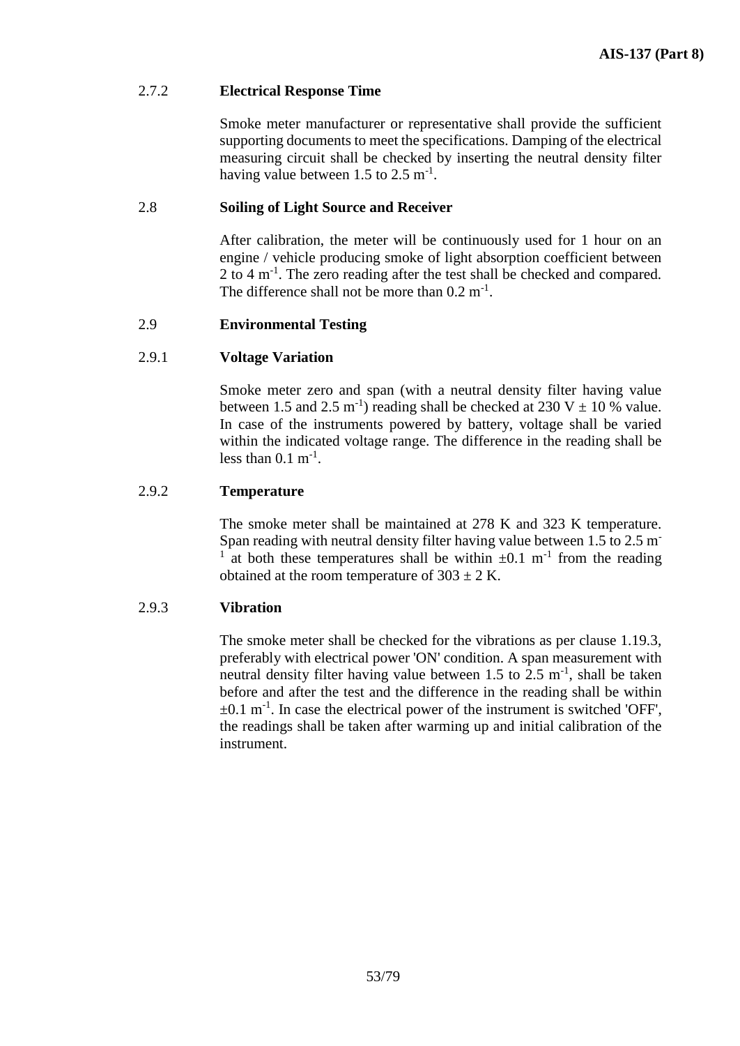### 2.7.2 Electrical Response Time

Smoke meter manufacturer or representative shall provide the sufficient supporting documents to meet the specifications. Damping of the electrical measuring circuit shall be checked by inserting the neutral density filter having value between 1.5 to 2.5 $m^{-1}$.

## 2.8 Soiling of Light Source and Receiver

After calibration, the meter will be continuously used for 1 hour on an engine / vehicle producing smoke of light absorption coefficient between 2 to 4 $m^{-1}$. The zero reading after the test shall be checked and compared. The difference shall not be more than 0.2 $m^{-1}$.

## 2.9 Environmental Testing

### 2.9.1 Voltage Variation

Smoke meter zero and span (with a neutral density filter having value between 1.5 and 2.5 $m^{-1}$) reading shall be checked at 230 V ± 10 % value. In case of the instruments powered by battery, voltage shall be varied within the indicated voltage range. The difference in the reading shall be less than 0.1 $m^{-1}$.

### 2.9.2 Temperature

The smoke meter shall be maintained at 278 K and 323 K temperature. Span reading with neutral density filter having value between 1.5 to 2.5 $m^{-1}$ at both these temperatures shall be within ±0.1 $m^{-1}$ from the reading obtained at the room temperature of 303 ± 2 K.

### 2.9.3 Vibration

The smoke meter shall be checked for the vibrations as per clause 1.19.3, preferably with electrical power 'ON' condition. A span measurement with neutral density filter having value between 1.5 to 2.5 $m^{-1}$, shall be taken before and after the test and the difference in the reading shall be within ±0.1 $m^{-1}$. In case the electrical power of the instrument is switched 'OFF', the readings shall be taken after warming up and initial calibration of the instrument.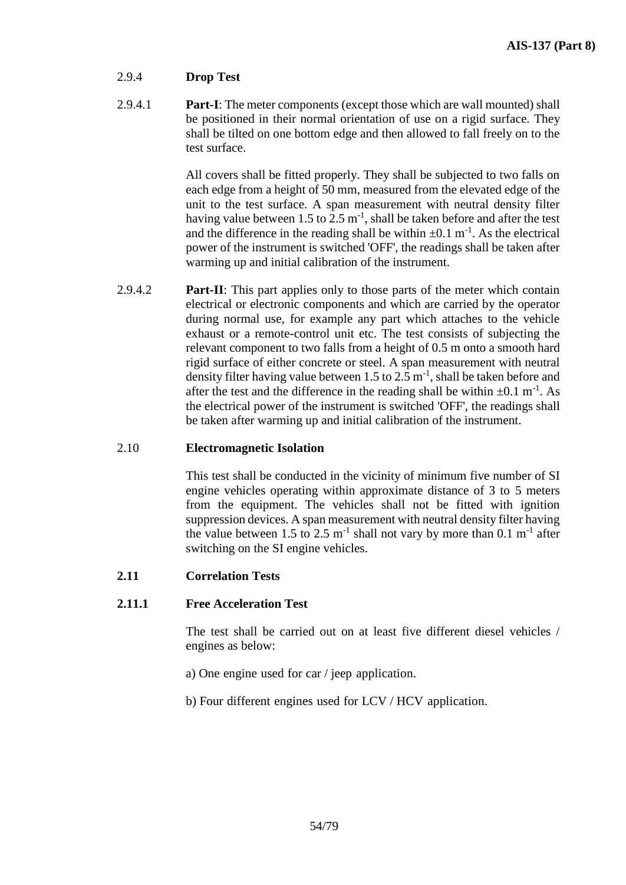### 2.9.4 **Drop Test**

2.9.4.1 **Part-I**: The meter components (except those which are wall mounted) shall be positioned in their normal orientation of use on a rigid surface. They shall be tilted on one bottom edge and then allowed to fall freely on to the test surface.

All covers shall be fitted properly. They shall be subjected to two falls on each edge from a height of 50 mm, measured from the elevated edge of the unit to the test surface. A span measurement with neutral density filter having value between 1.5 to 2.5 $m^{-1}$, shall be taken before and after the test and the difference in the reading shall be within $\pm 0.1$ $m^{-1}$. As the electrical power of the instrument is switched 'OFF', the readings shall be taken after warming up and initial calibration of the instrument.

2.9.4.2 **Part-II**: This part applies only to those parts of the meter which contain electrical or electronic components and which are carried by the operator during normal use, for example any part which attaches to the vehicle exhaust or a remote-control unit etc. The test consists of subjecting the relevant component to two falls from a height of 0.5 m onto a smooth hard rigid surface of either concrete or steel. A span measurement with neutral density filter having value between 1.5 to 2.5 $m^{-1}$, shall be taken before and after the test and the difference in the reading shall be within $\pm 0.1$ $m^{-1}$. As the electrical power of the instrument is switched 'OFF', the readings shall be taken after warming up and initial calibration of the instrument.

### 2.10 **Electromagnetic Isolation**

This test shall be conducted in the vicinity of minimum five number of SI engine vehicles operating within approximate distance of 3 to 5 meters from the equipment. The vehicles shall not be fitted with ignition suppression devices. A span measurement with neutral density filter having the value between 1.5 to 2.5 $m^{-1}$ shall not vary by more than 0.1 $m^{-1}$ after switching on the SI engine vehicles.

### **2.11 Correlation Tests**

#### **2.11.1 Free Acceleration Test**

The test shall be carried out on at least five different diesel vehicles / engines as below:

a) One engine used for car / jeep application.

b) Four different engines used for LCV / HCV application.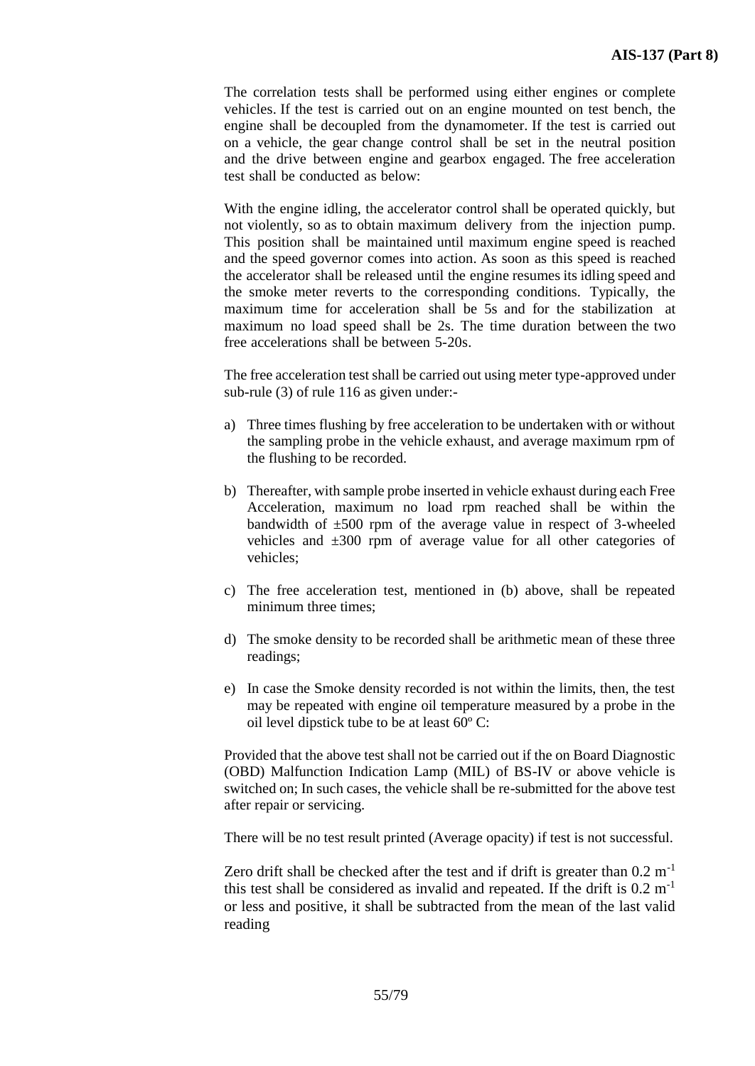The correlation tests shall be performed using either engines or complete vehicles. If the test is carried out on an engine mounted on test bench, the engine shall be decoupled from the dynamometer. If the test is carried out on a vehicle, the gear change control shall be set in the neutral position and the drive between engine and gearbox engaged. The free acceleration test shall be conducted as below:

With the engine idling, the accelerator control shall be operated quickly, but not violently, so as to obtain maximum delivery from the injection pump. This position shall be maintained until maximum engine speed is reached and the speed governor comes into action. As soon as this speed is reached the accelerator shall be released until the engine resumes its idling speed and the smoke meter reverts to the corresponding conditions. Typically, the maximum time for acceleration shall be 5s and for the stabilization at maximum no load speed shall be 2s. The time duration between the two free accelerations shall be between 5-20s.

The free acceleration test shall be carried out using meter type-approved under sub-rule (3) of rule 116 as given under:-

a) Three times flushing by free acceleration to be undertaken with or without the sampling probe in the vehicle exhaust, and average maximum rpm of the flushing to be recorded.

b) Thereafter, with sample probe inserted in vehicle exhaust during each Free Acceleration, maximum no load rpm reached shall be within the bandwidth of ±500 rpm of the average value in respect of 3-wheeled vehicles and ±300 rpm of average value for all other categories of vehicles;

c) The free acceleration test, mentioned in (b) above, shall be repeated minimum three times;

d) The smoke density to be recorded shall be arithmetic mean of these three readings;

e) In case the Smoke density recorded is not within the limits, then, the test may be repeated with engine oil temperature measured by a probe in the oil level dipstick tube to be at least 60º C:

Provided that the above test shall not be carried out if the on Board Diagnostic (OBD) Malfunction Indication Lamp (MIL) of BS-IV or above vehicle is switched on; In such cases, the vehicle shall be re-submitted for the above test after repair or servicing.

There will be no test result printed (Average opacity) if test is not successful.

Zero drift shall be checked after the test and if drift is greater than $0.2\ m^{-1}$ this test shall be considered as invalid and repeated. If the drift is $0.2\ m^{-1}$ or less and positive, it shall be subtracted from the mean of the last valid reading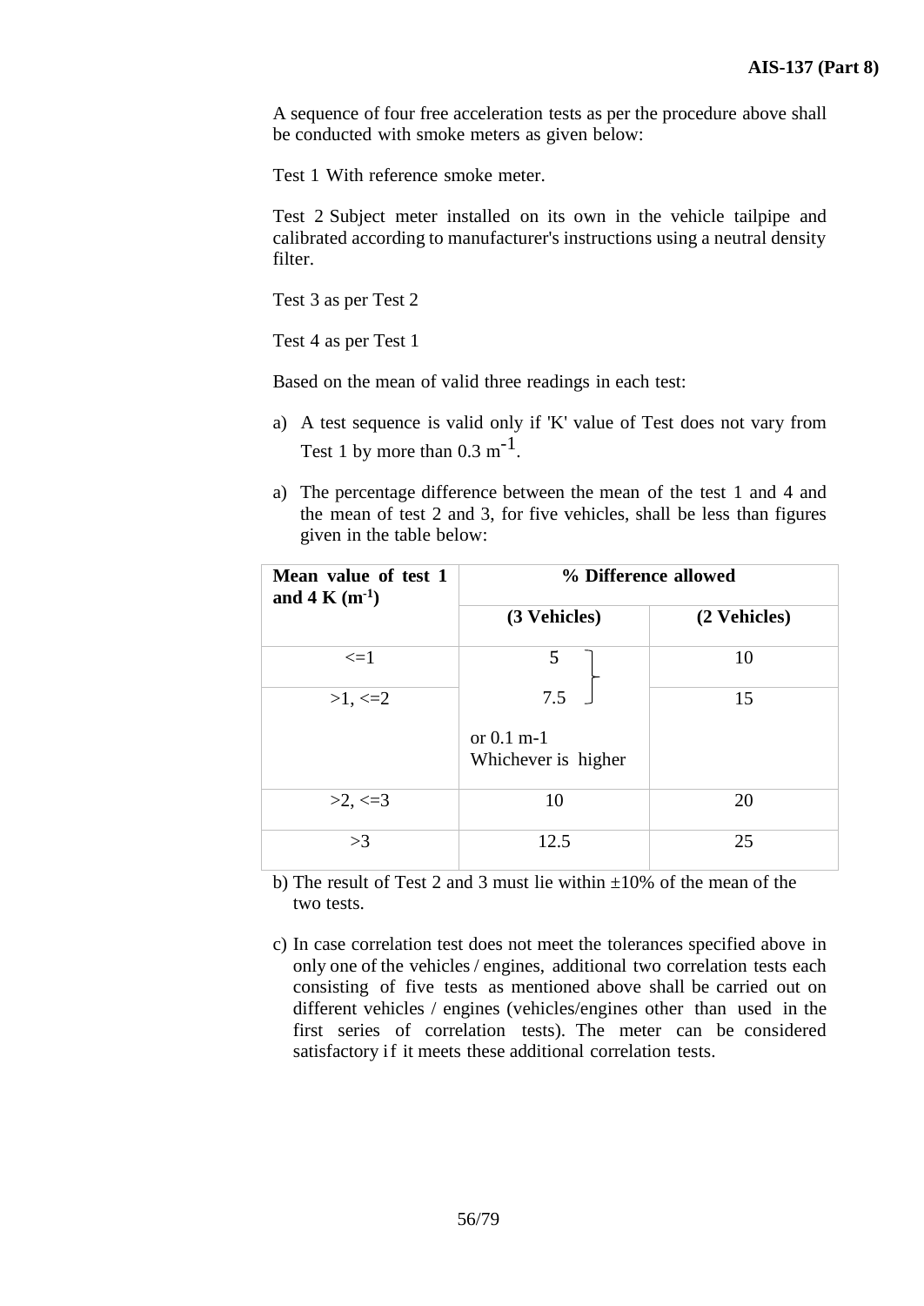A sequence of four free acceleration tests as per the procedure above shall be conducted with smoke meters as given below:

Test 1 With reference smoke meter.

Test 2 Subject meter installed on its own in the vehicle tailpipe and calibrated according to manufacturer's instructions using a neutral density filter.

Test 3 as per Test 2

Test 4 as per Test 1

Based on the mean of valid three readings in each test:

a) A test sequence is valid only if 'K' value of Test does not vary from Test 1 by more than 0.3 $m^{-1}$.

a) The percentage difference between the mean of the test 1 and 4 and the mean of test 2 and 3, for five vehicles, shall be less than figures given in the table below:

| **Mean value of test 1 and 4 K ($m^{-1}$)** | **% Difference allowed** | |
|---|---|---|
| | **(3 Vehicles)** | **(2 Vehicles)** |
| <=1 | 5 | 10 |
| >1, <=2 | 7.5<br>or 0.1 m-1 Whichever is higher | 15 |
| >2, <=3 | 10 | 20 |
| >3 | 12.5 | 25 |

b) The result of Test 2 and 3 must lie within ±10% of the mean of the two tests.

c) In case correlation test does not meet the tolerances specified above in only one of the vehicles / engines, additional two correlation tests each consisting of five tests as mentioned above shall be carried out on different vehicles / engines (vehicles/engines other than used in the first series of correlation tests). The meter can be considered satisfactory if it meets these additional correlation tests.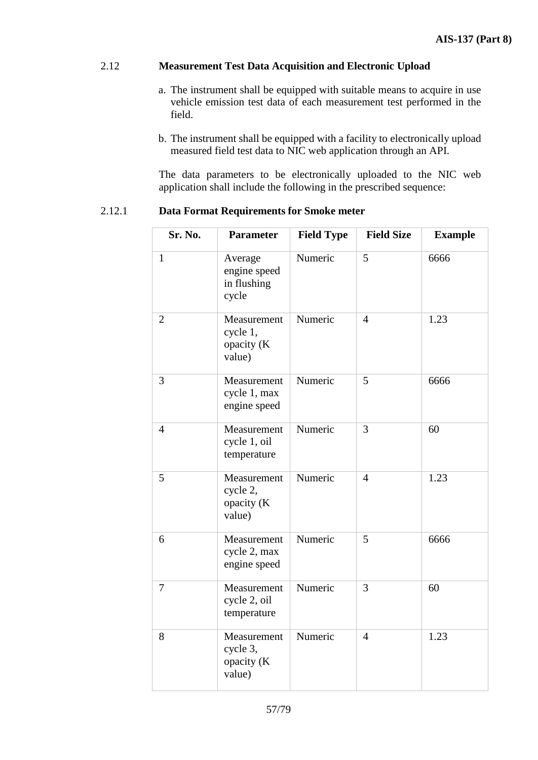### 2.12 Measurement Test Data Acquisition and Electronic Upload

a. The instrument shall be equipped with suitable means to acquire in use vehicle emission test data of each measurement test performed in the field.

b. The instrument shall be equipped with a facility to electronically upload measured field test data to NIC web application through an API.

The data parameters to be electronically uploaded to the NIC web application shall include the following in the prescribed sequence:

#### 2.12.1 Data Format Requirements for Smoke meter

| Sr. No. | Parameter | Field Type | Field Size | Example |
|---|---|---|---|---|
| 1 | Average engine speed in flushing cycle | Numeric | 5 | 6666 |
| 2 | Measurement cycle 1, opacity (K value) | Numeric | 4 | 1.23 |
| 3 | Measurement cycle 1, max engine speed | Numeric | 5 | 6666 |
| 4 | Measurement cycle 1, oil temperature | Numeric | 3 | 60 |
| 5 | Measurement cycle 2, opacity (K value) | Numeric | 4 | 1.23 |
| 6 | Measurement cycle 2, max engine speed | Numeric | 5 | 6666 |
| 7 | Measurement cycle 2, oil temperature | Numeric | 3 | 60 |
| 8 | Measurement cycle 3, opacity (K value) | Numeric | 4 | 1.23 |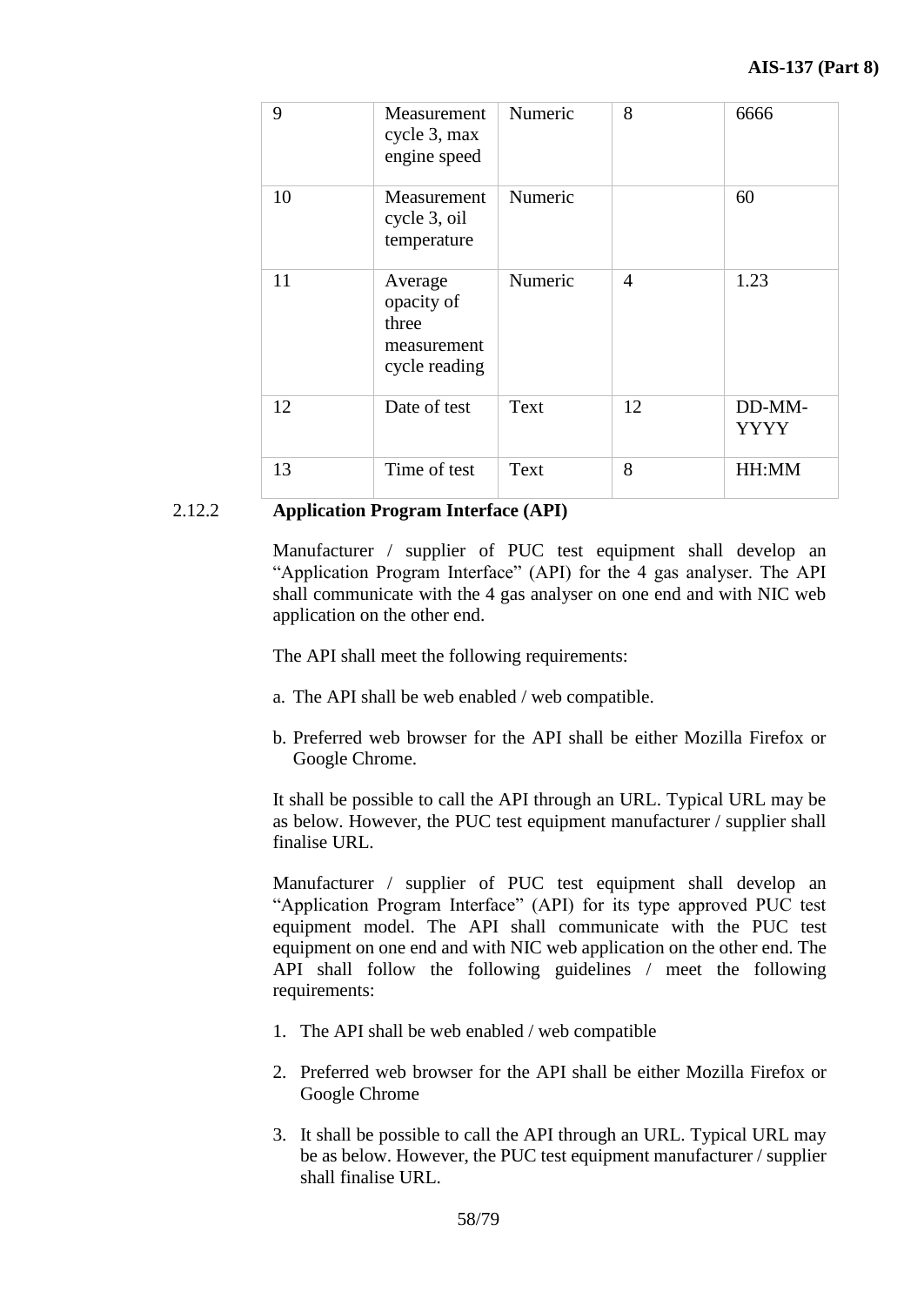| 9 | Measurement cycle 3, max engine speed | Numeric | 8 | 6666 |
|---|---|---|---|---|
| 10 | Measurement cycle 3, oil temperature | Numeric | | 60 |
| 11 | Average opacity of three measurement cycle reading | Numeric | 4 | 1.23 |
| 12 | Date of test | Text | 12 | DD-MM-YYYY |
| 13 | Time of test | Text | 8 | HH:MM |

2.12.2 **Application Program Interface (API)**

Manufacturer / supplier of PUC test equipment shall develop an "Application Program Interface" (API) for the 4 gas analyser. The API shall communicate with the 4 gas analyser on one end and with NIC web application on the other end.

The API shall meet the following requirements:

a. The API shall be web enabled / web compatible.

b. Preferred web browser for the API shall be either Mozilla Firefox or Google Chrome.

It shall be possible to call the API through an URL. Typical URL may be as below. However, the PUC test equipment manufacturer / supplier shall finalise URL.

Manufacturer / supplier of PUC test equipment shall develop an "Application Program Interface" (API) for its type approved PUC test equipment model. The API shall communicate with the PUC test equipment on one end and with NIC web application on the other end. The API shall follow the following guidelines / meet the following requirements:

1. The API shall be web enabled / web compatible
2. Preferred web browser for the API shall be either Mozilla Firefox or Google Chrome
3. It shall be possible to call the API through an URL. Typical URL may be as below. However, the PUC test equipment manufacturer / supplier shall finalise URL.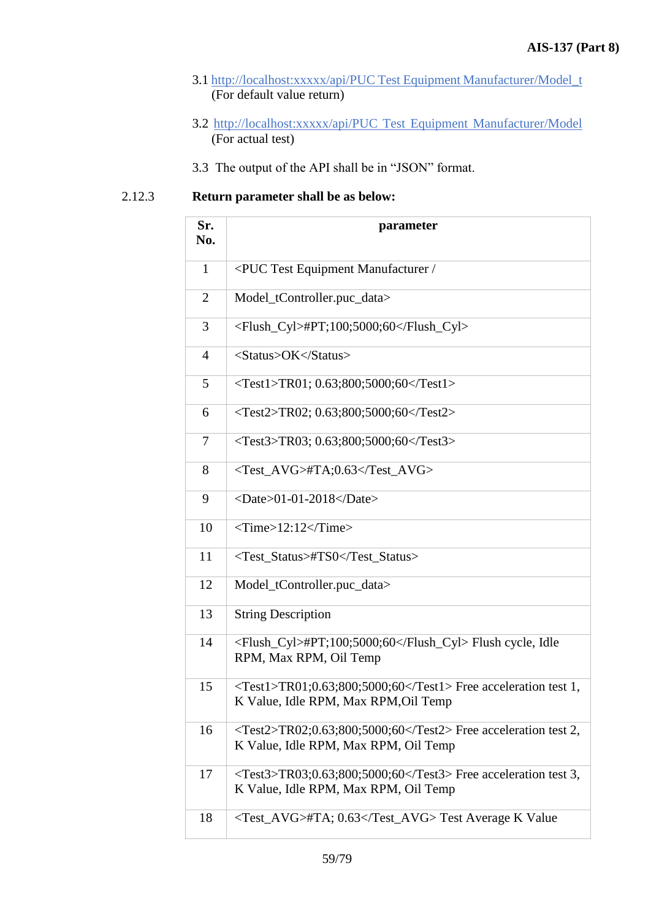3.1 http://localhost:xxxxx/api/PUC Test Equipment Manufacturer/Model_t
(For default value return)

3.2 http://localhost:xxxxx/api/PUC_Test_Equipment_Manufacturer/Model
(For actual test)

3.3 The output of the API shall be in "JSON" format.

2.12.3 **Return parameter shall be as below:**

| Sr. No. | parameter |
|---|---|
| 1 | <PUC Test Equipment Manufacturer / |
| 2 | Model_tController.puc_data> |
| 3 | <Flush_Cyl>#PT;100;5000;60</Flush_Cyl> |
| 4 | <Status>OK</Status> |
| 5 | <Test1>TR01; 0.63;800;5000;60</Test1> |
| 6 | <Test2>TR02; 0.63;800;5000;60</Test2> |
| 7 | <Test3>TR03; 0.63;800;5000;60</Test3> |
| 8 | <Test_AVG>#TA;0.63</Test_AVG> |
| 9 | <Date>01-01-2018</Date> |
| 10 | <Time>12:12</Time> |
| 11 | <Test_Status>#TS0</Test_Status> |
| 12 | Model_tController.puc_data> |
| 13 | String Description |
| 14 | <Flush_Cyl>#PT;100;5000;60</Flush_Cyl> Flush cycle, Idle RPM, Max RPM, Oil Temp |
| 15 | <Test1>TR01;0.63;800;5000;60</Test1> Free acceleration test 1, K Value, Idle RPM, Max RPM,Oil Temp |
| 16 | <Test2>TR02;0.63;800;5000;60</Test2> Free acceleration test 2, K Value, Idle RPM, Max RPM, Oil Temp |
| 17 | <Test3>TR03;0.63;800;5000;60</Test3> Free acceleration test 3, K Value, Idle RPM, Max RPM, Oil Temp |
| 18 | <Test_AVG>#TA; 0.63</Test_AVG> Test Average K Value |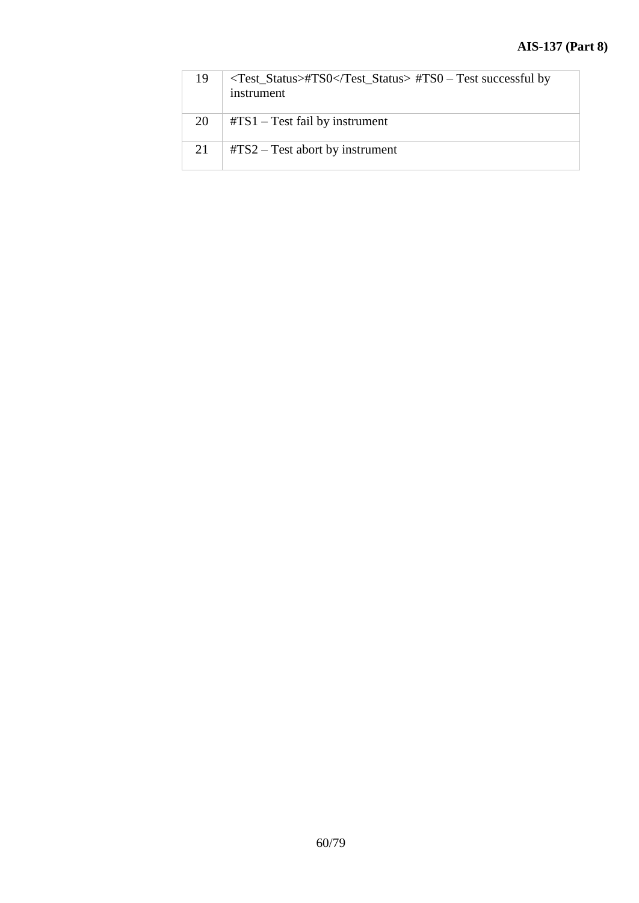| | |
|---|---|
| 19 | <Test_Status>#TS0</Test_Status> #TS0 – Test successful by instrument |
| 20 | #TS1 – Test fail by instrument |
| 21 | #TS2 – Test abort by instrument |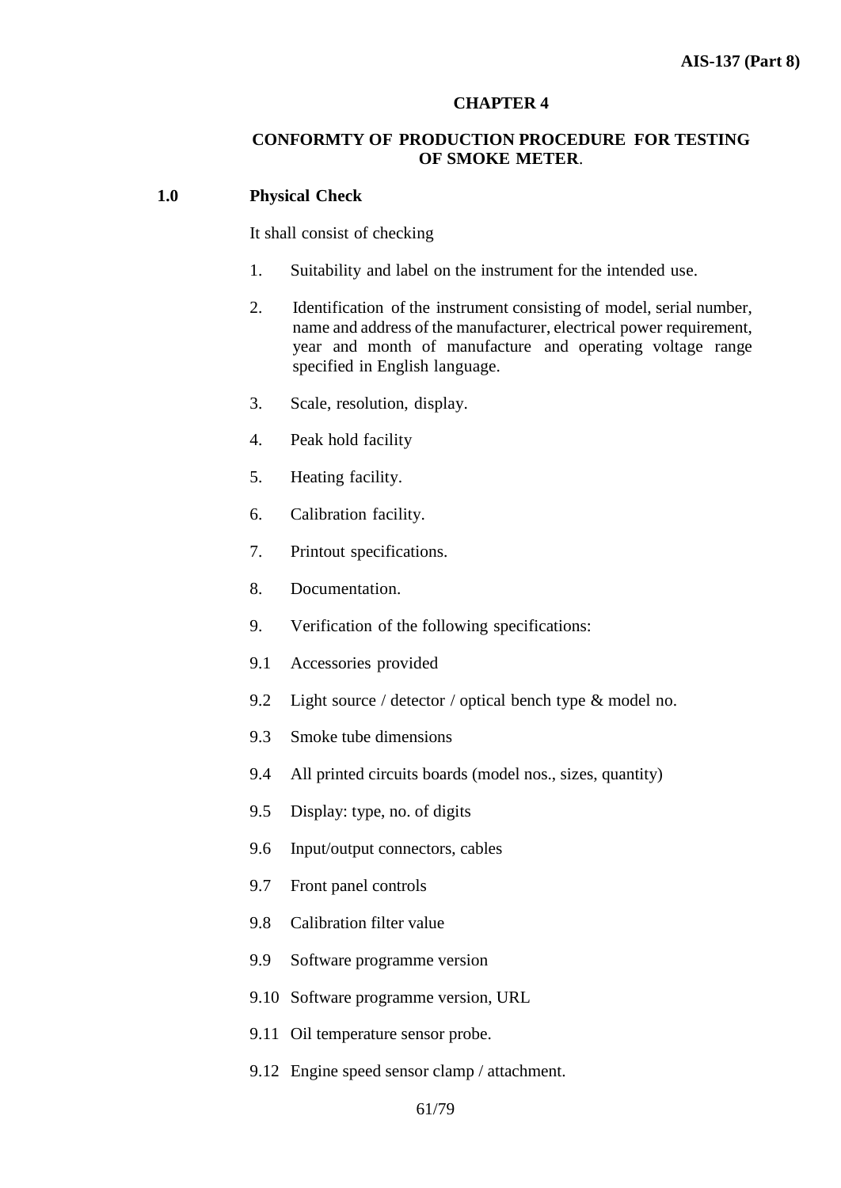## CHAPTER 4

## CONFORMTY OF PRODUCTION PROCEDURE FOR TESTING OF SMOKE METER.

### 1.0 Physical Check

It shall consist of checking

1. Suitability and label on the instrument for the intended use.
2. Identification of the instrument consisting of model, serial number, name and address of the manufacturer, electrical power requirement, year and month of manufacture and operating voltage range specified in English language.
3. Scale, resolution, display.
4. Peak hold facility
5. Heating facility.
6. Calibration facility.
7. Printout specifications.
8. Documentation.
9. Verification of the following specifications:

9.1 Accessories provided

9.2 Light source / detector / optical bench type & model no.

9.3 Smoke tube dimensions

9.4 All printed circuits boards (model nos., sizes, quantity)

9.5 Display: type, no. of digits

9.6 Input/output connectors, cables

9.7 Front panel controls

9.8 Calibration filter value

9.9 Software programme version

9.10 Software programme version, URL

9.11 Oil temperature sensor probe.

9.12 Engine speed sensor clamp / attachment.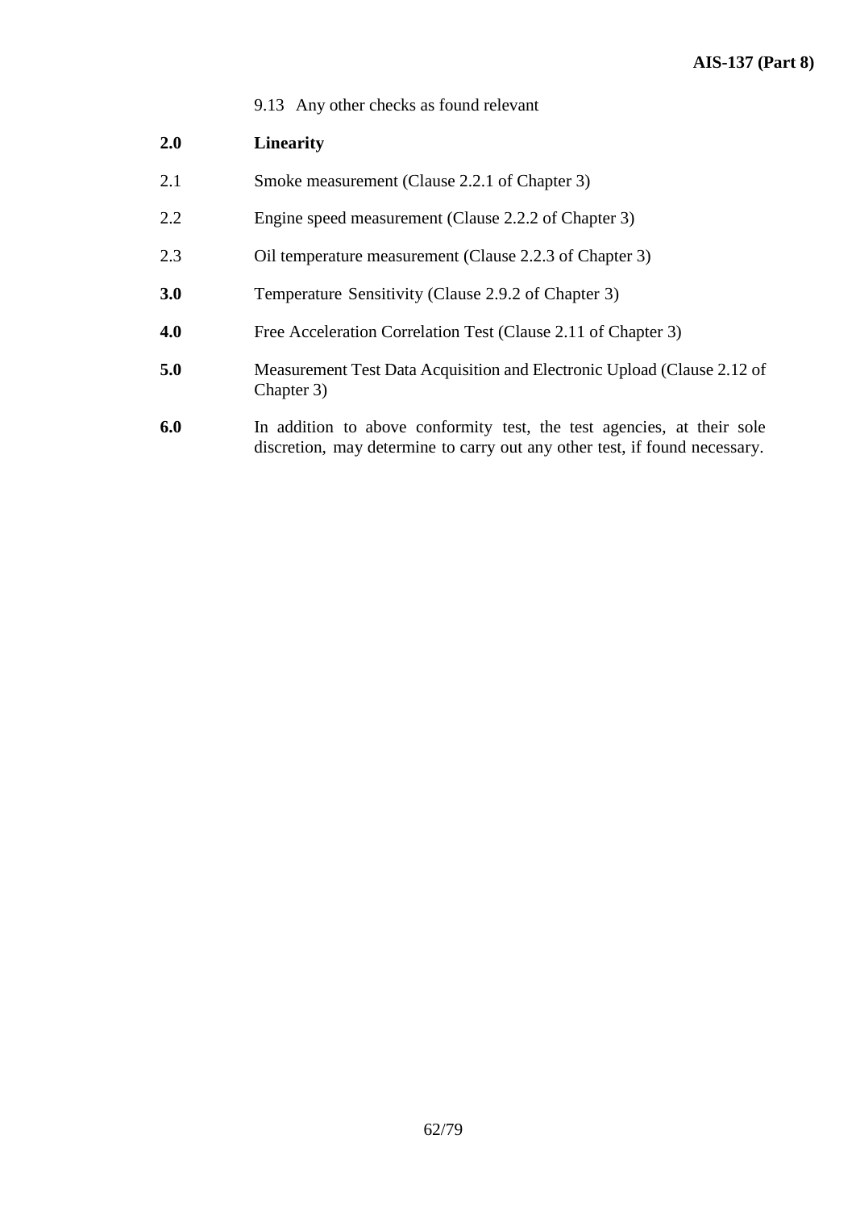9.13 Any other checks as found relevant

**2.0 Linearity**

2.1 Smoke measurement (Clause 2.2.1 of Chapter 3)

2.2 Engine speed measurement (Clause 2.2.2 of Chapter 3)

2.3 Oil temperature measurement (Clause 2.2.3 of Chapter 3)

**3.0** Temperature Sensitivity (Clause 2.9.2 of Chapter 3)

**4.0** Free Acceleration Correlation Test (Clause 2.11 of Chapter 3)

**5.0** Measurement Test Data Acquisition and Electronic Upload (Clause 2.12 of Chapter 3)

**6.0** In addition to above conformity test, the test agencies, at their sole discretion, may determine to carry out any other test, if found necessary.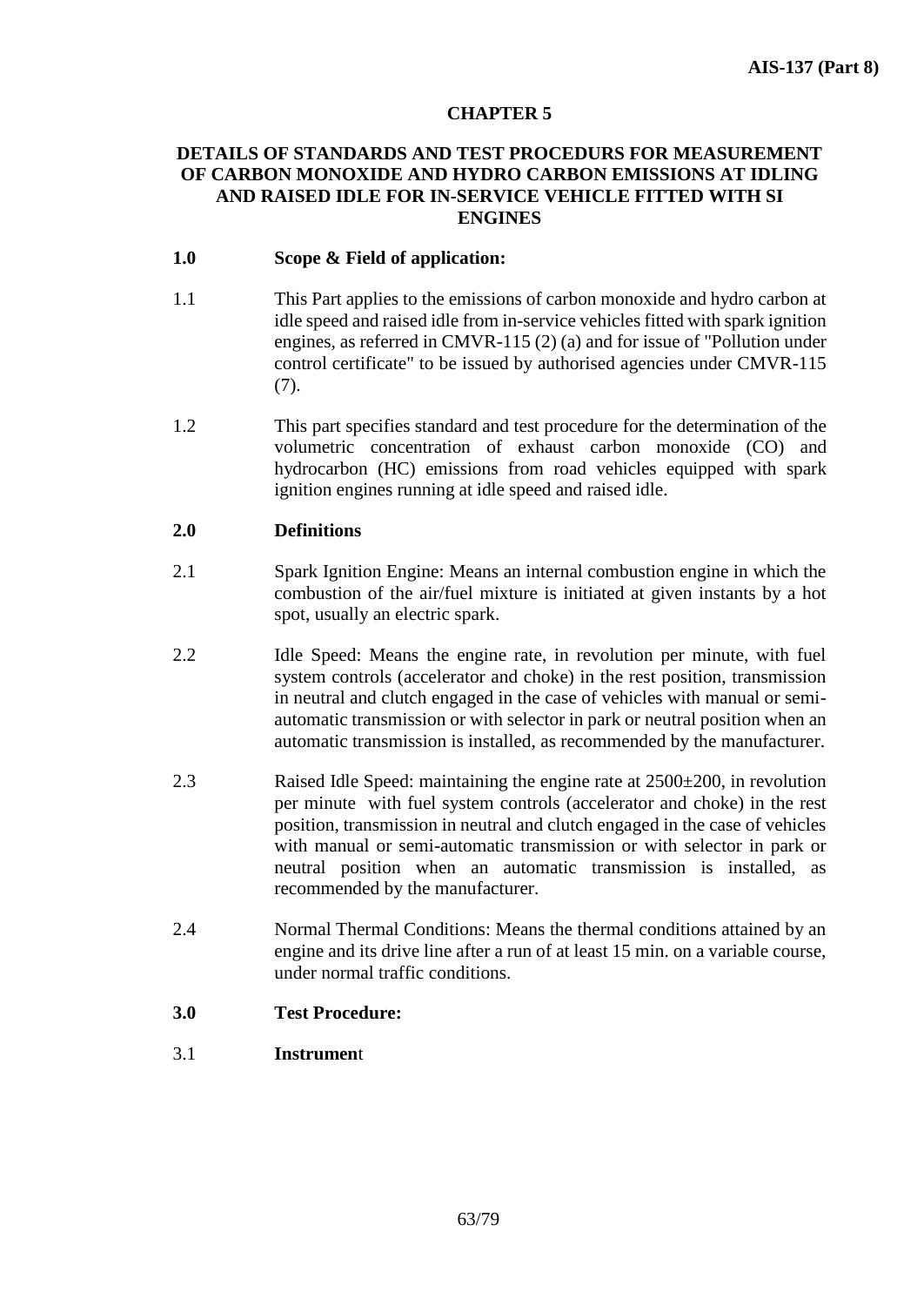# CHAPTER 5

## DETAILS OF STANDARDS AND TEST PROCEDURS FOR MEASUREMENT OF CARBON MONOXIDE AND HYDRO CARBON EMISSIONS AT IDLING AND RAISED IDLE FOR IN-SERVICE VEHICLE FITTED WITH SI ENGINES

**1.0 Scope & Field of application:**

1.1 This Part applies to the emissions of carbon monoxide and hydro carbon at idle speed and raised idle from in-service vehicles fitted with spark ignition engines, as referred in CMVR-115 (2) (a) and for issue of "Pollution under control certificate" to be issued by authorised agencies under CMVR-115 (7).

1.2 This part specifies standard and test procedure for the determination of the volumetric concentration of exhaust carbon monoxide (CO) and hydrocarbon (HC) emissions from road vehicles equipped with spark ignition engines running at idle speed and raised idle.

**2.0 Definitions**

2.1 Spark Ignition Engine: Means an internal combustion engine in which the combustion of the air/fuel mixture is initiated at given instants by a hot spot, usually an electric spark.

2.2 Idle Speed: Means the engine rate, in revolution per minute, with fuel system controls (accelerator and choke) in the rest position, transmission in neutral and clutch engaged in the case of vehicles with manual or semi-automatic transmission or with selector in park or neutral position when an automatic transmission is installed, as recommended by the manufacturer.

2.3 Raised Idle Speed: maintaining the engine rate at 2500±200, in revolution per minute with fuel system controls (accelerator and choke) in the rest position, transmission in neutral and clutch engaged in the case of vehicles with manual or semi-automatic transmission or with selector in park or neutral position when an automatic transmission is installed, as recommended by the manufacturer.

2.4 Normal Thermal Conditions: Means the thermal conditions attained by an engine and its drive line after a run of at least 15 min. on a variable course, under normal traffic conditions.

**3.0 Test Procedure:**

3.1 **Instrument**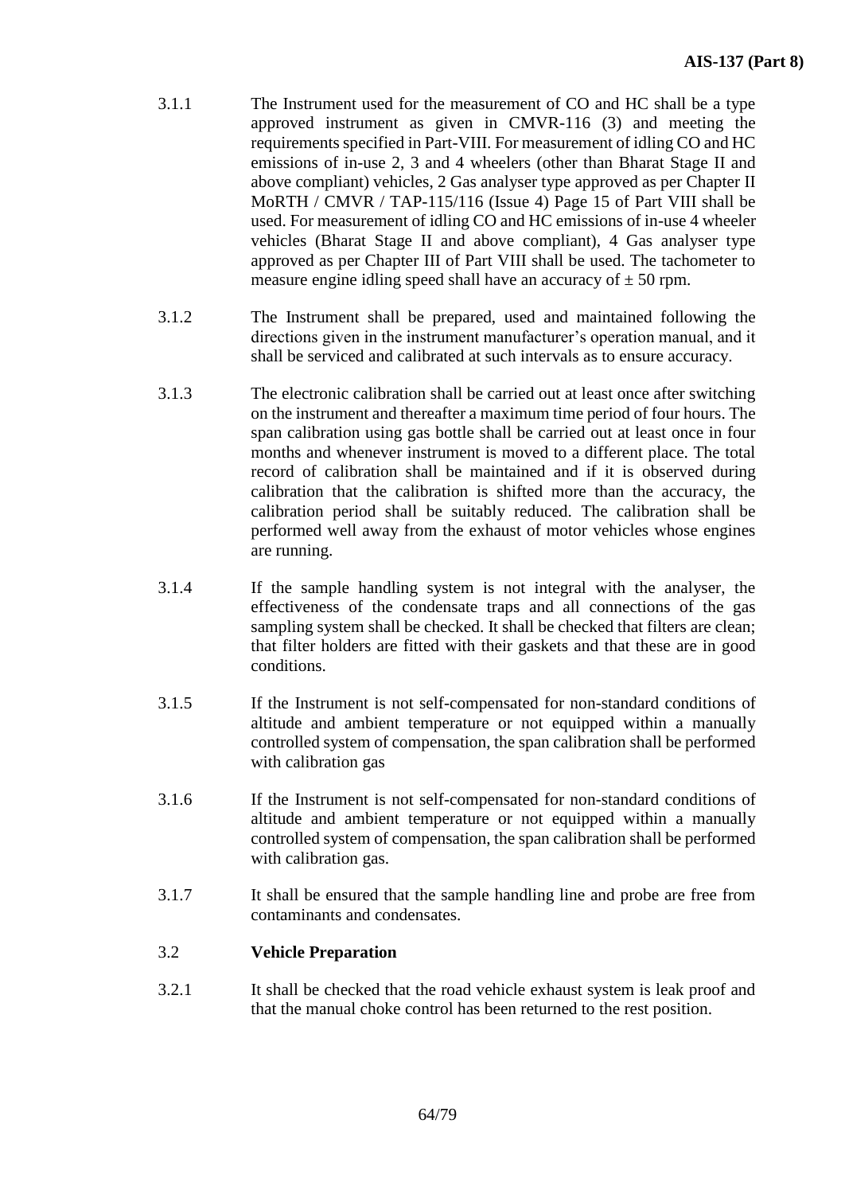3.1.1 The Instrument used for the measurement of CO and HC shall be a type approved instrument as given in CMVR-116 (3) and meeting the requirements specified in Part-VIII. For measurement of idling CO and HC emissions of in-use 2, 3 and 4 wheelers (other than Bharat Stage II and above compliant) vehicles, 2 Gas analyser type approved as per Chapter II MoRTH / CMVR / TAP-115/116 (Issue 4) Page 15 of Part VIII shall be used. For measurement of idling CO and HC emissions of in-use 4 wheeler vehicles (Bharat Stage II and above compliant), 4 Gas analyser type approved as per Chapter III of Part VIII shall be used. The tachometer to measure engine idling speed shall have an accuracy of ± 50 rpm.

3.1.2 The Instrument shall be prepared, used and maintained following the directions given in the instrument manufacturer's operation manual, and it shall be serviced and calibrated at such intervals as to ensure accuracy.

3.1.3 The electronic calibration shall be carried out at least once after switching on the instrument and thereafter a maximum time period of four hours. The span calibration using gas bottle shall be carried out at least once in four months and whenever instrument is moved to a different place. The total record of calibration shall be maintained and if it is observed during calibration that the calibration is shifted more than the accuracy, the calibration period shall be suitably reduced. The calibration shall be performed well away from the exhaust of motor vehicles whose engines are running.

3.1.4 If the sample handling system is not integral with the analyser, the effectiveness of the condensate traps and all connections of the gas sampling system shall be checked. It shall be checked that filters are clean; that filter holders are fitted with their gaskets and that these are in good conditions.

3.1.5 If the Instrument is not self-compensated for non-standard conditions of altitude and ambient temperature or not equipped within a manually controlled system of compensation, the span calibration shall be performed with calibration gas

3.1.6 If the Instrument is not self-compensated for non-standard conditions of altitude and ambient temperature or not equipped within a manually controlled system of compensation, the span calibration shall be performed with calibration gas.

3.1.7 It shall be ensured that the sample handling line and probe are free from contaminants and condensates.

### 3.2 Vehicle Preparation

3.2.1 It shall be checked that the road vehicle exhaust system is leak proof and that the manual choke control has been returned to the rest position.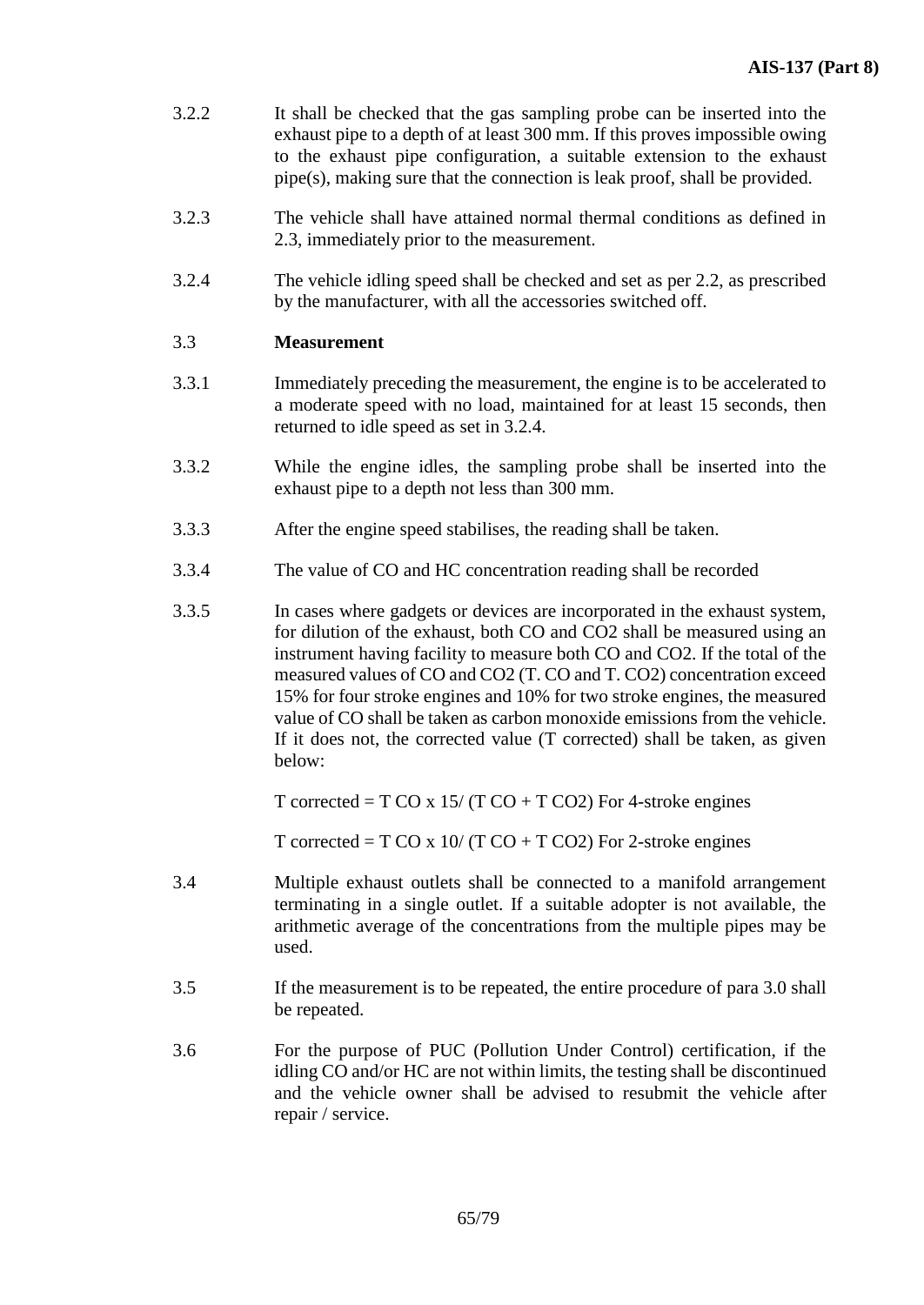3.2.2 It shall be checked that the gas sampling probe can be inserted into the exhaust pipe to a depth of at least 300 mm. If this proves impossible owing to the exhaust pipe configuration, a suitable extension to the exhaust pipe(s), making sure that the connection is leak proof, shall be provided.

3.2.3 The vehicle shall have attained normal thermal conditions as defined in 2.3, immediately prior to the measurement.

3.2.4 The vehicle idling speed shall be checked and set as per 2.2, as prescribed by the manufacturer, with all the accessories switched off.

### 3.3 Measurement

3.3.1 Immediately preceding the measurement, the engine is to be accelerated to a moderate speed with no load, maintained for at least 15 seconds, then returned to idle speed as set in 3.2.4.

3.3.2 While the engine idles, the sampling probe shall be inserted into the exhaust pipe to a depth not less than 300 mm.

3.3.3 After the engine speed stabilises, the reading shall be taken.

3.3.4 The value of CO and HC concentration reading shall be recorded

3.3.5 In cases where gadgets or devices are incorporated in the exhaust system, for dilution of the exhaust, both CO and $CO_2$ shall be measured using an instrument having facility to measure both CO and $CO_2$. If the total of the measured values of CO and $CO_2$ (T. CO and T. $CO_2$) concentration exceed 15% for four stroke engines and 10% for two stroke engines, the measured value of CO shall be taken as carbon monoxide emissions from the vehicle. If it does not, the corrected value (T corrected) shall be taken, as given below:

$$T_{corrected} = T\,CO \times 15 / (T\,CO + T\,CO_2) \quad \text{For 4-stroke engines}$$

$$T_{corrected} = T\,CO \times 10 / (T\,CO + T\,CO_2) \quad \text{For 2-stroke engines}$$

3.4 Multiple exhaust outlets shall be connected to a manifold arrangement terminating in a single outlet. If a suitable adopter is not available, the arithmetic average of the concentrations from the multiple pipes may be used.

3.5 If the measurement is to be repeated, the entire procedure of para 3.0 shall be repeated.

3.6 For the purpose of PUC (Pollution Under Control) certification, if the idling CO and/or HC are not within limits, the testing shall be discontinued and the vehicle owner shall be advised to resubmit the vehicle after repair / service.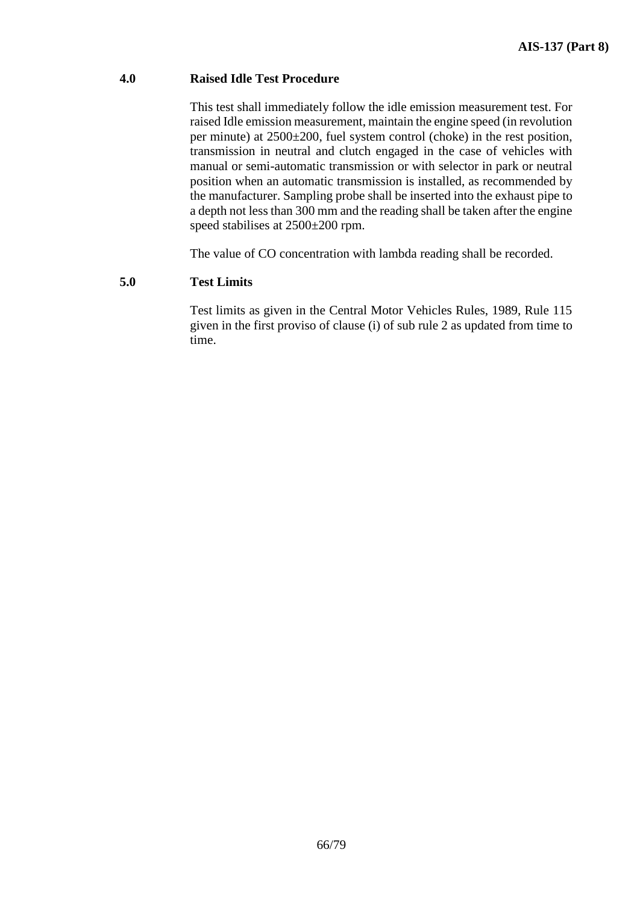## 4.0 Raised Idle Test Procedure

This test shall immediately follow the idle emission measurement test. For raised Idle emission measurement, maintain the engine speed (in revolution per minute) at 2500±200, fuel system control (choke) in the rest position, transmission in neutral and clutch engaged in the case of vehicles with manual or semi-automatic transmission or with selector in park or neutral position when an automatic transmission is installed, as recommended by the manufacturer. Sampling probe shall be inserted into the exhaust pipe to a depth not less than 300 mm and the reading shall be taken after the engine speed stabilises at 2500±200 rpm.

The value of CO concentration with lambda reading shall be recorded.

## 5.0 Test Limits

Test limits as given in the Central Motor Vehicles Rules, 1989, Rule 115 given in the first proviso of clause (i) of sub rule 2 as updated from time to time.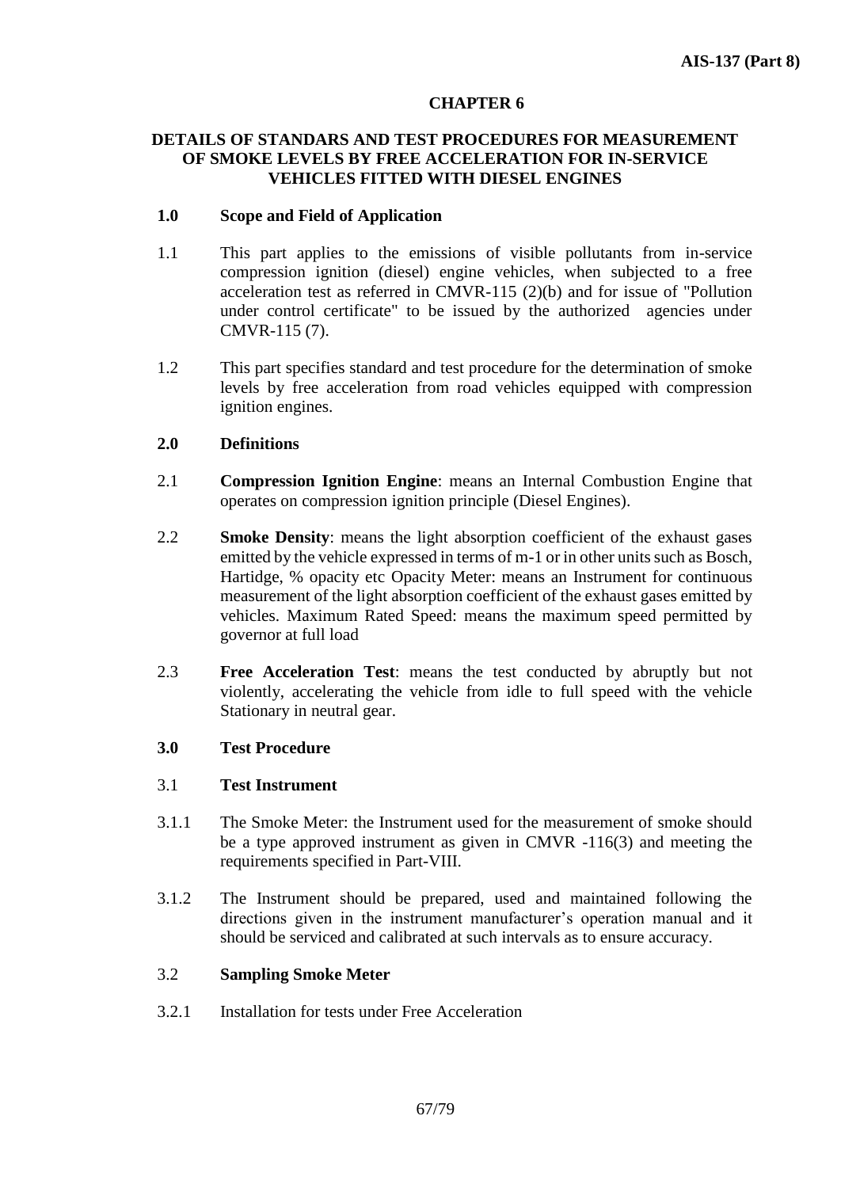## CHAPTER 6

## DETAILS OF STANDARDS AND TEST PROCEDURES FOR MEASUREMENT OF SMOKE LEVELS BY FREE ACCELERATION FOR IN-SERVICE VEHICLES FITTED WITH DIESEL ENGINES

### 1.0 Scope and Field of Application

1.1 This part applies to the emissions of visible pollutants from in-service compression ignition (diesel) engine vehicles, when subjected to a free acceleration test as referred in CMVR-115 (2)(b) and for issue of "Pollution under control certificate" to be issued by the authorized agencies under CMVR-115 (7).

1.2 This part specifies standard and test procedure for the determination of smoke levels by free acceleration from road vehicles equipped with compression ignition engines.

### 2.0 Definitions

2.1 **Compression Ignition Engine**: means an Internal Combustion Engine that operates on compression ignition principle (Diesel Engines).

2.2 **Smoke Density**: means the light absorption coefficient of the exhaust gases emitted by the vehicle expressed in terms of m-1 or in other units such as Bosch, Hartidge, % opacity etc Opacity Meter: means an Instrument for continuous measurement of the light absorption coefficient of the exhaust gases emitted by vehicles. Maximum Rated Speed: means the maximum speed permitted by governor at full load

2.3 **Free Acceleration Test**: means the test conducted by abruptly but not violently, accelerating the vehicle from idle to full speed with the vehicle Stationary in neutral gear.

### 3.0 Test Procedure

3.1 **Test Instrument**

3.1.1 The Smoke Meter: the Instrument used for the measurement of smoke should be a type approved instrument as given in CMVR -116(3) and meeting the requirements specified in Part-VIII.

3.1.2 The Instrument should be prepared, used and maintained following the directions given in the instrument manufacturer's operation manual and it should be serviced and calibrated at such intervals as to ensure accuracy.

3.2 **Sampling Smoke Meter**

3.2.1 Installation for tests under Free Acceleration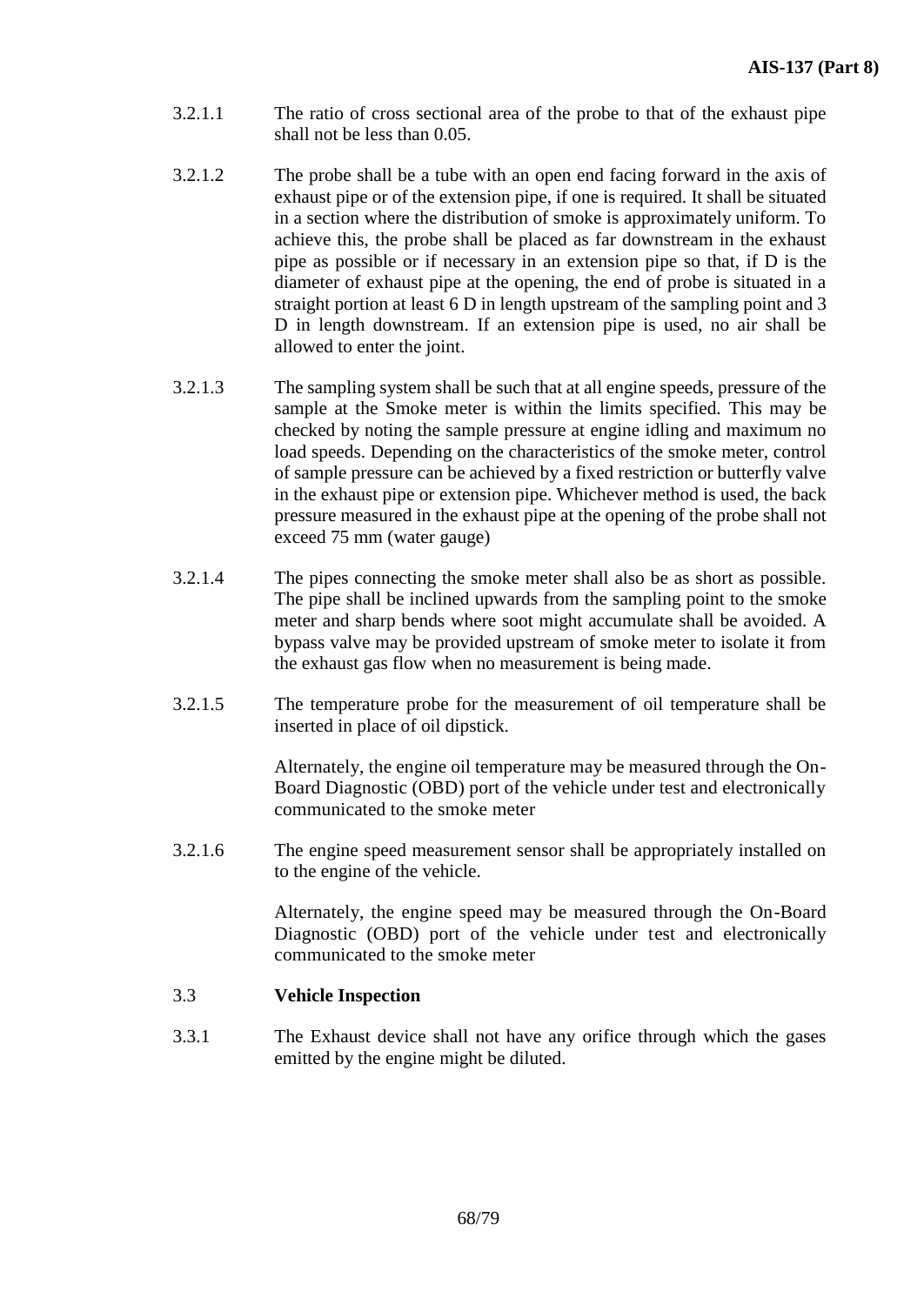3.2.1.1 The ratio of cross sectional area of the probe to that of the exhaust pipe shall not be less than 0.05.

3.2.1.2 The probe shall be a tube with an open end facing forward in the axis of exhaust pipe or of the extension pipe, if one is required. It shall be situated in a section where the distribution of smoke is approximately uniform. To achieve this, the probe shall be placed as far downstream in the exhaust pipe as possible or if necessary in an extension pipe so that, if D is the diameter of exhaust pipe at the opening, the end of probe is situated in a straight portion at least 6 D in length upstream of the sampling point and 3 D in length downstream. If an extension pipe is used, no air shall be allowed to enter the joint.

3.2.1.3 The sampling system shall be such that at all engine speeds, pressure of the sample at the Smoke meter is within the limits specified. This may be checked by noting the sample pressure at engine idling and maximum no load speeds. Depending on the characteristics of the smoke meter, control of sample pressure can be achieved by a fixed restriction or butterfly valve in the exhaust pipe or extension pipe. Whichever method is used, the back pressure measured in the exhaust pipe at the opening of the probe shall not exceed 75 mm (water gauge)

3.2.1.4 The pipes connecting the smoke meter shall also be as short as possible. The pipe shall be inclined upwards from the sampling point to the smoke meter and sharp bends where soot might accumulate shall be avoided. A bypass valve may be provided upstream of smoke meter to isolate it from the exhaust gas flow when no measurement is being made.

3.2.1.5 The temperature probe for the measurement of oil temperature shall be inserted in place of oil dipstick.

Alternately, the engine oil temperature may be measured through the On-Board Diagnostic (OBD) port of the vehicle under test and electronically communicated to the smoke meter

3.2.1.6 The engine speed measurement sensor shall be appropriately installed on to the engine of the vehicle.

Alternately, the engine speed may be measured through the On-Board Diagnostic (OBD) port of the vehicle under test and electronically communicated to the smoke meter

### 3.3 Vehicle Inspection

3.3.1 The Exhaust device shall not have any orifice through which the gases emitted by the engine might be diluted.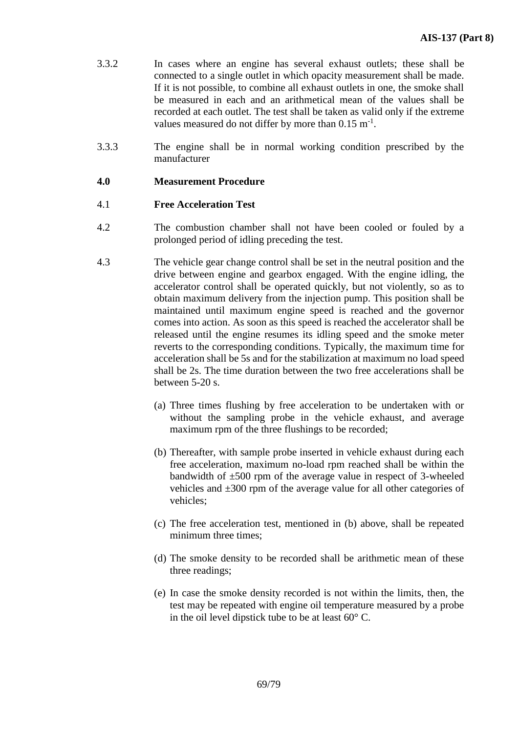3.3.2 In cases where an engine has several exhaust outlets; these shall be connected to a single outlet in which opacity measurement shall be made. If it is not possible, to combine all exhaust outlets in one, the smoke shall be measured in each and an arithmetical mean of the values shall be recorded at each outlet. The test shall be taken as valid only if the extreme values measured do not differ by more than 0.15 $m^{-1}$.

3.3.3 The engine shall be in normal working condition prescribed by the manufacturer

**4.0 Measurement Procedure**

4.1 **Free Acceleration Test**

4.2 The combustion chamber shall not have been cooled or fouled by a prolonged period of idling preceding the test.

4.3 The vehicle gear change control shall be set in the neutral position and the drive between engine and gearbox engaged. With the engine idling, the accelerator control shall be operated quickly, but not violently, so as to obtain maximum delivery from the injection pump. This position shall be maintained until maximum engine speed is reached and the governor comes into action. As soon as this speed is reached the accelerator shall be released until the engine resumes its idling speed and the smoke meter reverts to the corresponding conditions. Typically, the maximum time for acceleration shall be 5s and for the stabilization at maximum no load speed shall be 2s. The time duration between the two free accelerations shall be between 5-20 s.

(a) Three times flushing by free acceleration to be undertaken with or without the sampling probe in the vehicle exhaust, and average maximum rpm of the three flushings to be recorded;

(b) Thereafter, with sample probe inserted in vehicle exhaust during each free acceleration, maximum no-load rpm reached shall be within the bandwidth of ±500 rpm of the average value in respect of 3-wheeled vehicles and ±300 rpm of the average value for all other categories of vehicles;

(c) The free acceleration test, mentioned in (b) above, shall be repeated minimum three times;

(d) The smoke density to be recorded shall be arithmetic mean of these three readings;

(e) In case the smoke density recorded is not within the limits, then, the test may be repeated with engine oil temperature measured by a probe in the oil level dipstick tube to be at least 60° C.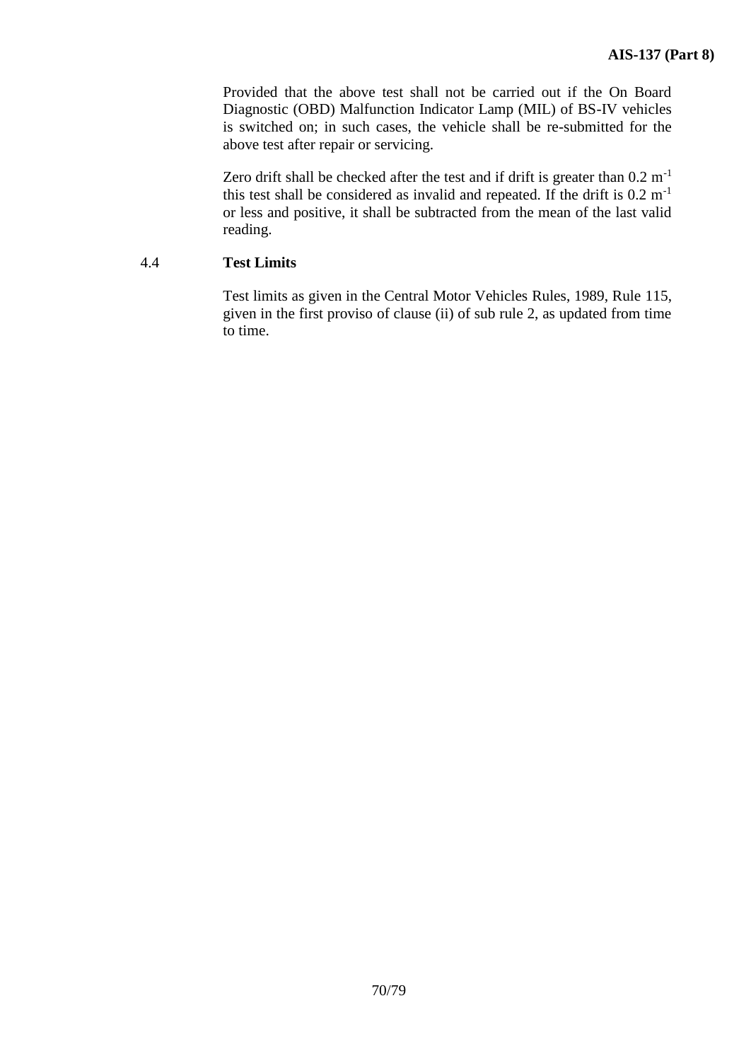Provided that the above test shall not be carried out if the On Board Diagnostic (OBD) Malfunction Indicator Lamp (MIL) of BS-IV vehicles is switched on; in such cases, the vehicle shall be re-submitted for the above test after repair or servicing.

Zero drift shall be checked after the test and if drift is greater than 0.2 $m^{-1}$ this test shall be considered as invalid and repeated. If the drift is 0.2 $m^{-1}$ or less and positive, it shall be subtracted from the mean of the last valid reading.

4.4 **Test Limits**

Test limits as given in the Central Motor Vehicles Rules, 1989, Rule 115, given in the first proviso of clause (ii) of sub rule 2, as updated from time to time.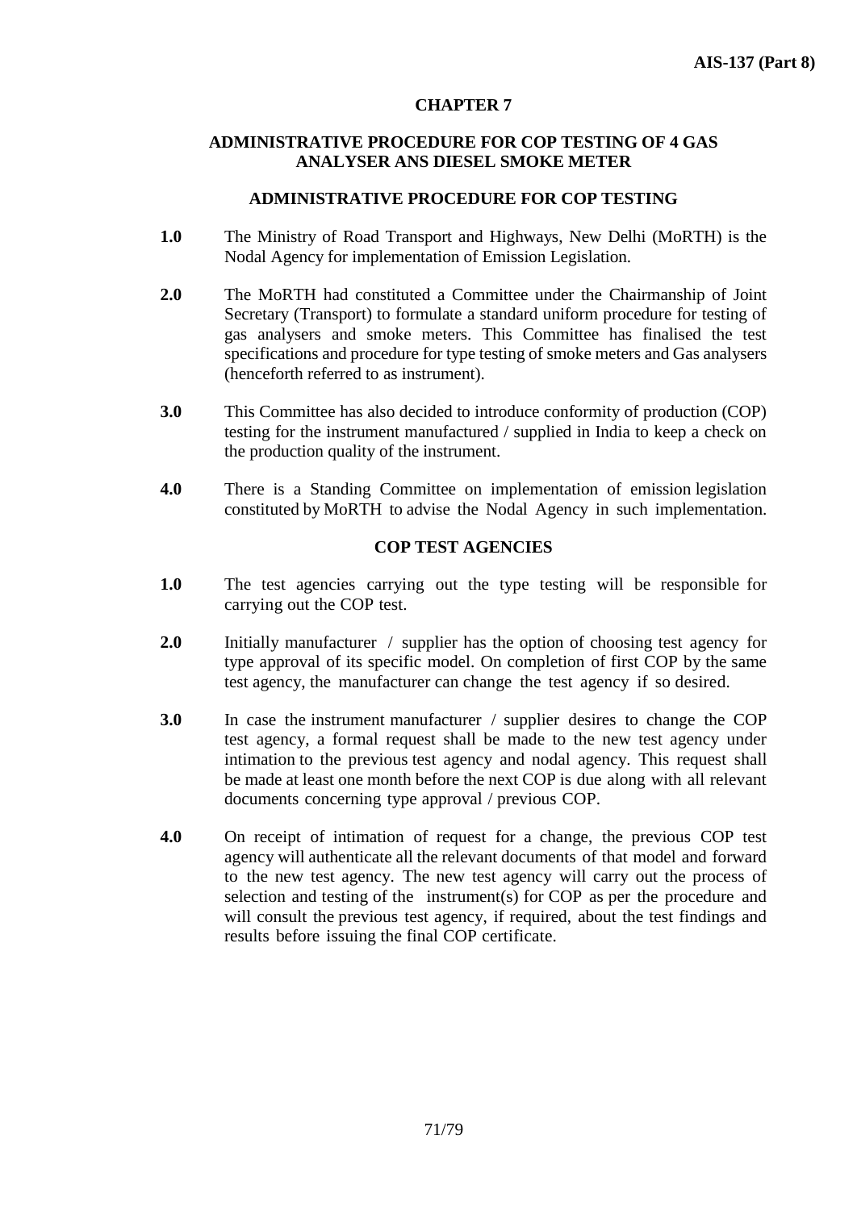# CHAPTER 7

## ADMINISTRATIVE PROCEDURE FOR COP TESTING OF 4 GAS ANALYSER ANS DIESEL SMOKE METER

### ADMINISTRATIVE PROCEDURE FOR COP TESTING

**1.0** The Ministry of Road Transport and Highways, New Delhi (MoRTH) is the Nodal Agency for implementation of Emission Legislation.

**2.0** The MoRTH had constituted a Committee under the Chairmanship of Joint Secretary (Transport) to formulate a standard uniform procedure for testing of gas analysers and smoke meters. This Committee has finalised the test specifications and procedure for type testing of smoke meters and Gas analysers (henceforth referred to as instrument).

**3.0** This Committee has also decided to introduce conformity of production (COP) testing for the instrument manufactured / supplied in India to keep a check on the production quality of the instrument.

**4.0** There is a Standing Committee on implementation of emission legislation constituted by MoRTH to advise the Nodal Agency in such implementation.

### COP TEST AGENCIES

**1.0** The test agencies carrying out the type testing will be responsible for carrying out the COP test.

**2.0** Initially manufacturer / supplier has the option of choosing test agency for type approval of its specific model. On completion of first COP by the same test agency, the manufacturer can change the test agency if so desired.

**3.0** In case the instrument manufacturer / supplier desires to change the COP test agency, a formal request shall be made to the new test agency under intimation to the previous test agency and nodal agency. This request shall be made at least one month before the next COP is due along with all relevant documents concerning type approval / previous COP.

**4.0** On receipt of intimation of request for a change, the previous COP test agency will authenticate all the relevant documents of that model and forward to the new test agency. The new test agency will carry out the process of selection and testing of the instrument(s) for COP as per the procedure and will consult the previous test agency, if required, about the test findings and results before issuing the final COP certificate.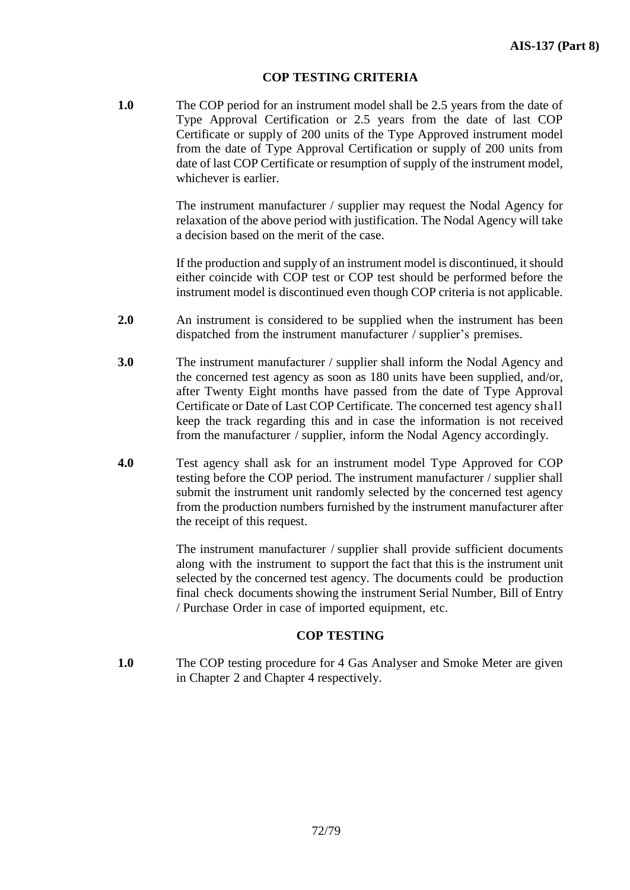## COP TESTING CRITERIA

**1.0** The COP period for an instrument model shall be 2.5 years from the date of Type Approval Certification or 2.5 years from the date of last COP Certificate or supply of 200 units of the Type Approved instrument model from the date of Type Approval Certification or supply of 200 units from date of last COP Certificate or resumption of supply of the instrument model, whichever is earlier.

The instrument manufacturer / supplier may request the Nodal Agency for relaxation of the above period with justification. The Nodal Agency will take a decision based on the merit of the case.

If the production and supply of an instrument model is discontinued, it should either coincide with COP test or COP test should be performed before the instrument model is discontinued even though COP criteria is not applicable.

**2.0** An instrument is considered to be supplied when the instrument has been dispatched from the instrument manufacturer / supplier's premises.

**3.0** The instrument manufacturer / supplier shall inform the Nodal Agency and the concerned test agency as soon as 180 units have been supplied, and/or, after Twenty Eight months have passed from the date of Type Approval Certificate or Date of Last COP Certificate. The concerned test agency shall keep the track regarding this and in case the information is not received from the manufacturer / supplier, inform the Nodal Agency accordingly.

**4.0** Test agency shall ask for an instrument model Type Approved for COP testing before the COP period. The instrument manufacturer / supplier shall submit the instrument unit randomly selected by the concerned test agency from the production numbers furnished by the instrument manufacturer after the receipt of this request.

The instrument manufacturer / supplier shall provide sufficient documents along with the instrument to support the fact that this is the instrument unit selected by the concerned test agency. The documents could be production final check documents showing the instrument Serial Number, Bill of Entry / Purchase Order in case of imported equipment, etc.

## COP TESTING

**1.0** The COP testing procedure for 4 Gas Analyser and Smoke Meter are given in Chapter 2 and Chapter 4 respectively.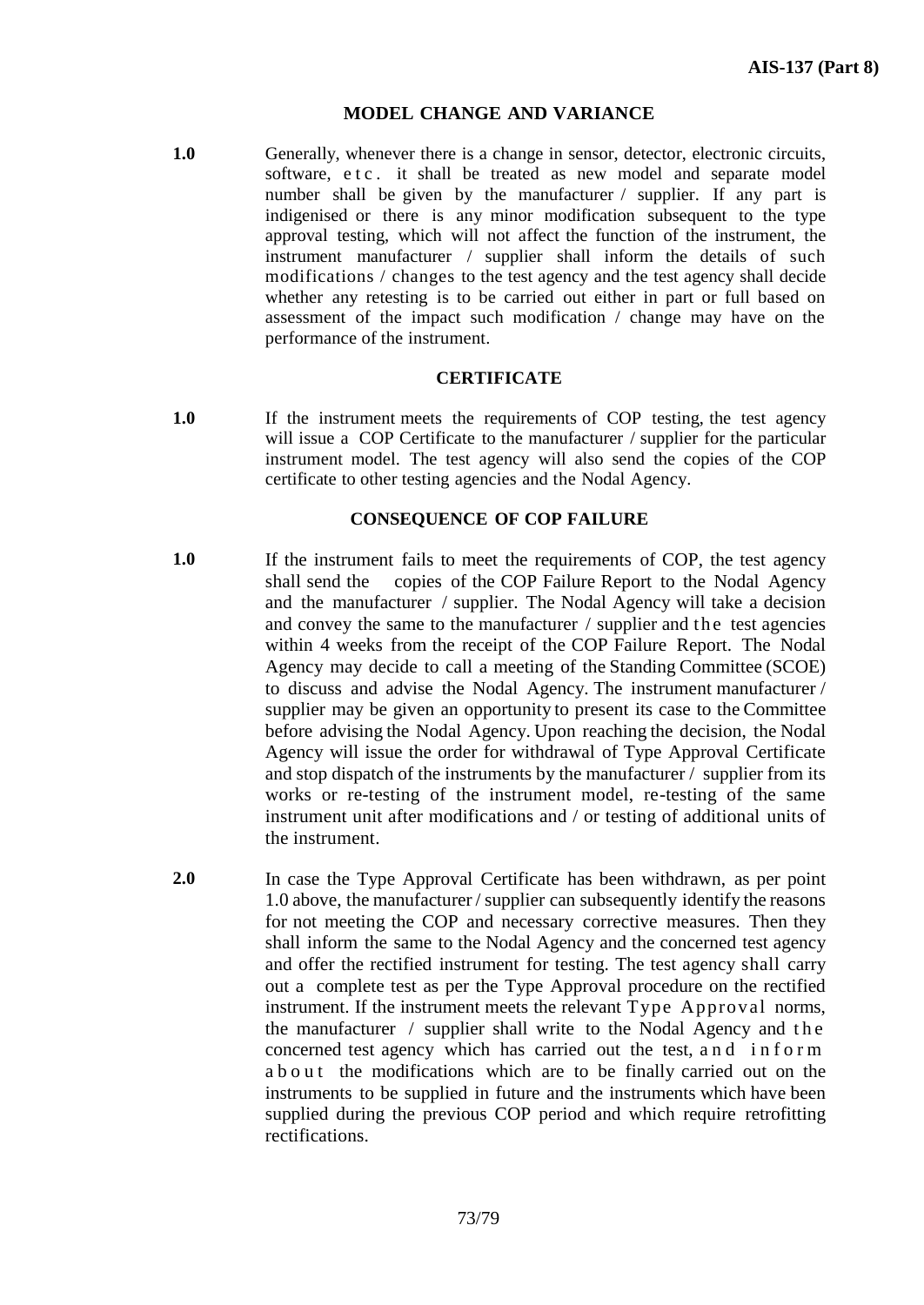## MODEL CHANGE AND VARIANCE

**1.0** Generally, whenever there is a change in sensor, detector, electronic circuits, software, etc. it shall be treated as new model and separate model number shall be given by the manufacturer / supplier. If any part is indigenised or there is any minor modification subsequent to the type approval testing, which will not affect the function of the instrument, the instrument manufacturer / supplier shall inform the details of such modifications / changes to the test agency and the test agency shall decide whether any retesting is to be carried out either in part or full based on assessment of the impact such modification / change may have on the performance of the instrument.

## CERTIFICATE

**1.0** If the instrument meets the requirements of COP testing, the test agency will issue a COP Certificate to the manufacturer / supplier for the particular instrument model. The test agency will also send the copies of the COP certificate to other testing agencies and the Nodal Agency.

## CONSEQUENCE OF COP FAILURE

**1.0** If the instrument fails to meet the requirements of COP, the test agency shall send the copies of the COP Failure Report to the Nodal Agency and the manufacturer / supplier. The Nodal Agency will take a decision and convey the same to the manufacturer / supplier and the test agencies within 4 weeks from the receipt of the COP Failure Report. The Nodal Agency may decide to call a meeting of the Standing Committee (SCOE) to discuss and advise the Nodal Agency. The instrument manufacturer / supplier may be given an opportunity to present its case to the Committee before advising the Nodal Agency. Upon reaching the decision, the Nodal Agency will issue the order for withdrawal of Type Approval Certificate and stop dispatch of the instruments by the manufacturer / supplier from its works or re-testing of the instrument model, re-testing of the same instrument unit after modifications and / or testing of additional units of the instrument.

**2.0** In case the Type Approval Certificate has been withdrawn, as per point 1.0 above, the manufacturer / supplier can subsequently identify the reasons for not meeting the COP and necessary corrective measures. Then they shall inform the same to the Nodal Agency and the concerned test agency and offer the rectified instrument for testing. The test agency shall carry out a complete test as per the Type Approval procedure on the rectified instrument. If the instrument meets the relevant Type Approval norms, the manufacturer / supplier shall write to the Nodal Agency and the concerned test agency which has carried out the test, and inform about the modifications which are to be finally carried out on the instruments to be supplied in future and the instruments which have been supplied during the previous COP period and which require retrofitting rectifications.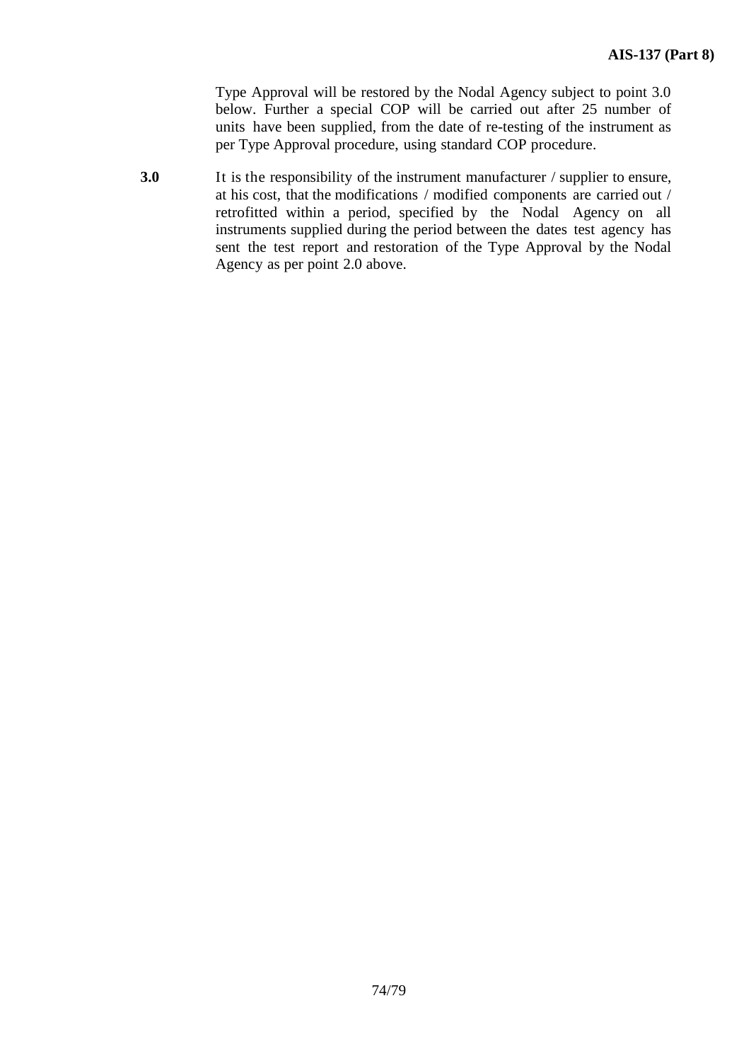Type Approval will be restored by the Nodal Agency subject to point 3.0 below. Further a special COP will be carried out after 25 number of units have been supplied, from the date of re-testing of the instrument as per Type Approval procedure, using standard COP procedure.

**3.0** It is the responsibility of the instrument manufacturer / supplier to ensure, at his cost, that the modifications / modified components are carried out / retrofitted within a period, specified by the Nodal Agency on all instruments supplied during the period between the dates test agency has sent the test report and restoration of the Type Approval by the Nodal Agency as per point 2.0 above.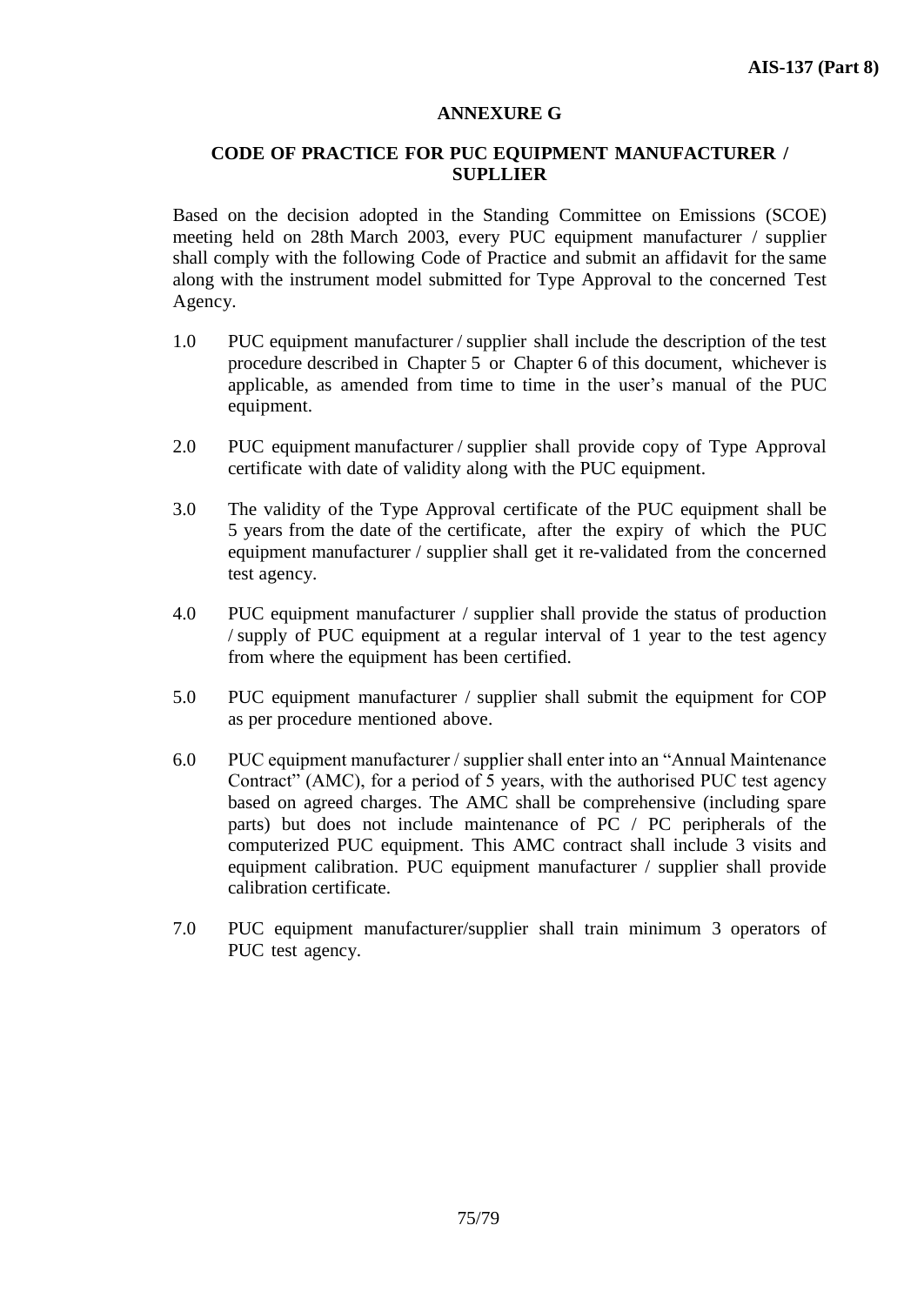## ANNEXURE G

## CODE OF PRACTICE FOR PUC EQUIPMENT MANUFACTURER / SUPLLIER

Based on the decision adopted in the Standing Committee on Emissions (SCOE) meeting held on 28th March 2003, every PUC equipment manufacturer / supplier shall comply with the following Code of Practice and submit an affidavit for the same along with the instrument model submitted for Type Approval to the concerned Test Agency.

1.0 PUC equipment manufacturer / supplier shall include the description of the test procedure described in Chapter 5 or Chapter 6 of this document, whichever is applicable, as amended from time to time in the user's manual of the PUC equipment.

2.0 PUC equipment manufacturer / supplier shall provide copy of Type Approval certificate with date of validity along with the PUC equipment.

3.0 The validity of the Type Approval certificate of the PUC equipment shall be 5 years from the date of the certificate, after the expiry of which the PUC equipment manufacturer / supplier shall get it re-validated from the concerned test agency.

4.0 PUC equipment manufacturer / supplier shall provide the status of production / supply of PUC equipment at a regular interval of 1 year to the test agency from where the equipment has been certified.

5.0 PUC equipment manufacturer / supplier shall submit the equipment for COP as per procedure mentioned above.

6.0 PUC equipment manufacturer / supplier shall enter into an "Annual Maintenance Contract" (AMC), for a period of 5 years, with the authorised PUC test agency based on agreed charges. The AMC shall be comprehensive (including spare parts) but does not include maintenance of PC / PC peripherals of the computerized PUC equipment. This AMC contract shall include 3 visits and equipment calibration. PUC equipment manufacturer / supplier shall provide calibration certificate.

7.0 PUC equipment manufacturer/supplier shall train minimum 3 operators of PUC test agency.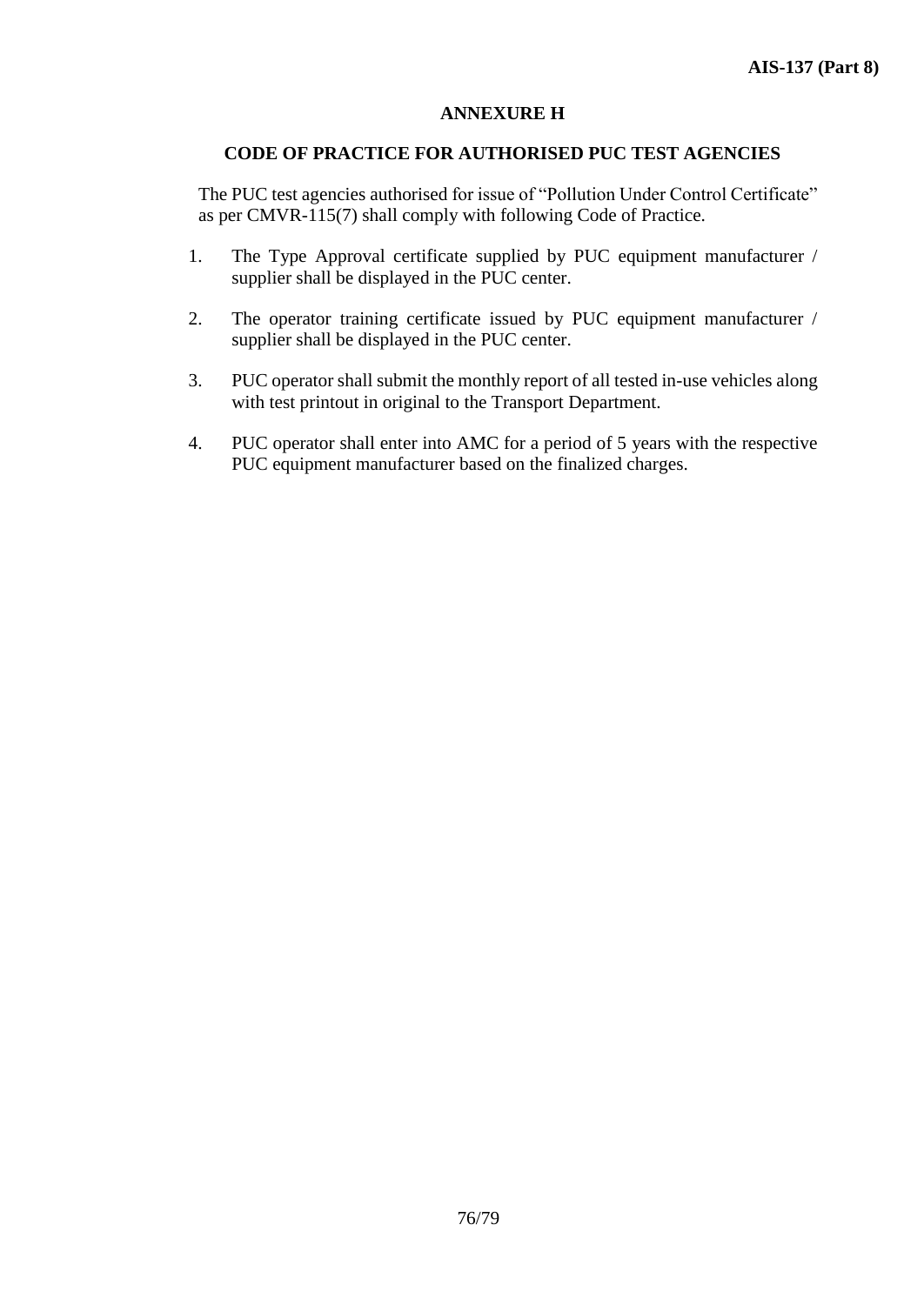## ANNEXURE H

### CODE OF PRACTICE FOR AUTHORISED PUC TEST AGENCIES

The PUC test agencies authorised for issue of "Pollution Under Control Certificate" as per CMVR-115(7) shall comply with following Code of Practice.

1. The Type Approval certificate supplied by PUC equipment manufacturer / supplier shall be displayed in the PUC center.

2. The operator training certificate issued by PUC equipment manufacturer / supplier shall be displayed in the PUC center.

3. PUC operator shall submit the monthly report of all tested in-use vehicles along with test printout in original to the Transport Department.

4. PUC operator shall enter into AMC for a period of 5 years with the respective PUC equipment manufacturer based on the finalized charges.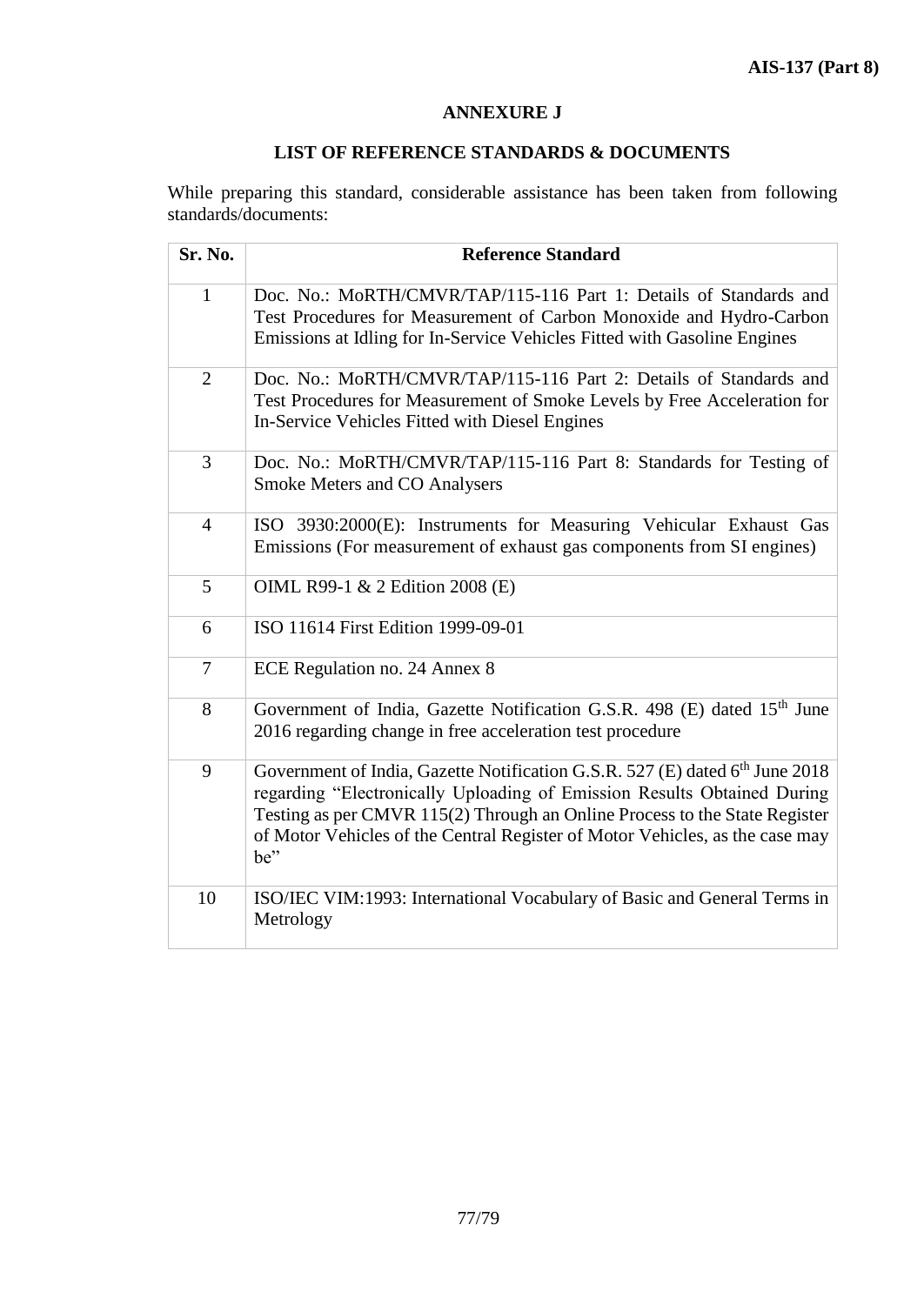# ANNEXURE J

## LIST OF REFERENCE STANDARDS & DOCUMENTS

While preparing this standard, considerable assistance has been taken from following standards/documents:

| Sr. No. | Reference Standard |
|---|---|
| 1 | Doc. No.: MoRTH/CMVR/TAP/115-116 Part 1: Details of Standards and Test Procedures for Measurement of Carbon Monoxide and Hydro-Carbon Emissions at Idling for In-Service Vehicles Fitted with Gasoline Engines |
| 2 | Doc. No.: MoRTH/CMVR/TAP/115-116 Part 2: Details of Standards and Test Procedures for Measurement of Smoke Levels by Free Acceleration for In-Service Vehicles Fitted with Diesel Engines |
| 3 | Doc. No.: MoRTH/CMVR/TAP/115-116 Part 8: Standards for Testing of Smoke Meters and CO Analysers |
| 4 | ISO 3930:2000(E): Instruments for Measuring Vehicular Exhaust Gas Emissions (For measurement of exhaust gas components from SI engines) |
| 5 | OIML R99-1 & 2 Edition 2008 (E) |
| 6 | ISO 11614 First Edition 1999-09-01 |
| 7 | ECE Regulation no. 24 Annex 8 |
| 8 | Government of India, Gazette Notification G.S.R. 498 (E) dated 15th June 2016 regarding change in free acceleration test procedure |
| 9 | Government of India, Gazette Notification G.S.R. 527 (E) dated 6th June 2018 regarding "Electronically Uploading of Emission Results Obtained During Testing as per CMVR 115(2) Through an Online Process to the State Register of Motor Vehicles of the Central Register of Motor Vehicles, as the case may be" |
| 10 | ISO/IEC VIM:1993: International Vocabulary of Basic and General Terms in Metrology |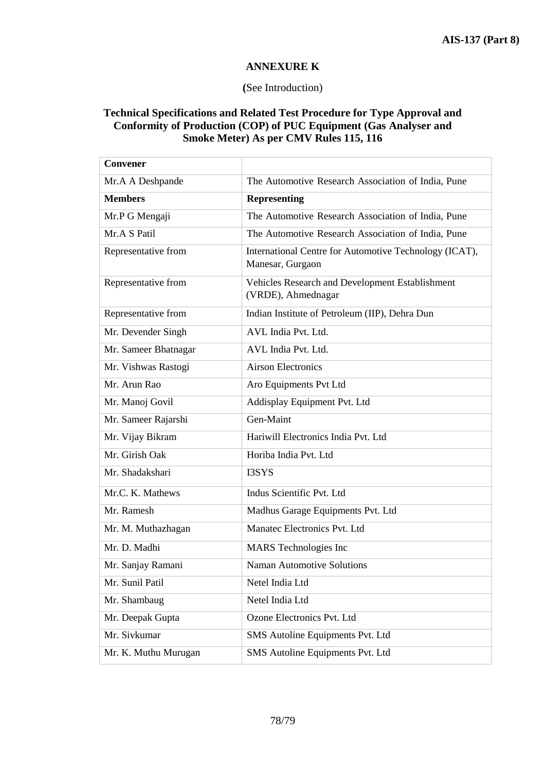## ANNEXURE K

**(**See Introduction)

### Technical Specifications and Related Test Procedure for Type Approval and Conformity of Production (COP) of PUC Equipment (Gas Analyser and Smoke Meter) As per CMV Rules 115, 116

| **Convener** | |
|---|---|
| Mr.A A Deshpande | The Automotive Research Association of India, Pune |
| **Members** | **Representing** |
| Mr.P G Mengaji | The Automotive Research Association of India, Pune |
| Mr.A S Patil | The Automotive Research Association of India, Pune |
| Representative from | International Centre for Automotive Technology (ICAT), Manesar, Gurgaon |
| Representative from | Vehicles Research and Development Establishment (VRDE), Ahmednagar |
| Representative from | Indian Institute of Petroleum (IIP), Dehra Dun |
| Mr. Devender Singh | AVL India Pvt. Ltd. |
| Mr. Sameer Bhatnagar | AVL India Pvt. Ltd. |
| Mr. Vishwas Rastogi | Airson Electronics |
| Mr. Arun Rao | Aro Equipments Pvt Ltd |
| Mr. Manoj Govil | Addisplay Equipment Pvt. Ltd |
| Mr. Sameer Rajarshi | Gen-Maint |
| Mr. Vijay Bikram | Hariwill Electronics India Pvt. Ltd |
| Mr. Girish Oak | Horiba India Pvt. Ltd |
| Mr. Shadakshari | I3SYS |
| Mr.C. K. Mathews | Indus Scientific Pvt. Ltd |
| Mr. Ramesh | Madhus Garage Equipments Pvt. Ltd |
| Mr. M. Muthazhagan | Manatec Electronics Pvt. Ltd |
| Mr. D. Madhi | MARS Technologies Inc |
| Mr. Sanjay Ramani | Naman Automotive Solutions |
| Mr. Sunil Patil | Netel India Ltd |
| Mr. Shambaug | Netel India Ltd |
| Mr. Deepak Gupta | Ozone Electronics Pvt. Ltd |
| Mr. Sivkumar | SMS Autoline Equipments Pvt. Ltd |
| Mr. K. Muthu Murugan | SMS Autoline Equipments Pvt. Ltd |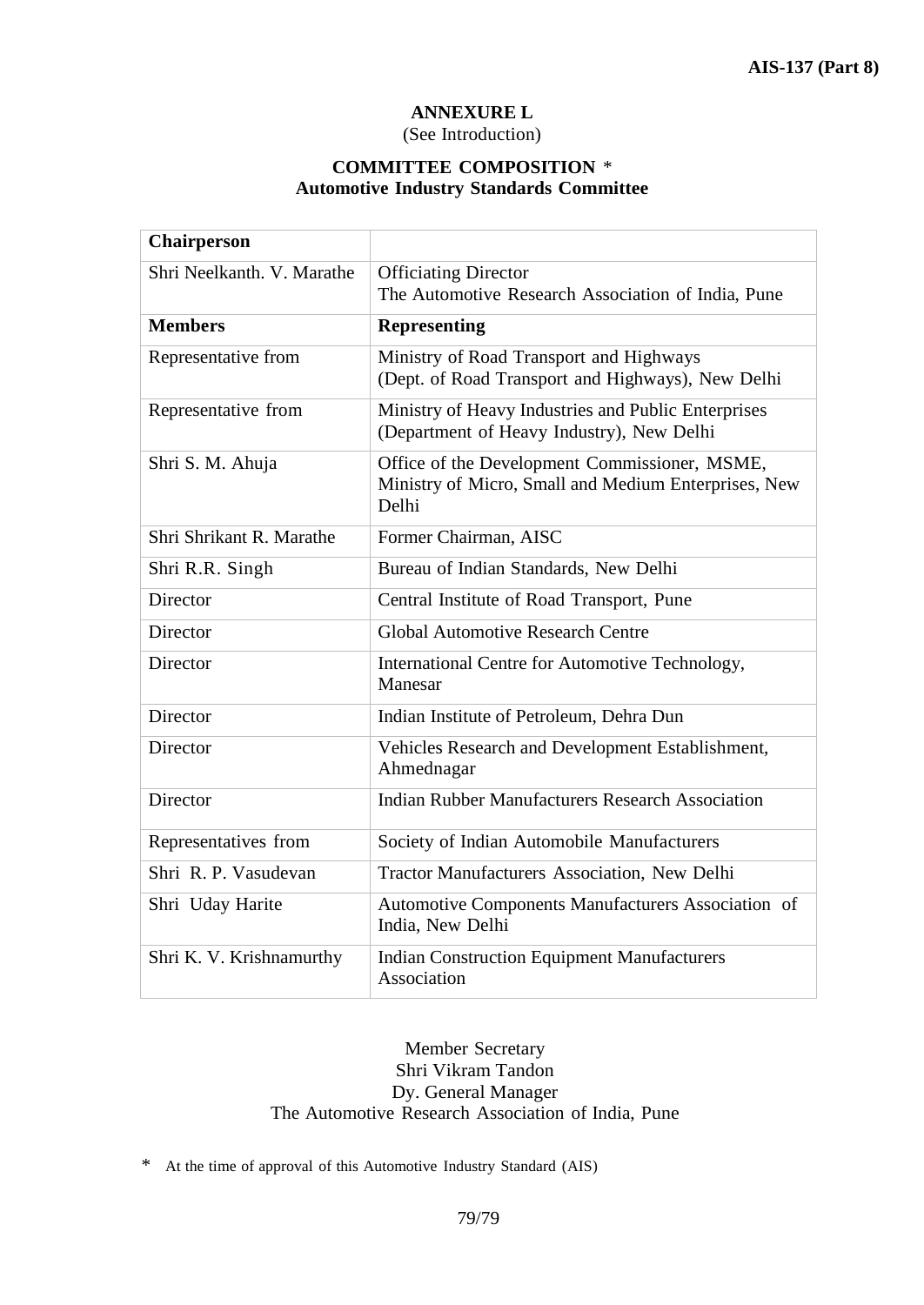## ANNEXURE L

(See Introduction)

### COMMITTEE COMPOSITION *
### Automotive Industry Standards Committee

| **Chairperson** | |
|---|---|
| Shri Neelkanth. V. Marathe | Officiating Director<br>The Automotive Research Association of India, Pune |
| **Members** | **Representing** |
| Representative from | Ministry of Road Transport and Highways<br>(Dept. of Road Transport and Highways), New Delhi |
| Representative from | Ministry of Heavy Industries and Public Enterprises<br>(Department of Heavy Industry), New Delhi |
| Shri S. M. Ahuja | Office of the Development Commissioner, MSME, Ministry of Micro, Small and Medium Enterprises, New Delhi |
| Shri Shrikant R. Marathe | Former Chairman, AISC |
| Shri R.R. Singh | Bureau of Indian Standards, New Delhi |
| Director | Central Institute of Road Transport, Pune |
| Director | Global Automotive Research Centre |
| Director | International Centre for Automotive Technology, Manesar |
| Director | Indian Institute of Petroleum, Dehra Dun |
| Director | Vehicles Research and Development Establishment, Ahmednagar |
| Director | Indian Rubber Manufacturers Research Association |
| Representatives from | Society of Indian Automobile Manufacturers |
| Shri R. P. Vasudevan | Tractor Manufacturers Association, New Delhi |
| Shri Uday Harite | Automotive Components Manufacturers Association of India, New Delhi |
| Shri K. V. Krishnamurthy | Indian Construction Equipment Manufacturers Association |

Member Secretary
Shri Vikram Tandon
Dy. General Manager
The Automotive Research Association of India, Pune

\* At the time of approval of this Automotive Industry Standard (AIS)